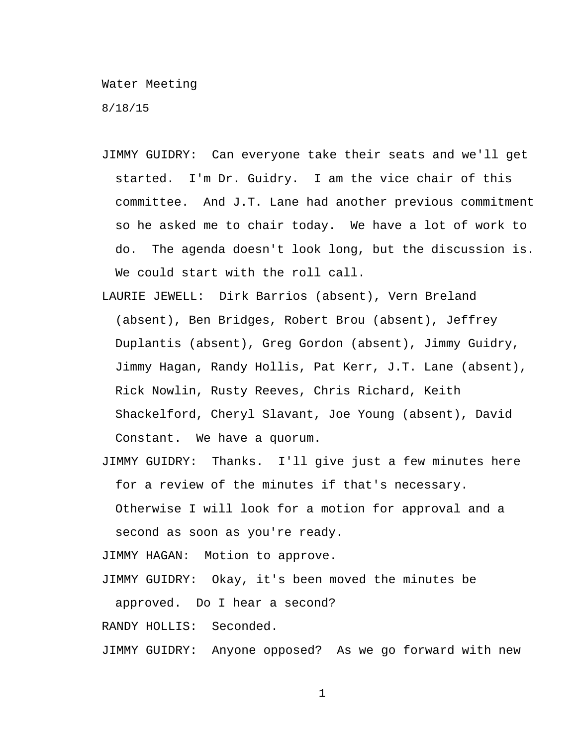Water Meeting

8/18/15

JIMMY GUIDRY: Can everyone take their seats and we'll get started. I'm Dr. Guidry. I am the vice chair of this committee. And J.T. Lane had another previous commitment so he asked me to chair today. We have a lot of work to do. The agenda doesn't look long, but the discussion is. We could start with the roll call.

LAURIE JEWELL: Dirk Barrios (absent), Vern Breland (absent), Ben Bridges, Robert Brou (absent), Jeffrey Duplantis (absent), Greg Gordon (absent), Jimmy Guidry, Jimmy Hagan, Randy Hollis, Pat Kerr, J.T. Lane (absent), Rick Nowlin, Rusty Reeves, Chris Richard, Keith Shackelford, Cheryl Slavant, Joe Young (absent), David Constant. We have a quorum.

JIMMY GUIDRY: Thanks. I'll give just a few minutes here for a review of the minutes if that's necessary. Otherwise I will look for a motion for approval and a second as soon as you're ready.

JIMMY HAGAN: Motion to approve.

JIMMY GUIDRY: Okay, it's been moved the minutes be approved. Do I hear a second?

RANDY HOLLIS: Seconded.

JIMMY GUIDRY: Anyone opposed? As we go forward with new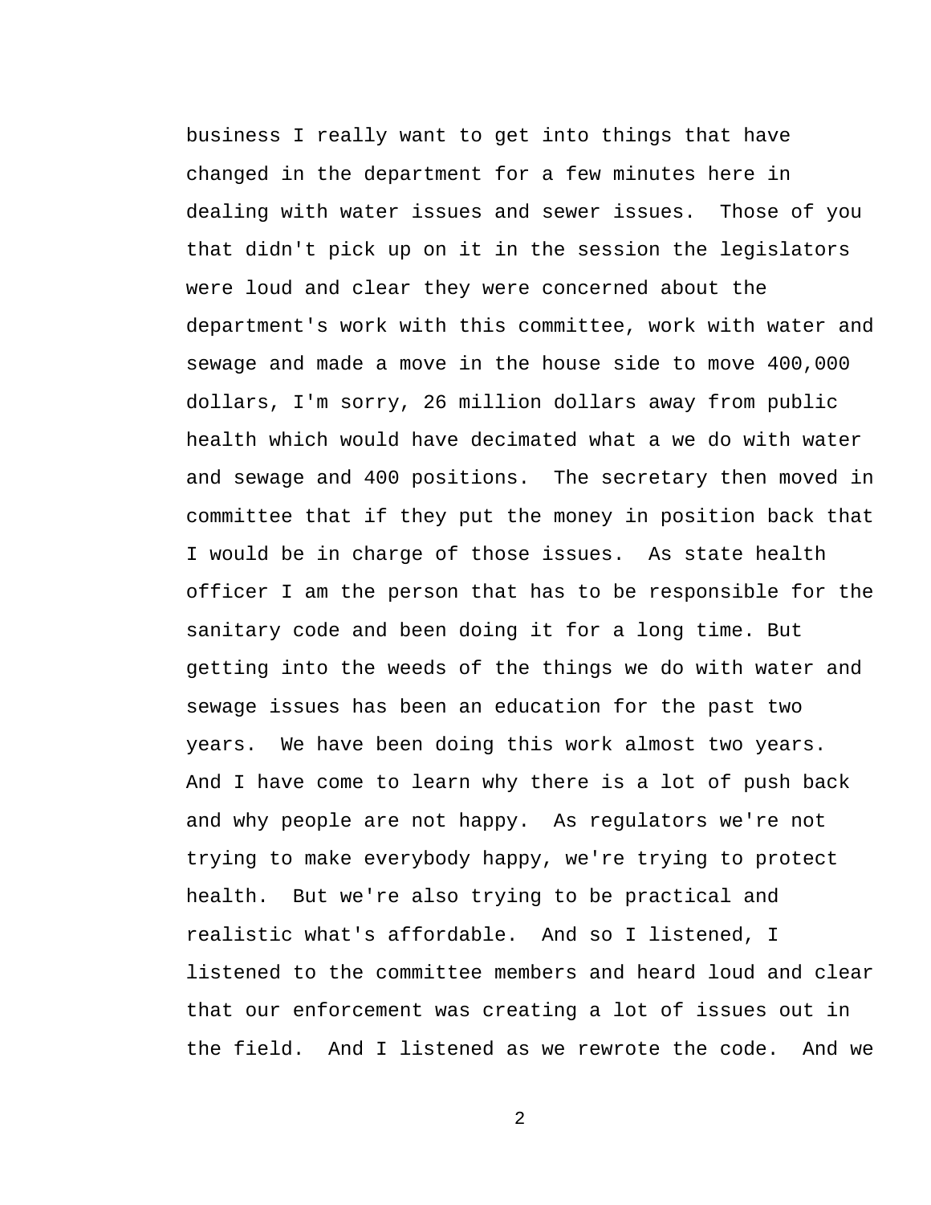business I really want to get into things that have changed in the department for a few minutes here in dealing with water issues and sewer issues. Those of you that didn't pick up on it in the session the legislators were loud and clear they were concerned about the department's work with this committee, work with water and sewage and made a move in the house side to move 400,000 dollars, I'm sorry, 26 million dollars away from public health which would have decimated what a we do with water and sewage and 400 positions. The secretary then moved in committee that if they put the money in position back that I would be in charge of those issues. As state health officer I am the person that has to be responsible for the sanitary code and been doing it for a long time. But getting into the weeds of the things we do with water and sewage issues has been an education for the past two years. We have been doing this work almost two years. And I have come to learn why there is a lot of push back and why people are not happy. As regulators we're not trying to make everybody happy, we're trying to protect health. But we're also trying to be practical and realistic what's affordable. And so I listened, I listened to the committee members and heard loud and clear that our enforcement was creating a lot of issues out in the field. And I listened as we rewrote the code. And we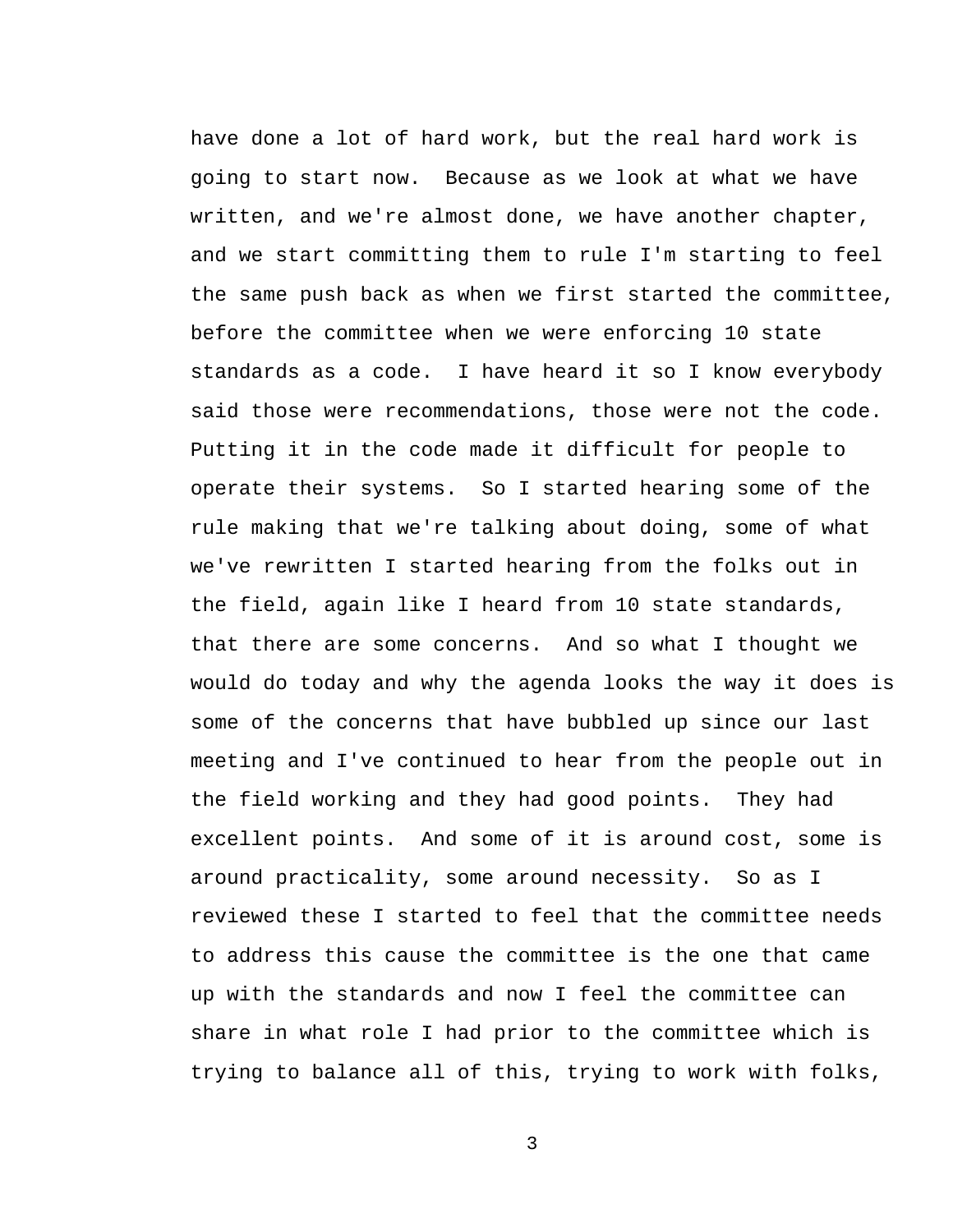have done a lot of hard work, but the real hard work is going to start now. Because as we look at what we have written, and we're almost done, we have another chapter, and we start committing them to rule I'm starting to feel the same push back as when we first started the committee, before the committee when we were enforcing 10 state standards as a code. I have heard it so I know everybody said those were recommendations, those were not the code. Putting it in the code made it difficult for people to operate their systems. So I started hearing some of the rule making that we're talking about doing, some of what we've rewritten I started hearing from the folks out in the field, again like I heard from 10 state standards, that there are some concerns. And so what I thought we would do today and why the agenda looks the way it does is some of the concerns that have bubbled up since our last meeting and I've continued to hear from the people out in the field working and they had good points. They had excellent points. And some of it is around cost, some is around practicality, some around necessity. So as I reviewed these I started to feel that the committee needs to address this cause the committee is the one that came up with the standards and now I feel the committee can share in what role I had prior to the committee which is trying to balance all of this, trying to work with folks,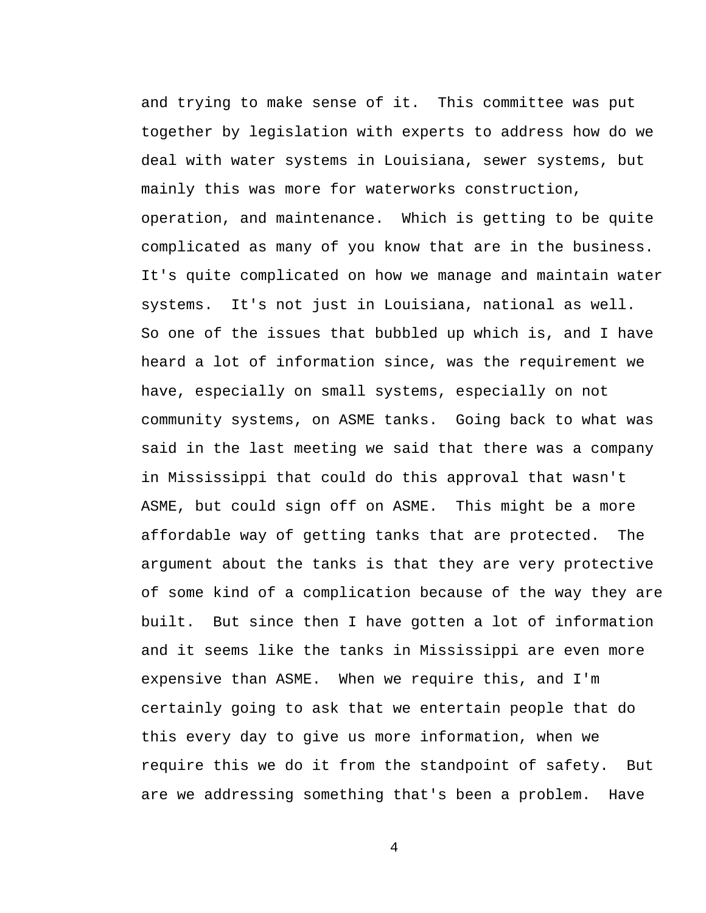and trying to make sense of it. This committee was put together by legislation with experts to address how do we deal with water systems in Louisiana, sewer systems, but mainly this was more for waterworks construction, operation, and maintenance. Which is getting to be quite complicated as many of you know that are in the business. It's quite complicated on how we manage and maintain water systems. It's not just in Louisiana, national as well. So one of the issues that bubbled up which is, and I have heard a lot of information since, was the requirement we have, especially on small systems, especially on not community systems, on ASME tanks. Going back to what was said in the last meeting we said that there was a company in Mississippi that could do this approval that wasn't ASME, but could sign off on ASME. This might be a more affordable way of getting tanks that are protected. The argument about the tanks is that they are very protective of some kind of a complication because of the way they are built. But since then I have gotten a lot of information and it seems like the tanks in Mississippi are even more expensive than ASME. When we require this, and I'm certainly going to ask that we entertain people that do this every day to give us more information, when we require this we do it from the standpoint of safety. But are we addressing something that's been a problem. Have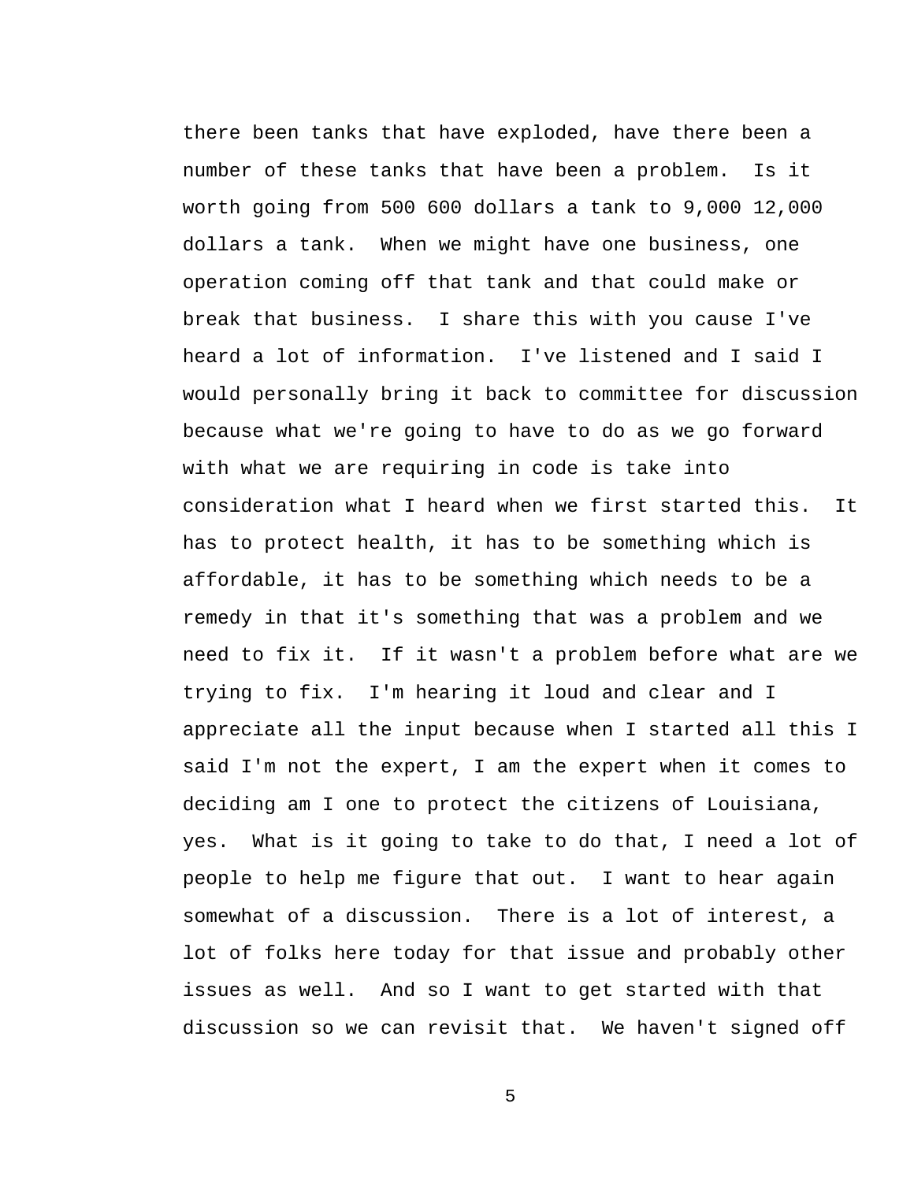there been tanks that have exploded, have there been a number of these tanks that have been a problem. Is it worth going from 500 600 dollars a tank to 9,000 12,000 dollars a tank. When we might have one business, one operation coming off that tank and that could make or break that business. I share this with you cause I've heard a lot of information. I've listened and I said I would personally bring it back to committee for discussion because what we're going to have to do as we go forward with what we are requiring in code is take into consideration what I heard when we first started this. It has to protect health, it has to be something which is affordable, it has to be something which needs to be a remedy in that it's something that was a problem and we need to fix it. If it wasn't a problem before what are we trying to fix. I'm hearing it loud and clear and I appreciate all the input because when I started all this I said I'm not the expert, I am the expert when it comes to deciding am I one to protect the citizens of Louisiana, yes. What is it going to take to do that, I need a lot of people to help me figure that out. I want to hear again somewhat of a discussion. There is a lot of interest, a lot of folks here today for that issue and probably other issues as well. And so I want to get started with that discussion so we can revisit that. We haven't signed off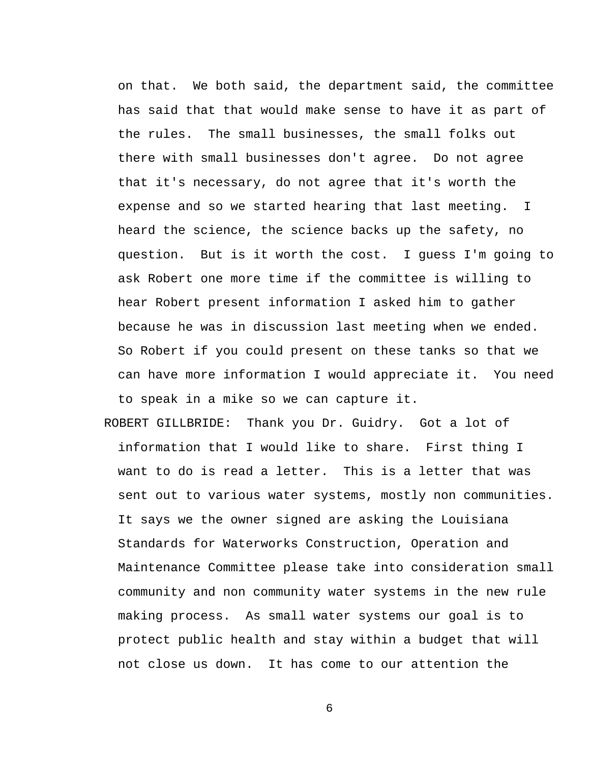on that. We both said, the department said, the committee has said that that would make sense to have it as part of the rules. The small businesses, the small folks out there with small businesses don't agree. Do not agree that it's necessary, do not agree that it's worth the expense and so we started hearing that last meeting. I heard the science, the science backs up the safety, no question. But is it worth the cost. I guess I'm going to ask Robert one more time if the committee is willing to hear Robert present information I asked him to gather because he was in discussion last meeting when we ended. So Robert if you could present on these tanks so that we can have more information I would appreciate it. You need to speak in a mike so we can capture it.

ROBERT GILLBRIDE: Thank you Dr. Guidry. Got a lot of information that I would like to share. First thing I want to do is read a letter. This is a letter that was sent out to various water systems, mostly non communities. It says we the owner signed are asking the Louisiana Standards for Waterworks Construction, Operation and Maintenance Committee please take into consideration small community and non community water systems in the new rule making process. As small water systems our goal is to protect public health and stay within a budget that will not close us down. It has come to our attention the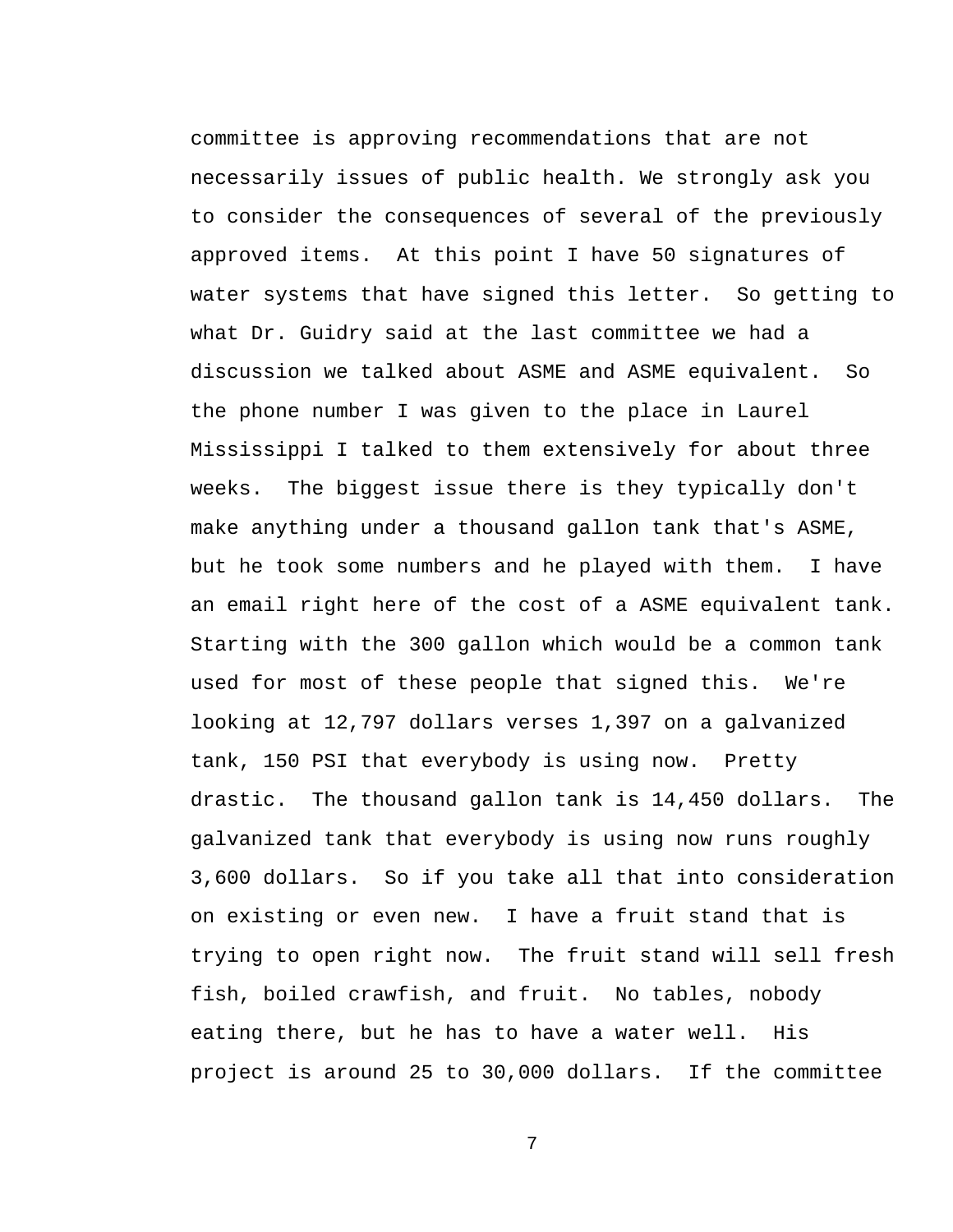committee is approving recommendations that are not necessarily issues of public health. We strongly ask you to consider the consequences of several of the previously approved items.  At this point I have 50 signatures of water systems that have signed this letter.  So getting to what Dr. Guidry said at the last committee we had a discussion we talked about ASME and ASME equivalent.  So the phone number I was given to the place in Laurel Mississippi I talked to them extensively for about three weeks.  The biggest issue there is they typically don't make anything under a thousand gallon tank that's ASME, but he took some numbers and he played with them.  I have an email right here of the cost of a ASME equivalent tank. Starting with the 300 gallon which would be a common tank used for most of these people that signed this.  We're looking at 12,797 dollars verses 1,397 on a galvanized tank, 150 PSI that everybody is using now.  Pretty drastic.  The thousand gallon tank is 14,450 dollars.  The galvanized tank that everybody is using now runs roughly 3,600 dollars.  So if you take all that into consideration on existing or even new.  I have a fruit stand that is trying to open right now.  The fruit stand will sell fresh fish, boiled crawfish, and fruit.  No tables, nobody eating there, but he has to have a water well.  His project is around 25 to 30,000 dollars.  If the committee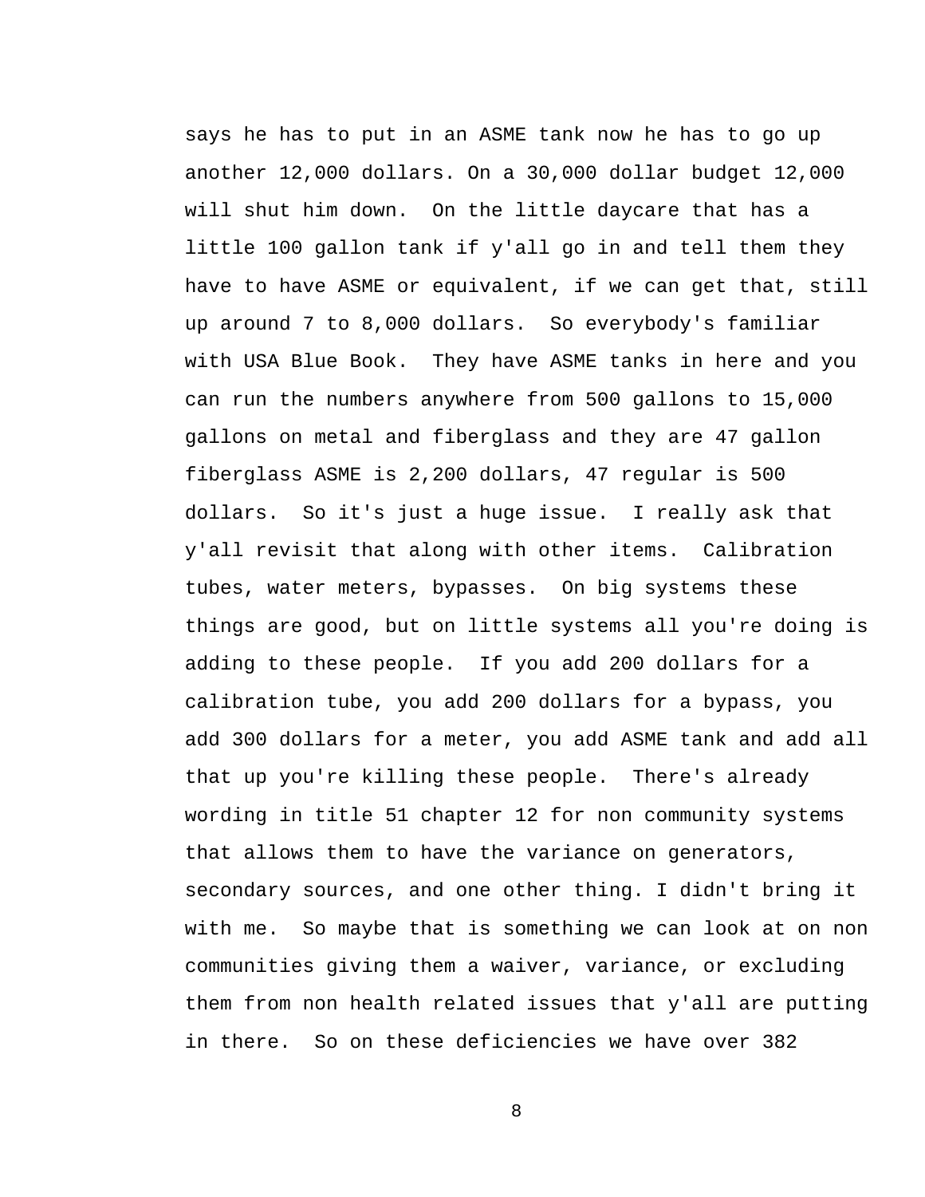says he has to put in an ASME tank now he has to go up another 12,000 dollars. On a 30,000 dollar budget 12,000 will shut him down. On the little daycare that has a little 100 gallon tank if y'all go in and tell them they have to have ASME or equivalent, if we can get that, still up around 7 to 8,000 dollars. So everybody's familiar with USA Blue Book. They have ASME tanks in here and you can run the numbers anywhere from 500 gallons to 15,000 gallons on metal and fiberglass and they are 47 gallon fiberglass ASME is 2,200 dollars, 47 regular is 500 dollars. So it's just a huge issue. I really ask that y'all revisit that along with other items. Calibration tubes, water meters, bypasses. On big systems these things are good, but on little systems all you're doing is adding to these people. If you add 200 dollars for a calibration tube, you add 200 dollars for a bypass, you add 300 dollars for a meter, you add ASME tank and add all that up you're killing these people. There's already wording in title 51 chapter 12 for non community systems that allows them to have the variance on generators, secondary sources, and one other thing. I didn't bring it with me. So maybe that is something we can look at on non communities giving them a waiver, variance, or excluding them from non health related issues that y'all are putting in there. So on these deficiencies we have over 382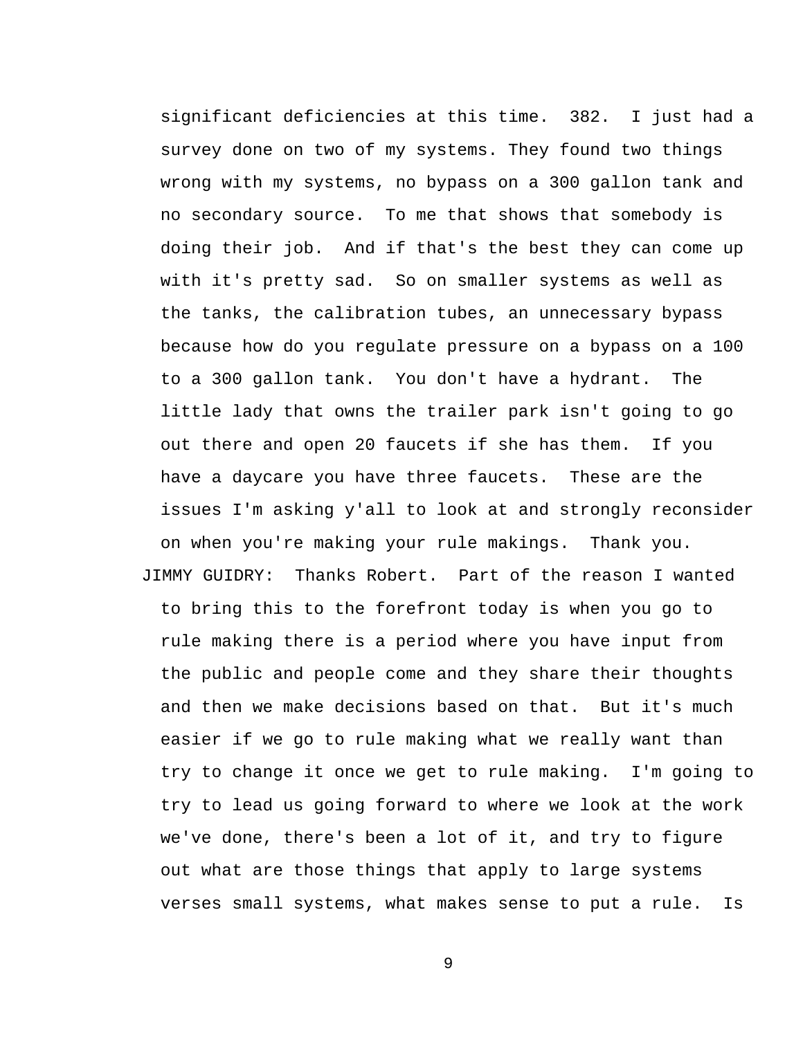significant deficiencies at this time. 382. I just had a survey done on two of my systems. They found two things wrong with my systems, no bypass on a 300 gallon tank and no secondary source. To me that shows that somebody is doing their job. And if that's the best they can come up with it's pretty sad. So on smaller systems as well as the tanks, the calibration tubes, an unnecessary bypass because how do you regulate pressure on a bypass on a 100 to a 300 gallon tank. You don't have a hydrant. The little lady that owns the trailer park isn't going to go out there and open 20 faucets if she has them. If you have a daycare you have three faucets. These are the issues I'm asking y'all to look at and strongly reconsider on when you're making your rule makings. Thank you.

JIMMY GUIDRY: Thanks Robert. Part of the reason I wanted to bring this to the forefront today is when you go to rule making there is a period where you have input from the public and people come and they share their thoughts and then we make decisions based on that. But it's much easier if we go to rule making what we really want than try to change it once we get to rule making. I'm going to try to lead us going forward to where we look at the work we've done, there's been a lot of it, and try to figure out what are those things that apply to large systems verses small systems, what makes sense to put a rule. Is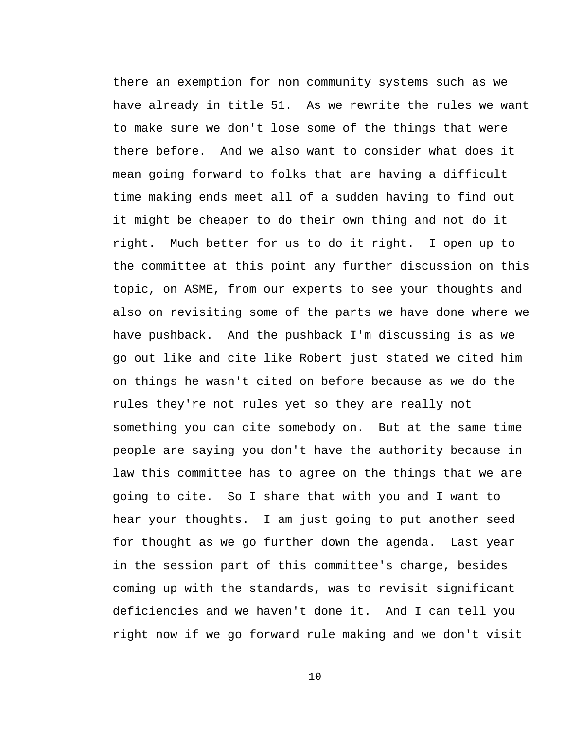there an exemption for non community systems such as we have already in title 51. As we rewrite the rules we want to make sure we don't lose some of the things that were there before. And we also want to consider what does it mean going forward to folks that are having a difficult time making ends meet all of a sudden having to find out it might be cheaper to do their own thing and not do it right. Much better for us to do it right. I open up to the committee at this point any further discussion on this topic, on ASME, from our experts to see your thoughts and also on revisiting some of the parts we have done where we have pushback. And the pushback I'm discussing is as we go out like and cite like Robert just stated we cited him on things he wasn't cited on before because as we do the rules they're not rules yet so they are really not something you can cite somebody on. But at the same time people are saying you don't have the authority because in law this committee has to agree on the things that we are going to cite. So I share that with you and I want to hear your thoughts. I am just going to put another seed for thought as we go further down the agenda. Last year in the session part of this committee's charge, besides coming up with the standards, was to revisit significant deficiencies and we haven't done it. And I can tell you right now if we go forward rule making and we don't visit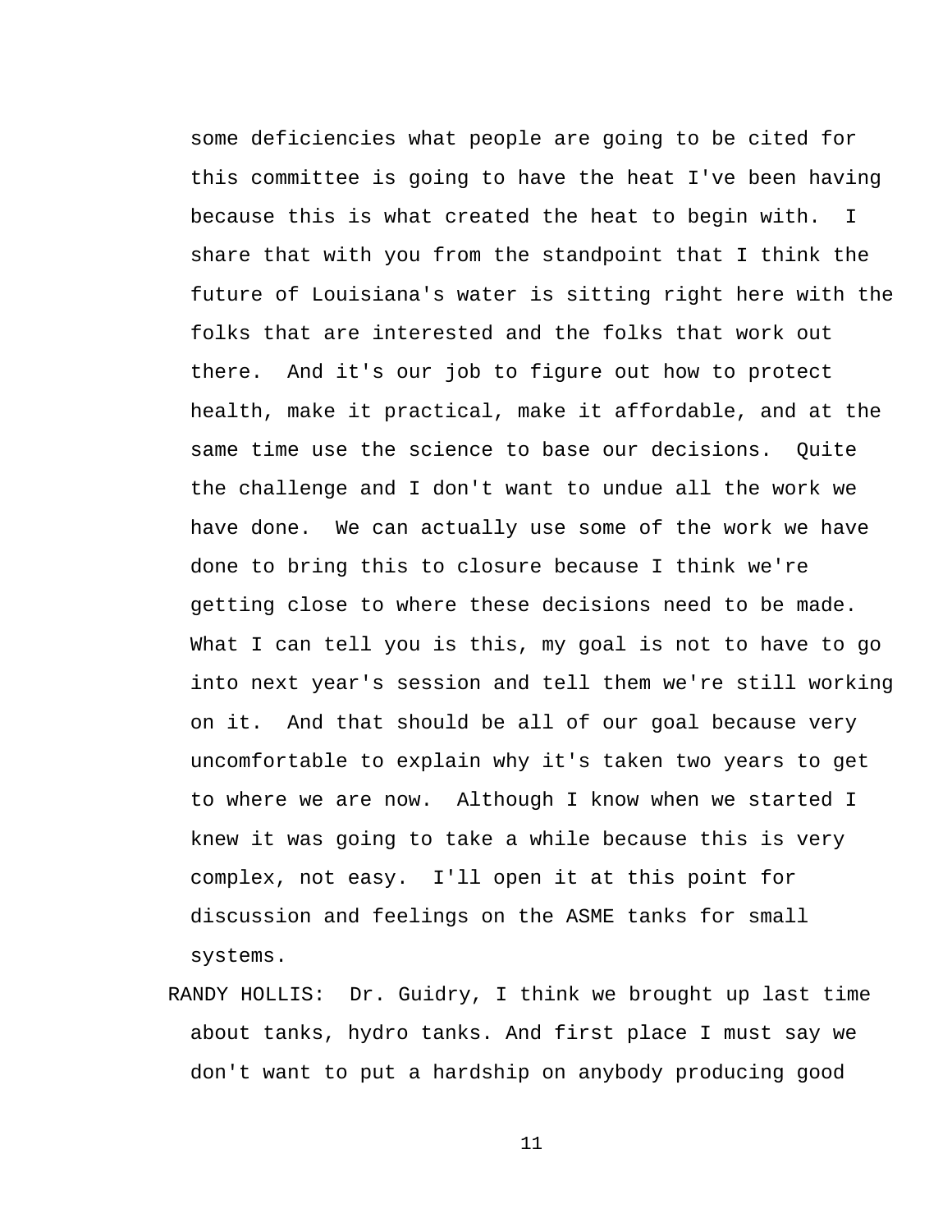some deficiencies what people are going to be cited for this committee is going to have the heat I've been having because this is what created the heat to begin with. I share that with you from the standpoint that I think the future of Louisiana's water is sitting right here with the folks that are interested and the folks that work out there. And it's our job to figure out how to protect health, make it practical, make it affordable, and at the same time use the science to base our decisions. Quite the challenge and I don't want to undue all the work we have done. We can actually use some of the work we have done to bring this to closure because I think we're getting close to where these decisions need to be made. What I can tell you is this, my goal is not to have to go into next year's session and tell them we're still working on it. And that should be all of our goal because very uncomfortable to explain why it's taken two years to get to where we are now. Although I know when we started I knew it was going to take a while because this is very complex, not easy. I'll open it at this point for discussion and feelings on the ASME tanks for small systems.

RANDY HOLLIS: Dr. Guidry, I think we brought up last time about tanks, hydro tanks. And first place I must say we don't want to put a hardship on anybody producing good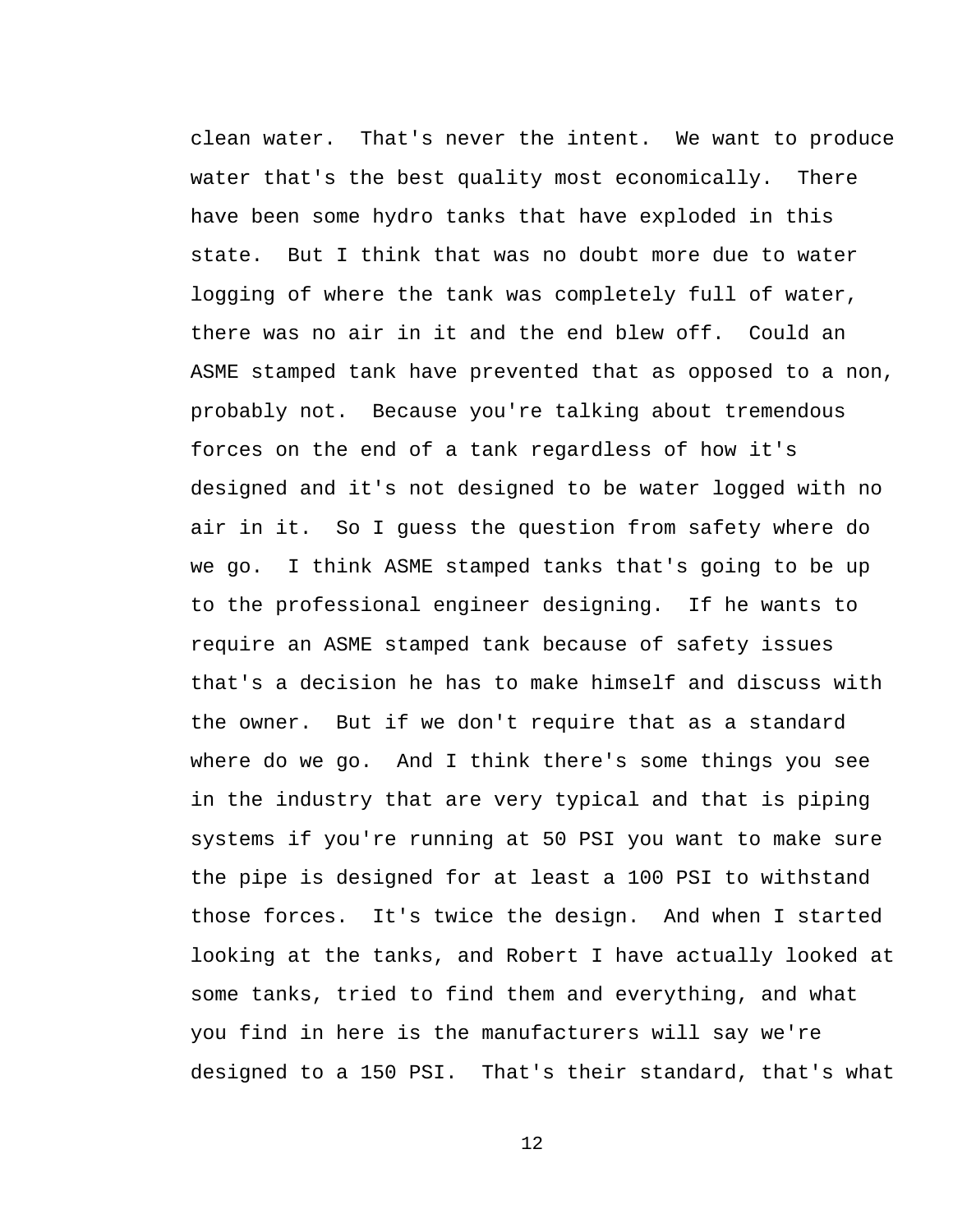clean water. That's never the intent. We want to produce water that's the best quality most economically. There have been some hydro tanks that have exploded in this state. But I think that was no doubt more due to water logging of where the tank was completely full of water, there was no air in it and the end blew off. Could an ASME stamped tank have prevented that as opposed to a non, probably not. Because you're talking about tremendous forces on the end of a tank regardless of how it's designed and it's not designed to be water logged with no air in it. So I guess the question from safety where do we go. I think ASME stamped tanks that's going to be up to the professional engineer designing. If he wants to require an ASME stamped tank because of safety issues that's a decision he has to make himself and discuss with the owner. But if we don't require that as a standard where do we go. And I think there's some things you see in the industry that are very typical and that is piping systems if you're running at 50 PSI you want to make sure the pipe is designed for at least a 100 PSI to withstand those forces. It's twice the design. And when I started looking at the tanks, and Robert I have actually looked at some tanks, tried to find them and everything, and what you find in here is the manufacturers will say we're designed to a 150 PSI. That's their standard, that's what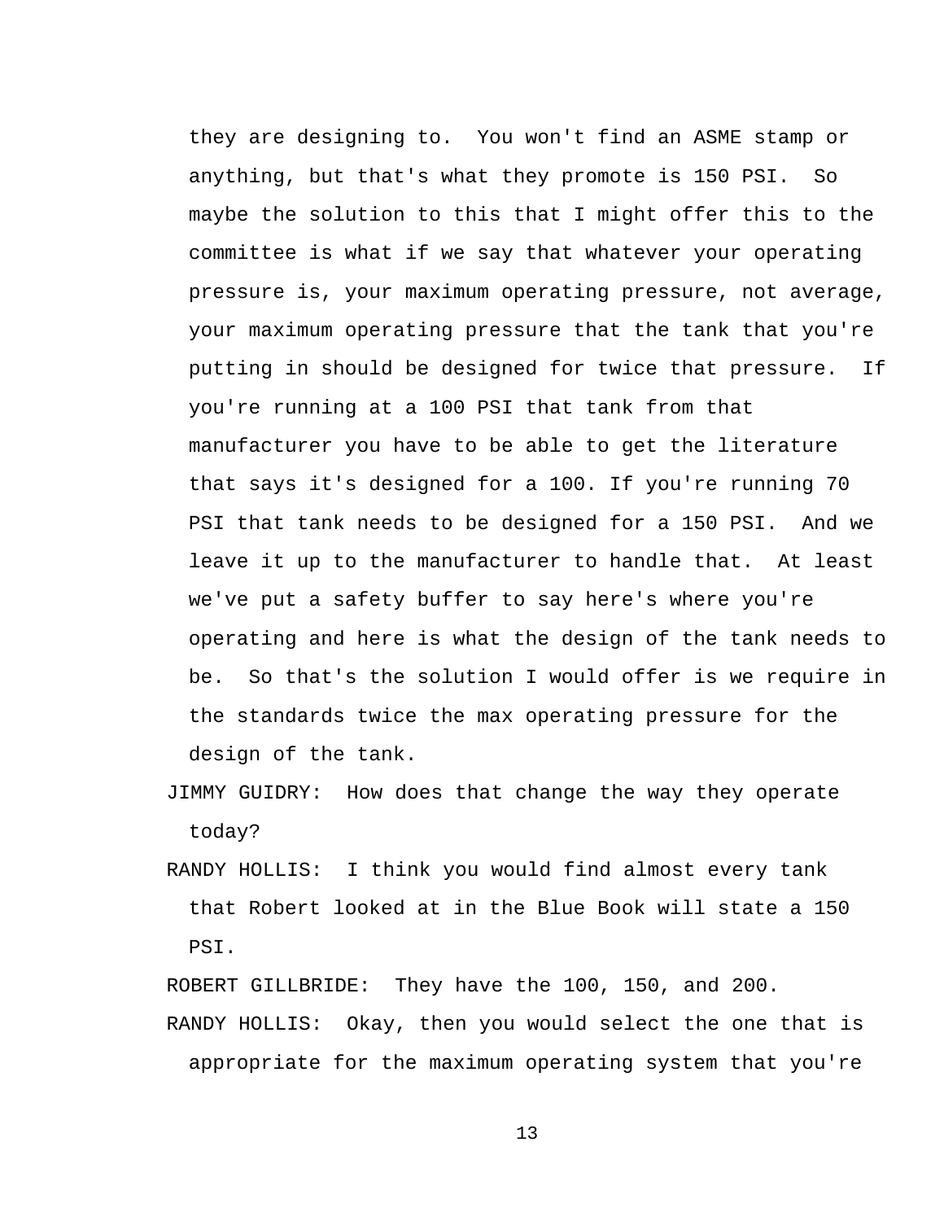they are designing to. You won't find an ASME stamp or anything, but that's what they promote is 150 PSI. So maybe the solution to this that I might offer this to the committee is what if we say that whatever your operating pressure is, your maximum operating pressure, not average, your maximum operating pressure that the tank that you're putting in should be designed for twice that pressure. If you're running at a 100 PSI that tank from that manufacturer you have to be able to get the literature that says it's designed for a 100. If you're running 70 PSI that tank needs to be designed for a 150 PSI. And we leave it up to the manufacturer to handle that. At least we've put a safety buffer to say here's where you're operating and here is what the design of the tank needs to be. So that's the solution I would offer is we require in the standards twice the max operating pressure for the design of the tank.

JIMMY GUIDRY: How does that change the way they operate today?

RANDY HOLLIS: I think you would find almost every tank that Robert looked at in the Blue Book will state a 150 PSI.

ROBERT GILLBRIDE: They have the 100, 150, and 200.

RANDY HOLLIS: Okay, then you would select the one that is appropriate for the maximum operating system that you're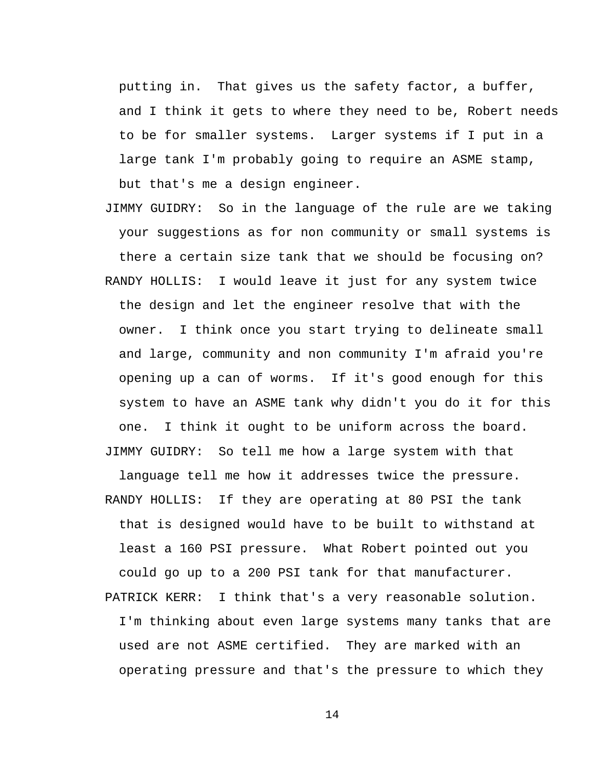putting in. That gives us the safety factor, a buffer, and I think it gets to where they need to be, Robert needs to be for smaller systems. Larger systems if I put in a large tank I'm probably going to require an ASME stamp, but that's me a design engineer.

JIMMY GUIDRY: So in the language of the rule are we taking your suggestions as for non community or small systems is there a certain size tank that we should be focusing on?

RANDY HOLLIS: I would leave it just for any system twice the design and let the engineer resolve that with the owner. I think once you start trying to delineate small and large, community and non community I'm afraid you're opening up a can of worms. If it's good enough for this system to have an ASME tank why didn't you do it for this one. I think it ought to be uniform across the board.

JIMMY GUIDRY: So tell me how a large system with that language tell me how it addresses twice the pressure.

RANDY HOLLIS: If they are operating at 80 PSI the tank that is designed would have to be built to withstand at least a 160 PSI pressure. What Robert pointed out you could go up to a 200 PSI tank for that manufacturer.

PATRICK KERR: I think that's a very reasonable solution. I'm thinking about even large systems many tanks that are used are not ASME certified. They are marked with an operating pressure and that's the pressure to which they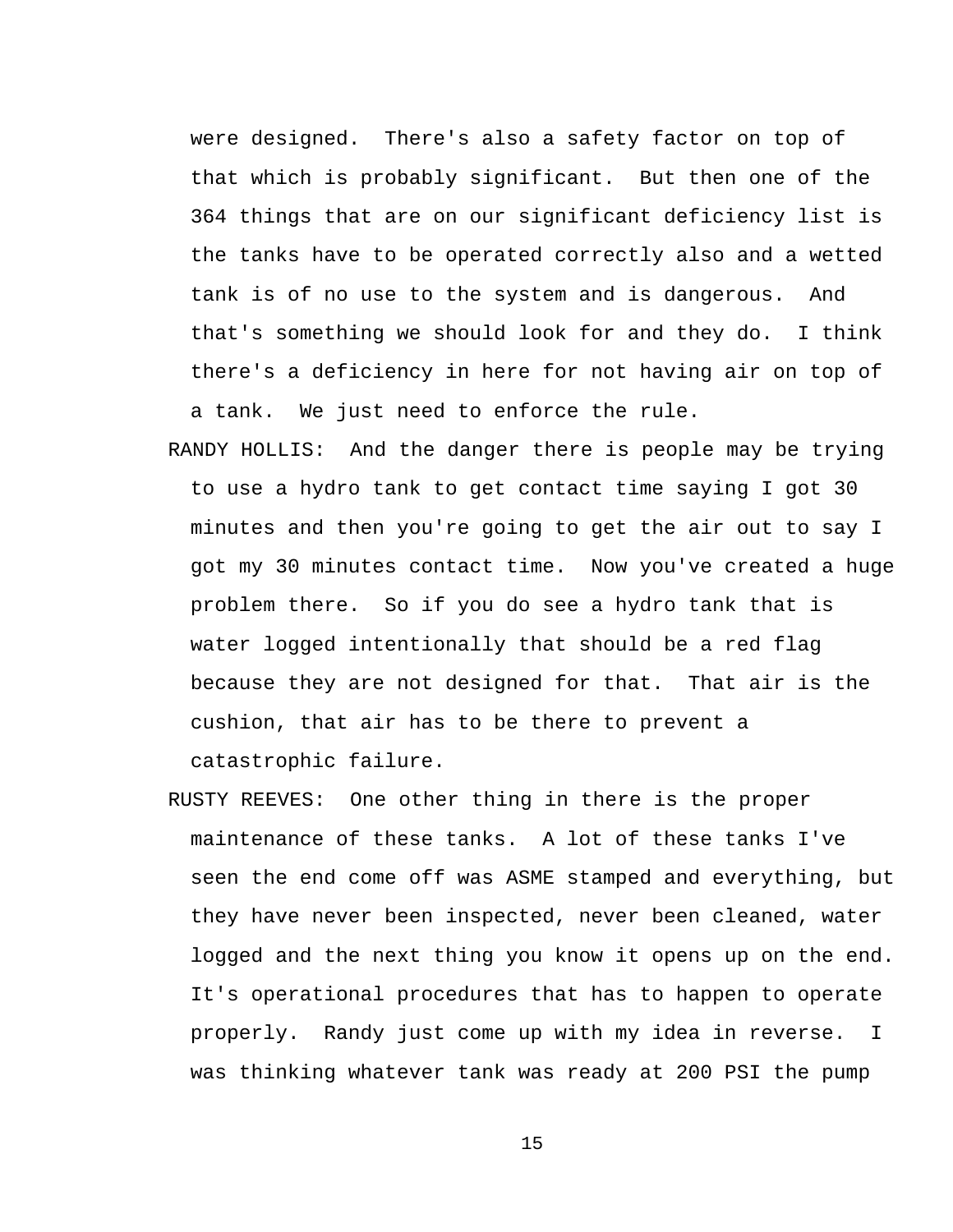were designed. There's also a safety factor on top of that which is probably significant. But then one of the 364 things that are on our significant deficiency list is the tanks have to be operated correctly also and a wetted tank is of no use to the system and is dangerous. And that's something we should look for and they do. I think there's a deficiency in here for not having air on top of a tank. We just need to enforce the rule.

RANDY HOLLIS: And the danger there is people may be trying to use a hydro tank to get contact time saying I got 30 minutes and then you're going to get the air out to say I got my 30 minutes contact time. Now you've created a huge problem there. So if you do see a hydro tank that is water logged intentionally that should be a red flag because they are not designed for that. That air is the cushion, that air has to be there to prevent a catastrophic failure.

RUSTY REEVES: One other thing in there is the proper maintenance of these tanks. A lot of these tanks I've seen the end come off was ASME stamped and everything, but they have never been inspected, never been cleaned, water logged and the next thing you know it opens up on the end. It's operational procedures that has to happen to operate properly. Randy just come up with my idea in reverse. I was thinking whatever tank was ready at 200 PSI the pump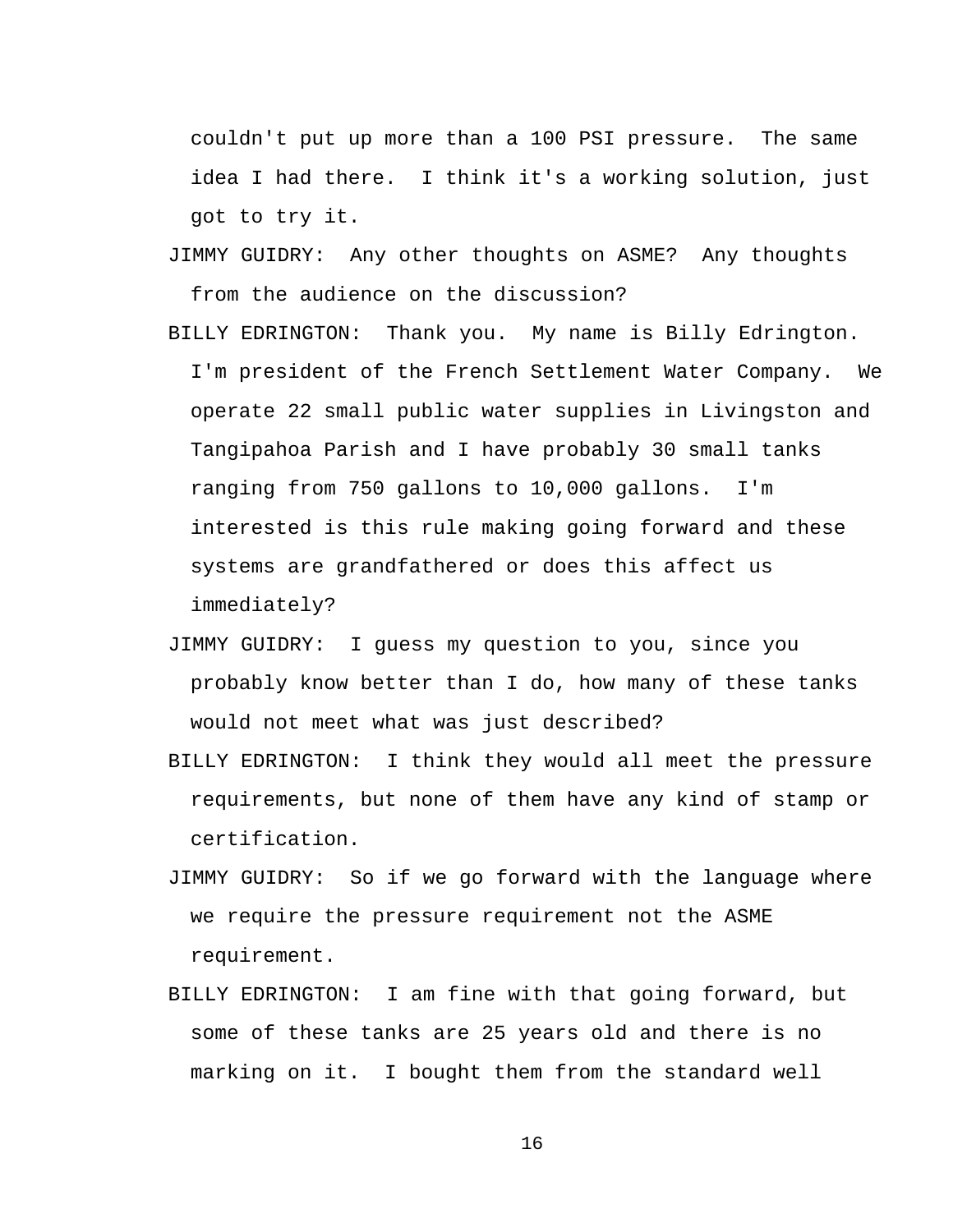couldn't put up more than a 100 PSI pressure. The same idea I had there. I think it's a working solution, just got to try it.

JIMMY GUIDRY: Any other thoughts on ASME? Any thoughts from the audience on the discussion?

BILLY EDRINGTON: Thank you. My name is Billy Edrington. I'm president of the French Settlement Water Company. We operate 22 small public water supplies in Livingston and Tangipahoa Parish and I have probably 30 small tanks ranging from 750 gallons to 10,000 gallons. I'm interested is this rule making going forward and these systems are grandfathered or does this affect us immediately?

JIMMY GUIDRY: I guess my question to you, since you probably know better than I do, how many of these tanks would not meet what was just described?

BILLY EDRINGTON: I think they would all meet the pressure requirements, but none of them have any kind of stamp or certification.

JIMMY GUIDRY: So if we go forward with the language where we require the pressure requirement not the ASME requirement.

BILLY EDRINGTON: I am fine with that going forward, but some of these tanks are 25 years old and there is no marking on it. I bought them from the standard well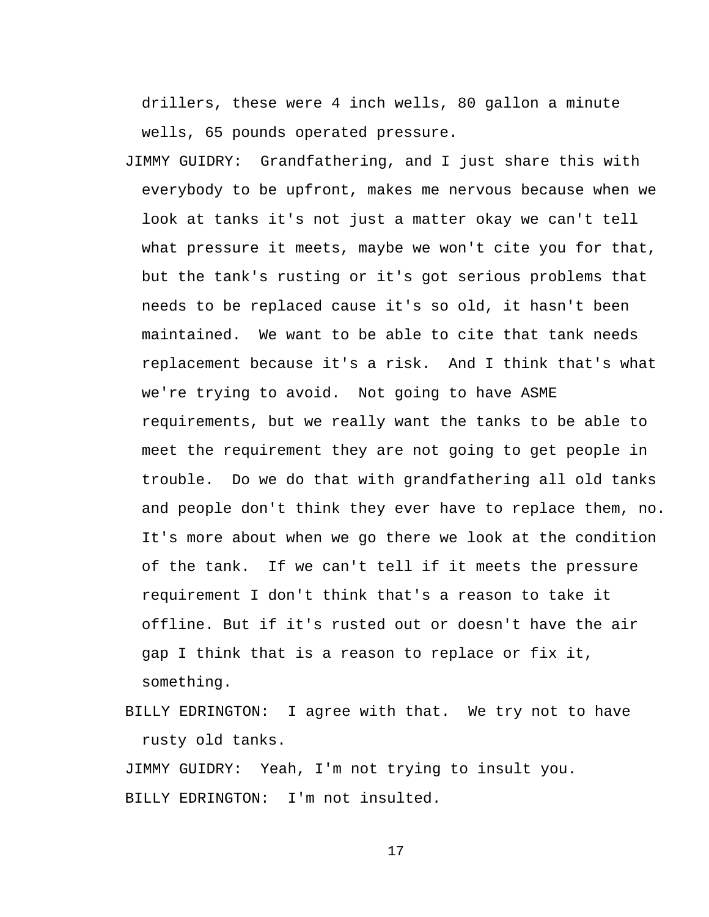drillers, these were 4 inch wells, 80 gallon a minute wells, 65 pounds operated pressure.

JIMMY GUIDRY:  Grandfathering, and I just share this with everybody to be upfront, makes me nervous because when we look at tanks it's not just a matter okay we can't tell what pressure it meets, maybe we won't cite you for that, but the tank's rusting or it's got serious problems that needs to be replaced cause it's so old, it hasn't been maintained.  We want to be able to cite that tank needs replacement because it's a risk.  And I think that's what we're trying to avoid.  Not going to have ASME requirements, but we really want the tanks to be able to meet the requirement they are not going to get people in trouble.  Do we do that with grandfathering all old tanks and people don't think they ever have to replace them, no. It's more about when we go there we look at the condition of the tank.  If we can't tell if it meets the pressure requirement I don't think that's a reason to take it offline. But if it's rusted out or doesn't have the air gap I think that is a reason to replace or fix it, something.

BILLY EDRINGTON:  I agree with that.  We try not to have rusty old tanks.

JIMMY GUIDRY:  Yeah, I'm not trying to insult you.

BILLY EDRINGTON:  I'm not insulted.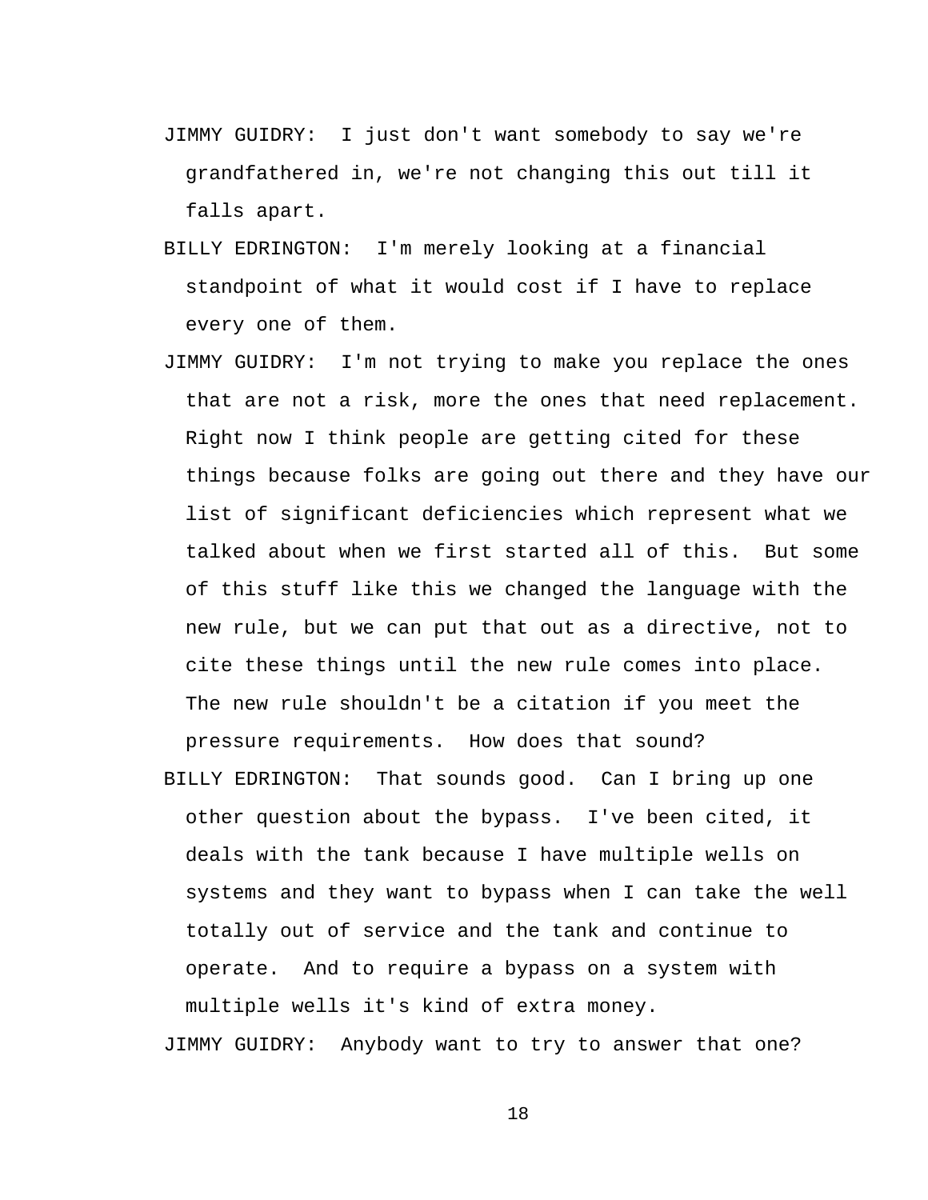JIMMY GUIDRY: I just don't want somebody to say we're grandfathered in, we're not changing this out till it falls apart.

BILLY EDRINGTON: I'm merely looking at a financial standpoint of what it would cost if I have to replace every one of them.

JIMMY GUIDRY: I'm not trying to make you replace the ones that are not a risk, more the ones that need replacement. Right now I think people are getting cited for these things because folks are going out there and they have our list of significant deficiencies which represent what we talked about when we first started all of this. But some of this stuff like this we changed the language with the new rule, but we can put that out as a directive, not to cite these things until the new rule comes into place. The new rule shouldn't be a citation if you meet the pressure requirements. How does that sound?

BILLY EDRINGTON: That sounds good. Can I bring up one other question about the bypass. I've been cited, it deals with the tank because I have multiple wells on systems and they want to bypass when I can take the well totally out of service and the tank and continue to operate. And to require a bypass on a system with multiple wells it's kind of extra money.

JIMMY GUIDRY: Anybody want to try to answer that one?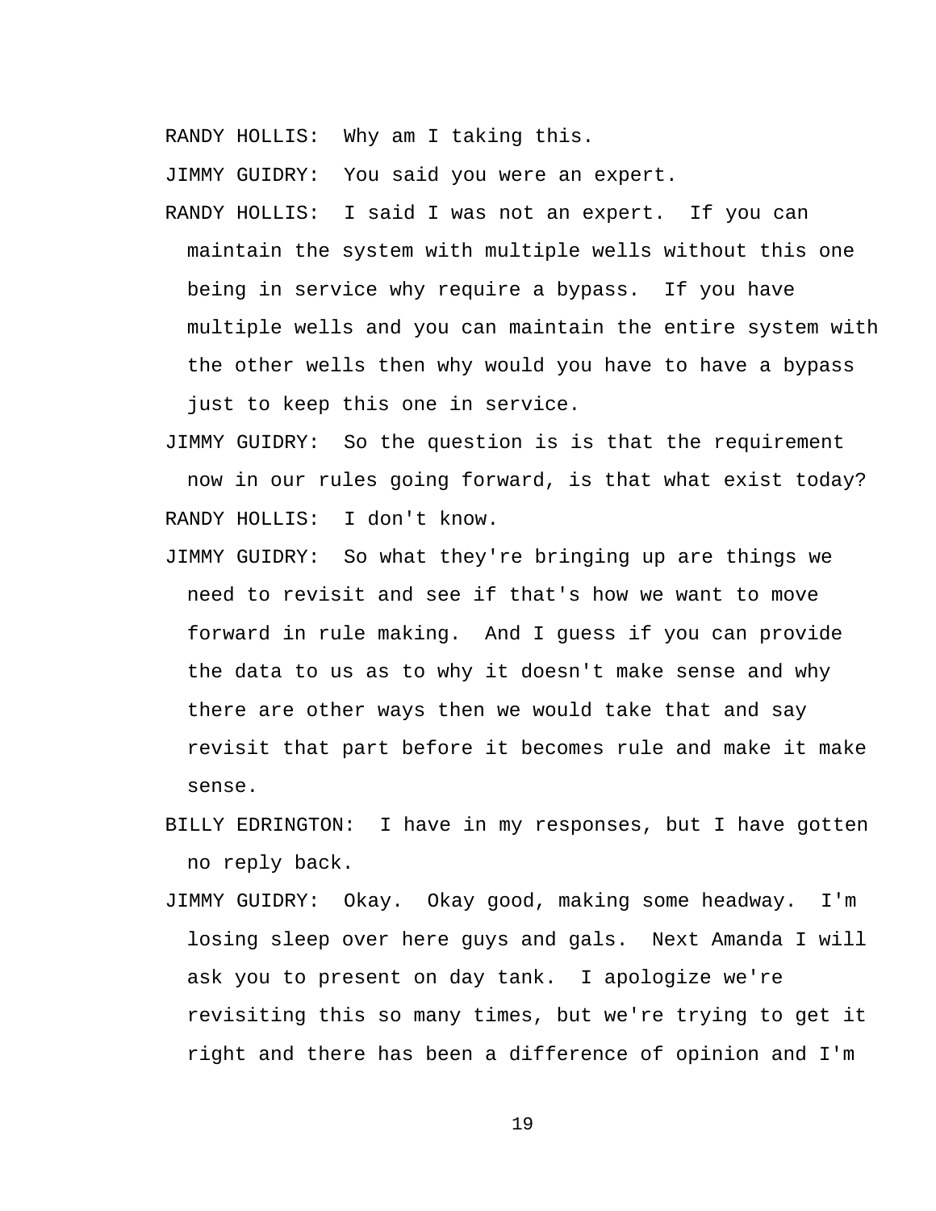RANDY HOLLIS: Why am I taking this.

JIMMY GUIDRY: You said you were an expert.

RANDY HOLLIS: I said I was not an expert. If you can maintain the system with multiple wells without this one being in service why require a bypass. If you have multiple wells and you can maintain the entire system with the other wells then why would you have to have a bypass just to keep this one in service.

JIMMY GUIDRY: So the question is is that the requirement now in our rules going forward, is that what exist today?

RANDY HOLLIS: I don't know.

JIMMY GUIDRY: So what they're bringing up are things we need to revisit and see if that's how we want to move forward in rule making. And I guess if you can provide the data to us as to why it doesn't make sense and why there are other ways then we would take that and say revisit that part before it becomes rule and make it make sense.

BILLY EDRINGTON: I have in my responses, but I have gotten no reply back.

JIMMY GUIDRY: Okay. Okay good, making some headway. I'm losing sleep over here guys and gals. Next Amanda I will ask you to present on day tank. I apologize we're revisiting this so many times, but we're trying to get it right and there has been a difference of opinion and I'm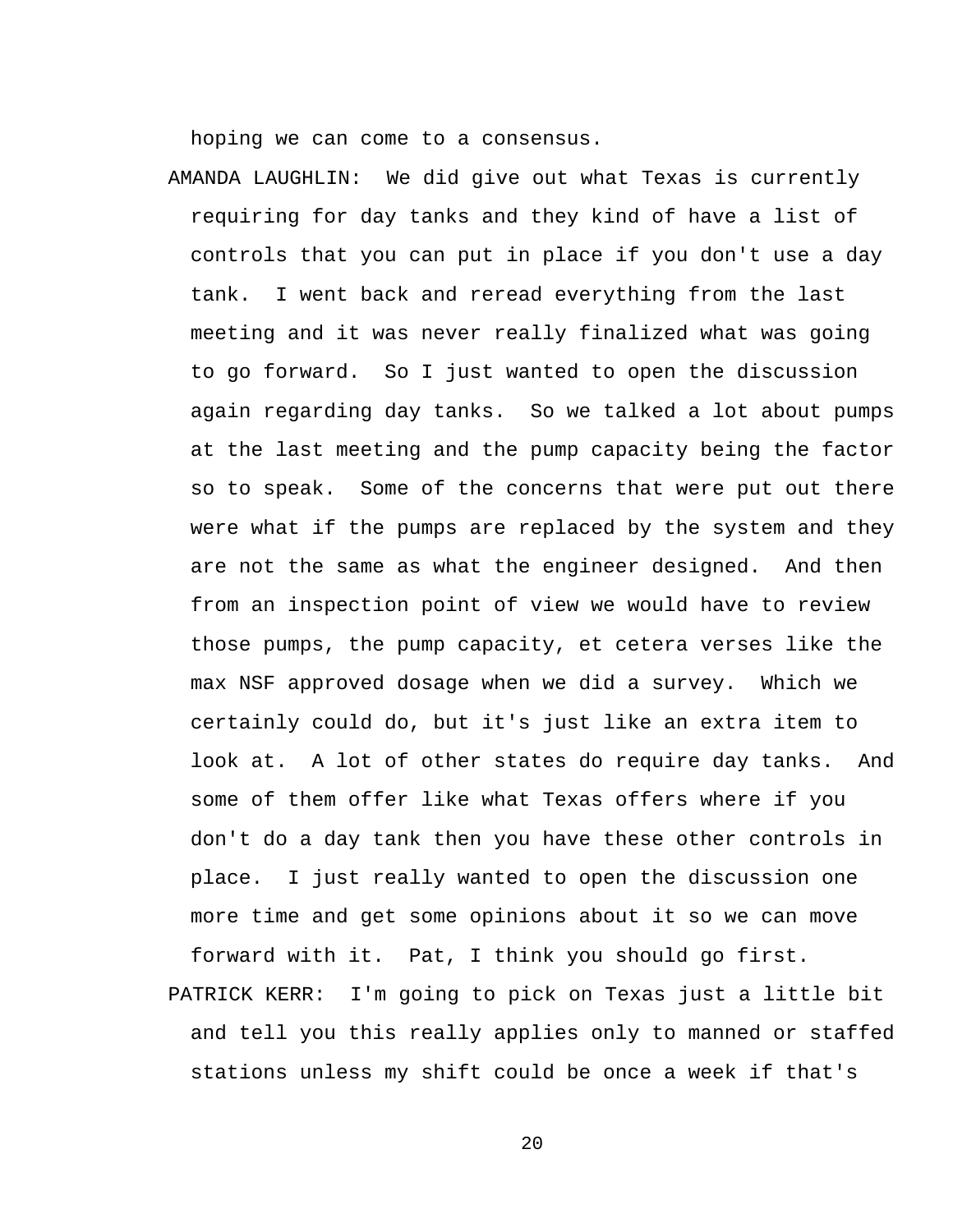hoping we can come to a consensus.

AMANDA LAUGHLIN: We did give out what Texas is currently requiring for day tanks and they kind of have a list of controls that you can put in place if you don't use a day tank. I went back and reread everything from the last meeting and it was never really finalized what was going to go forward. So I just wanted to open the discussion again regarding day tanks. So we talked a lot about pumps at the last meeting and the pump capacity being the factor so to speak. Some of the concerns that were put out there were what if the pumps are replaced by the system and they are not the same as what the engineer designed. And then from an inspection point of view we would have to review those pumps, the pump capacity, et cetera verses like the max NSF approved dosage when we did a survey. Which we certainly could do, but it's just like an extra item to look at. A lot of other states do require day tanks. And some of them offer like what Texas offers where if you don't do a day tank then you have these other controls in place. I just really wanted to open the discussion one more time and get some opinions about it so we can move forward with it. Pat, I think you should go first.

PATRICK KERR: I'm going to pick on Texas just a little bit and tell you this really applies only to manned or staffed stations unless my shift could be once a week if that's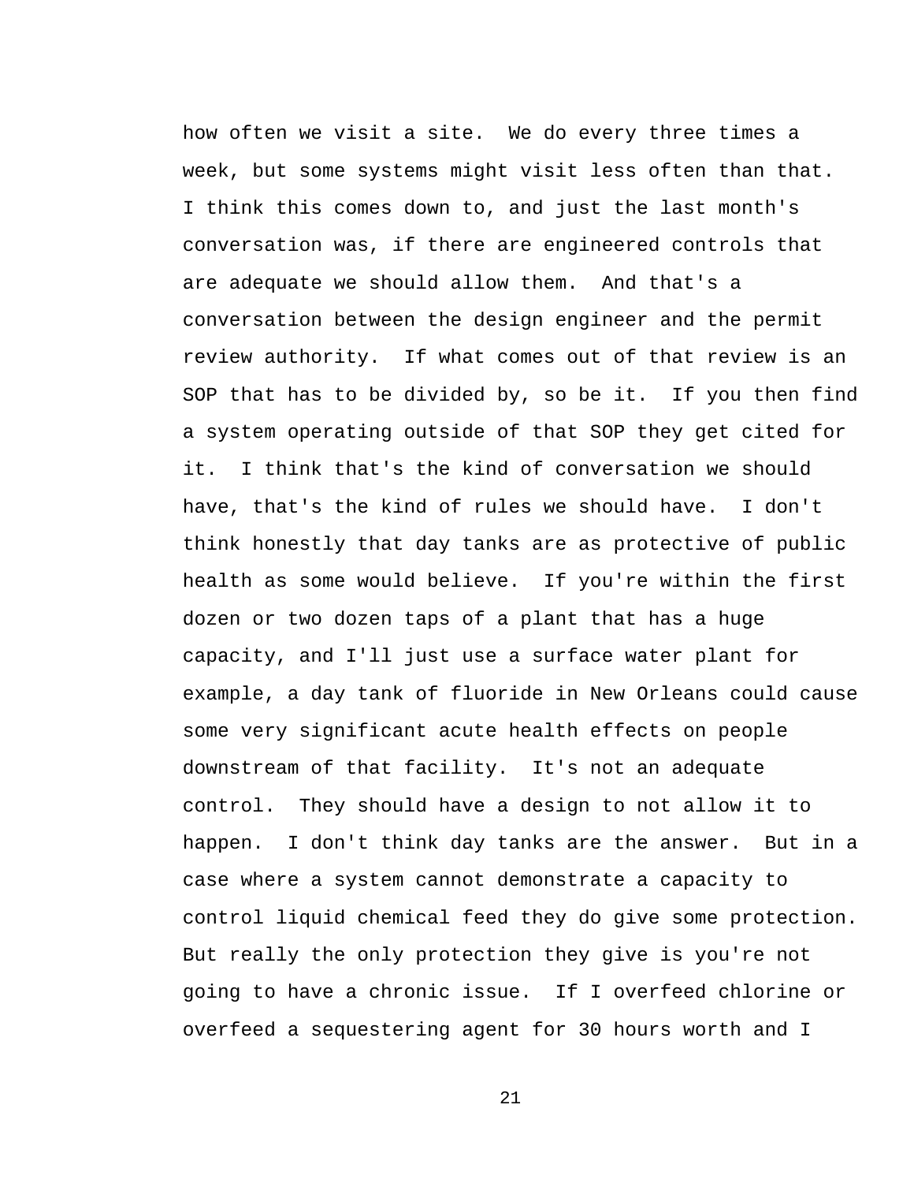how often we visit a site. We do every three times a week, but some systems might visit less often than that. I think this comes down to, and just the last month's conversation was, if there are engineered controls that are adequate we should allow them. And that's a conversation between the design engineer and the permit review authority. If what comes out of that review is an SOP that has to be divided by, so be it. If you then find a system operating outside of that SOP they get cited for it. I think that's the kind of conversation we should have, that's the kind of rules we should have. I don't think honestly that day tanks are as protective of public health as some would believe. If you're within the first dozen or two dozen taps of a plant that has a huge capacity, and I'll just use a surface water plant for example, a day tank of fluoride in New Orleans could cause some very significant acute health effects on people downstream of that facility. It's not an adequate control. They should have a design to not allow it to happen. I don't think day tanks are the answer. But in a case where a system cannot demonstrate a capacity to control liquid chemical feed they do give some protection. But really the only protection they give is you're not going to have a chronic issue. If I overfeed chlorine or overfeed a sequestering agent for 30 hours worth and I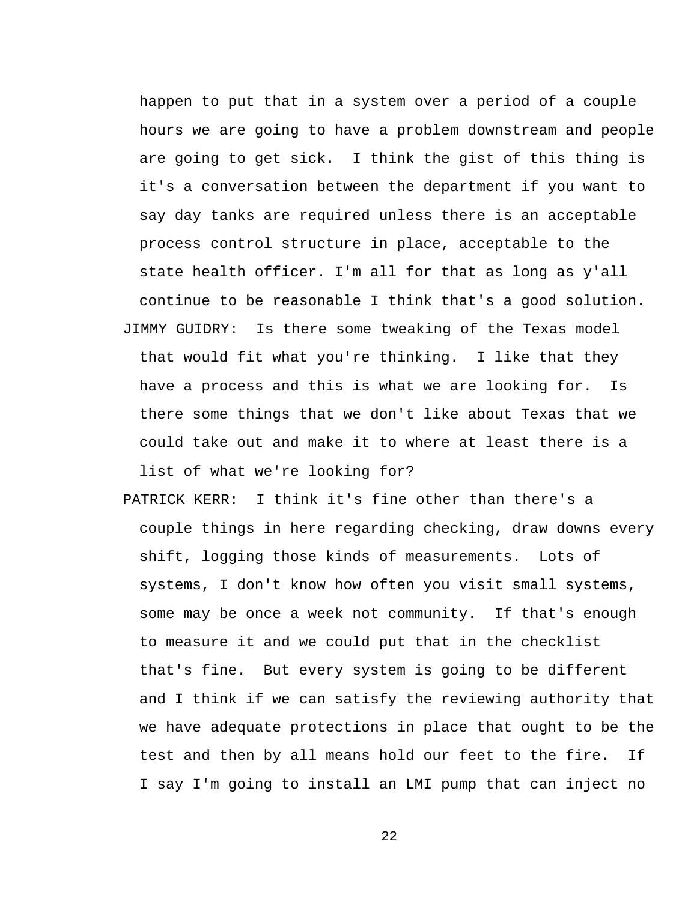happen to put that in a system over a period of a couple hours we are going to have a problem downstream and people are going to get sick. I think the gist of this thing is it's a conversation between the department if you want to say day tanks are required unless there is an acceptable process control structure in place, acceptable to the state health officer. I'm all for that as long as y'all continue to be reasonable I think that's a good solution.

JIMMY GUIDRY: Is there some tweaking of the Texas model that would fit what you're thinking. I like that they have a process and this is what we are looking for. Is there some things that we don't like about Texas that we could take out and make it to where at least there is a list of what we're looking for?

PATRICK KERR: I think it's fine other than there's a couple things in here regarding checking, draw downs every shift, logging those kinds of measurements. Lots of systems, I don't know how often you visit small systems, some may be once a week not community. If that's enough to measure it and we could put that in the checklist that's fine. But every system is going to be different and I think if we can satisfy the reviewing authority that we have adequate protections in place that ought to be the test and then by all means hold our feet to the fire. If I say I'm going to install an LMI pump that can inject no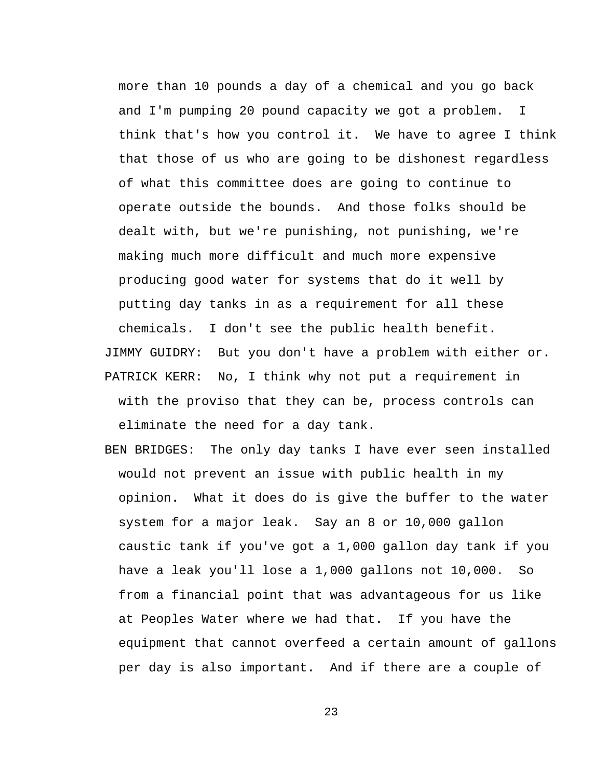more than 10 pounds a day of a chemical and you go back and I'm pumping 20 pound capacity we got a problem. I think that's how you control it. We have to agree I think that those of us who are going to be dishonest regardless of what this committee does are going to continue to operate outside the bounds. And those folks should be dealt with, but we're punishing, not punishing, we're making much more difficult and much more expensive producing good water for systems that do it well by putting day tanks in as a requirement for all these chemicals. I don't see the public health benefit.

JIMMY GUIDRY: But you don't have a problem with either or.

PATRICK KERR: No, I think why not put a requirement in with the proviso that they can be, process controls can eliminate the need for a day tank.

BEN BRIDGES: The only day tanks I have ever seen installed would not prevent an issue with public health in my opinion. What it does do is give the buffer to the water system for a major leak. Say an 8 or 10,000 gallon caustic tank if you've got a 1,000 gallon day tank if you have a leak you'll lose a 1,000 gallons not 10,000. So from a financial point that was advantageous for us like at Peoples Water where we had that. If you have the equipment that cannot overfeed a certain amount of gallons per day is also important. And if there are a couple of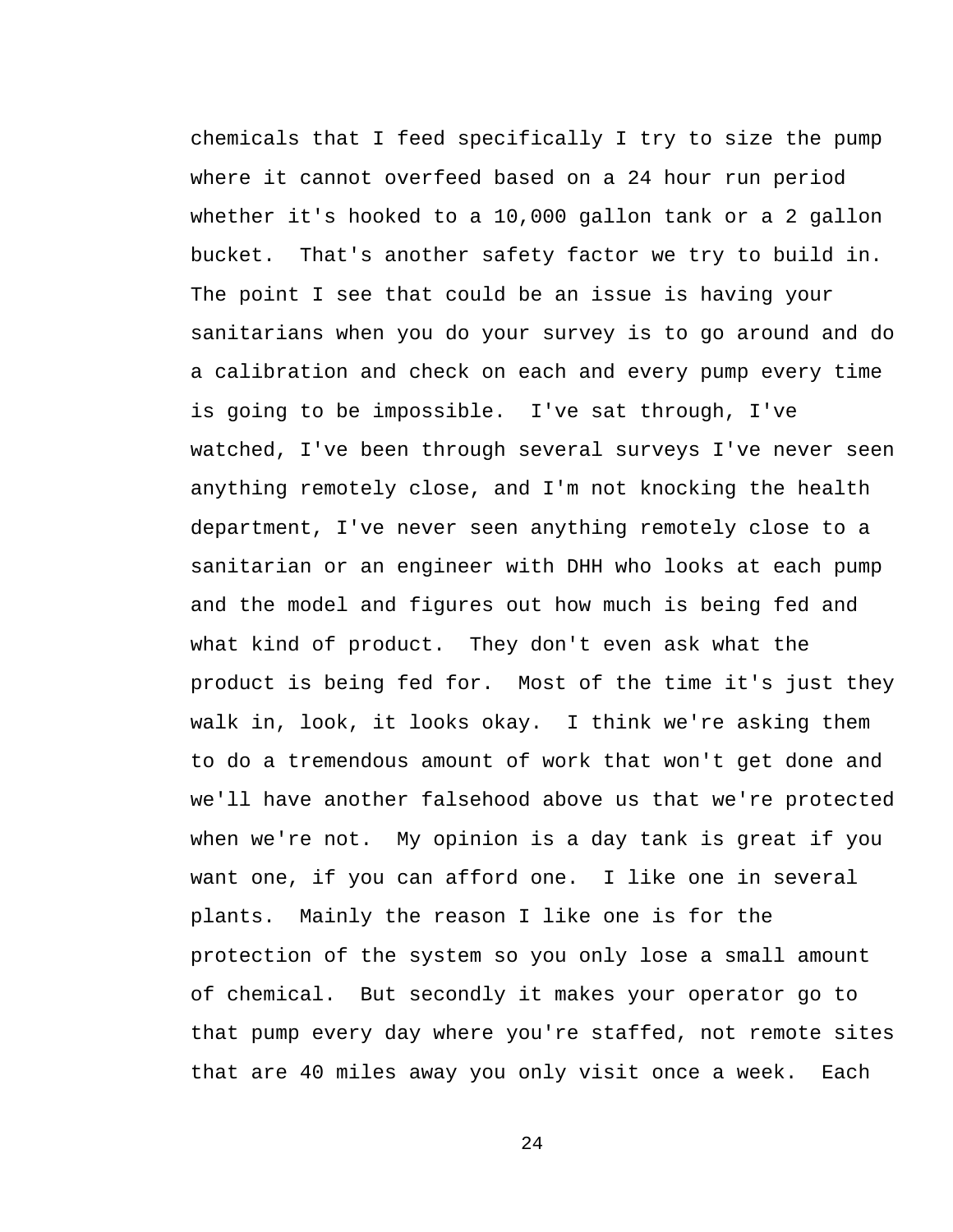chemicals that I feed specifically I try to size the pump where it cannot overfeed based on a 24 hour run period whether it's hooked to a 10,000 gallon tank or a 2 gallon bucket. That's another safety factor we try to build in. The point I see that could be an issue is having your sanitarians when you do your survey is to go around and do a calibration and check on each and every pump every time is going to be impossible. I've sat through, I've watched, I've been through several surveys I've never seen anything remotely close, and I'm not knocking the health department, I've never seen anything remotely close to a sanitarian or an engineer with DHH who looks at each pump and the model and figures out how much is being fed and what kind of product. They don't even ask what the product is being fed for. Most of the time it's just they walk in, look, it looks okay. I think we're asking them to do a tremendous amount of work that won't get done and we'll have another falsehood above us that we're protected when we're not. My opinion is a day tank is great if you want one, if you can afford one. I like one in several plants. Mainly the reason I like one is for the protection of the system so you only lose a small amount of chemical. But secondly it makes your operator go to that pump every day where you're staffed, not remote sites that are 40 miles away you only visit once a week. Each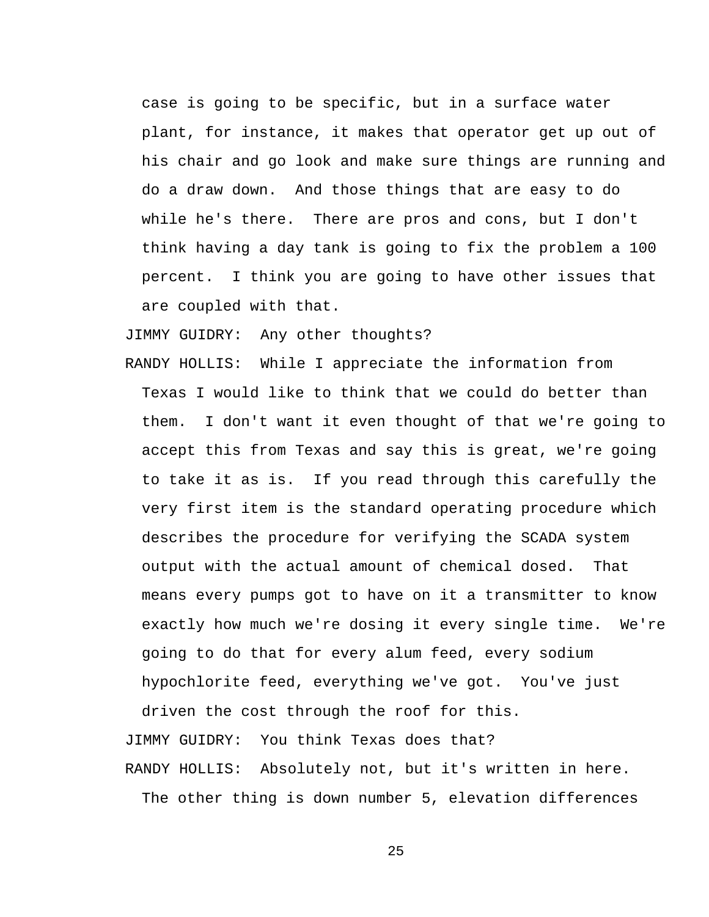case is going to be specific, but in a surface water plant, for instance, it makes that operator get up out of his chair and go look and make sure things are running and do a draw down. And those things that are easy to do while he's there. There are pros and cons, but I don't think having a day tank is going to fix the problem a 100 percent. I think you are going to have other issues that are coupled with that.

JIMMY GUIDRY: Any other thoughts?

RANDY HOLLIS: While I appreciate the information from Texas I would like to think that we could do better than them. I don't want it even thought of that we're going to accept this from Texas and say this is great, we're going to take it as is. If you read through this carefully the very first item is the standard operating procedure which describes the procedure for verifying the SCADA system output with the actual amount of chemical dosed. That means every pumps got to have on it a transmitter to know exactly how much we're dosing it every single time. We're going to do that for every alum feed, every sodium hypochlorite feed, everything we've got. You've just driven the cost through the roof for this.

JIMMY GUIDRY: You think Texas does that?

RANDY HOLLIS: Absolutely not, but it's written in here. The other thing is down number 5, elevation differences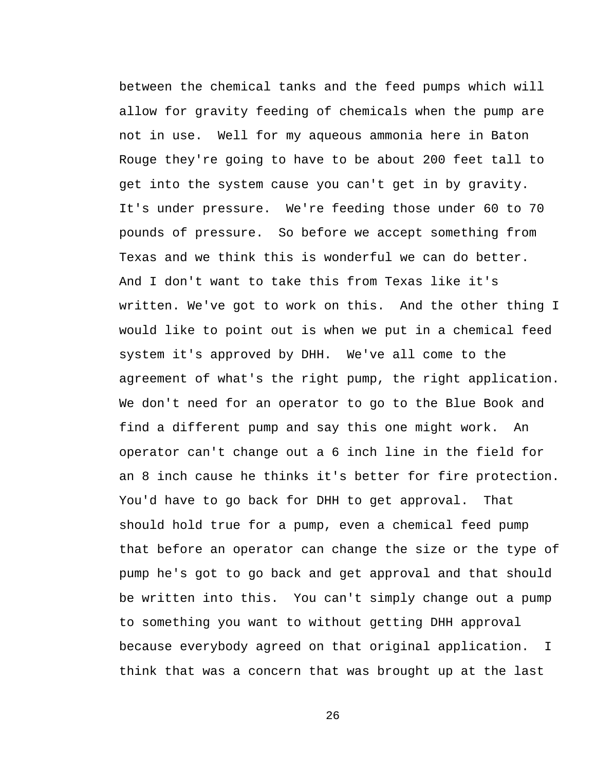between the chemical tanks and the feed pumps which will allow for gravity feeding of chemicals when the pump are not in use. Well for my aqueous ammonia here in Baton Rouge they're going to have to be about 200 feet tall to get into the system cause you can't get in by gravity. It's under pressure. We're feeding those under 60 to 70 pounds of pressure. So before we accept something from Texas and we think this is wonderful we can do better. And I don't want to take this from Texas like it's written. We've got to work on this. And the other thing I would like to point out is when we put in a chemical feed system it's approved by DHH. We've all come to the agreement of what's the right pump, the right application. We don't need for an operator to go to the Blue Book and find a different pump and say this one might work. An operator can't change out a 6 inch line in the field for an 8 inch cause he thinks it's better for fire protection. You'd have to go back for DHH to get approval. That should hold true for a pump, even a chemical feed pump that before an operator can change the size or the type of pump he's got to go back and get approval and that should be written into this. You can't simply change out a pump to something you want to without getting DHH approval because everybody agreed on that original application. I think that was a concern that was brought up at the last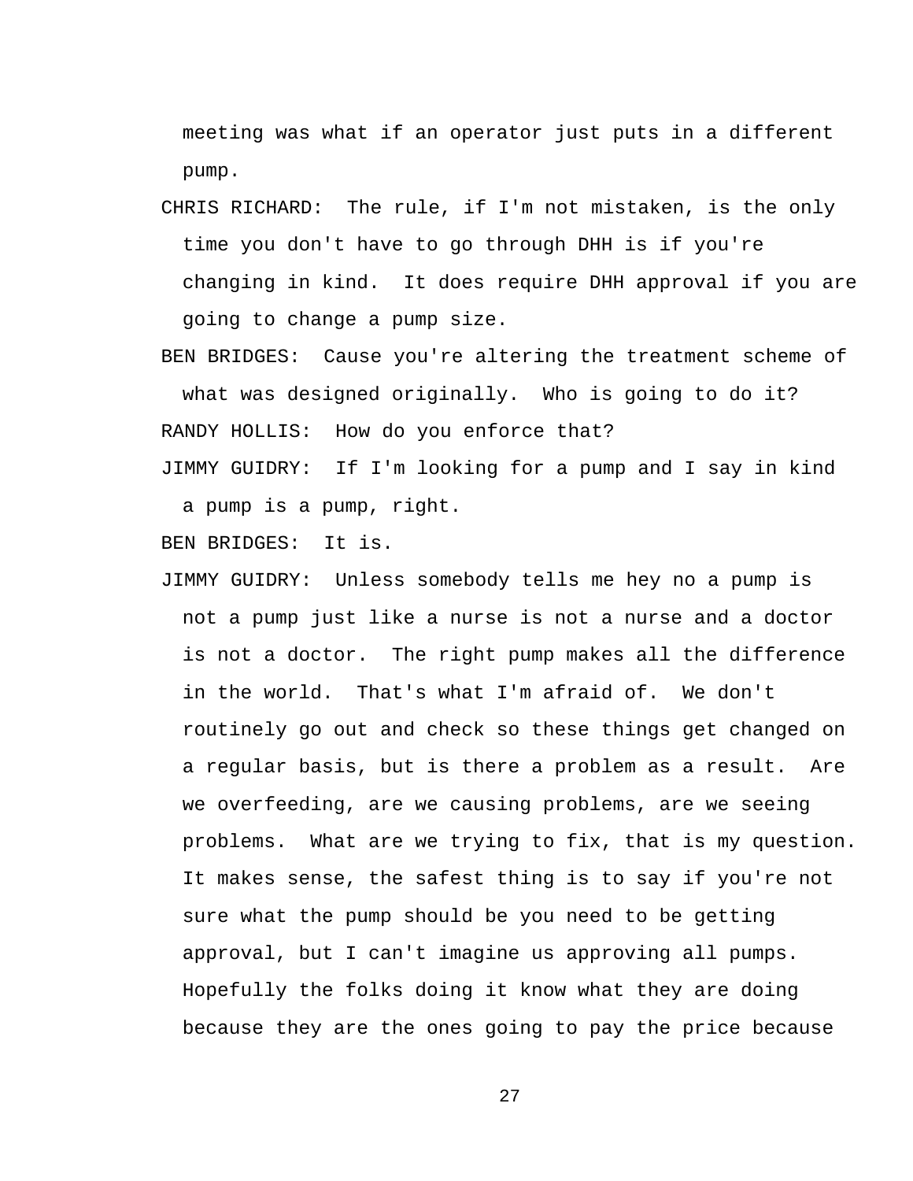meeting was what if an operator just puts in a different pump.

CHRIS RICHARD: The rule, if I'm not mistaken, is the only time you don't have to go through DHH is if you're changing in kind. It does require DHH approval if you are going to change a pump size.

BEN BRIDGES: Cause you're altering the treatment scheme of what was designed originally. Who is going to do it?

RANDY HOLLIS: How do you enforce that?

JIMMY GUIDRY: If I'm looking for a pump and I say in kind a pump is a pump, right.

BEN BRIDGES: It is.

JIMMY GUIDRY: Unless somebody tells me hey no a pump is not a pump just like a nurse is not a nurse and a doctor is not a doctor. The right pump makes all the difference in the world. That's what I'm afraid of. We don't routinely go out and check so these things get changed on a regular basis, but is there a problem as a result. Are we overfeeding, are we causing problems, are we seeing problems. What are we trying to fix, that is my question. It makes sense, the safest thing is to say if you're not sure what the pump should be you need to be getting approval, but I can't imagine us approving all pumps. Hopefully the folks doing it know what they are doing because they are the ones going to pay the price because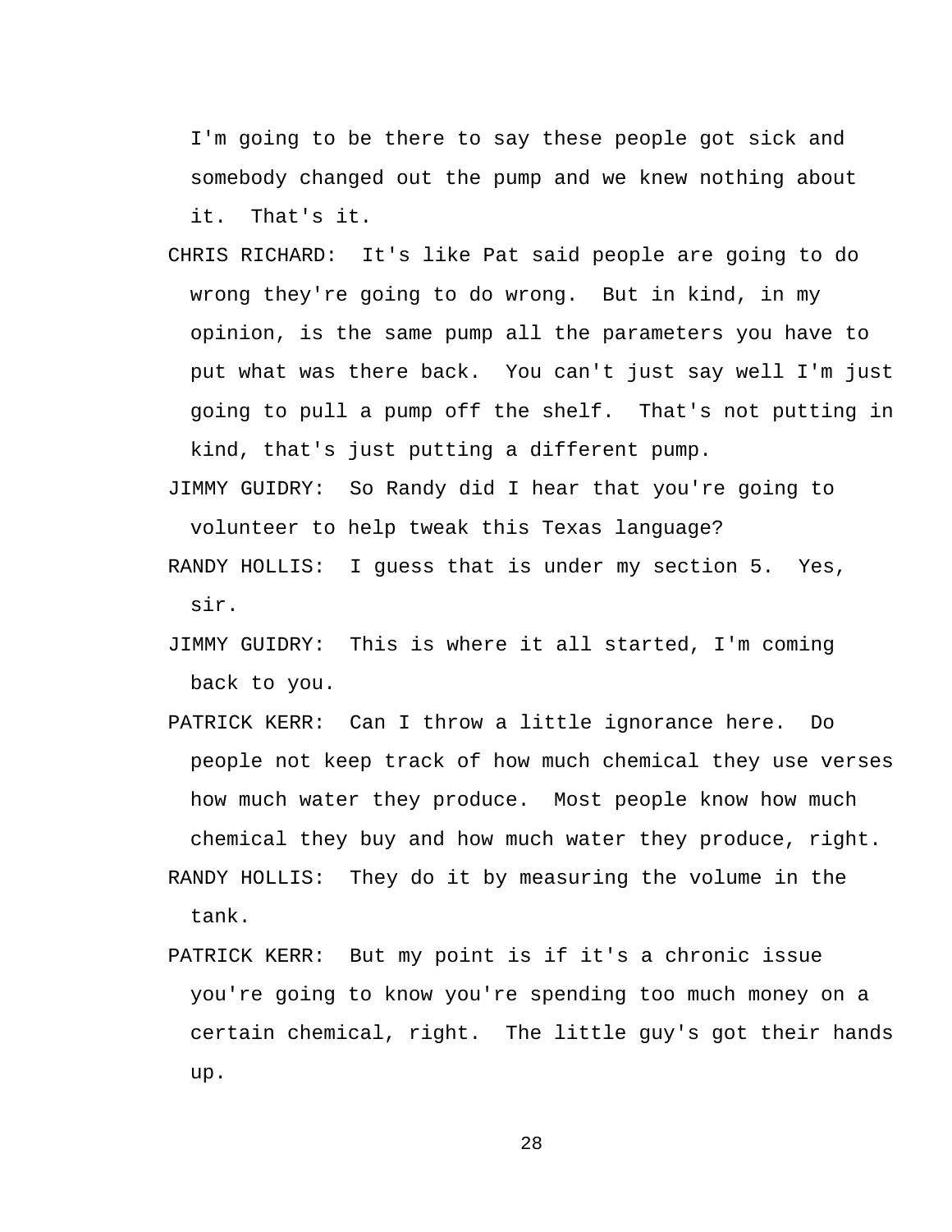I'm going to be there to say these people got sick and somebody changed out the pump and we knew nothing about it.  That's it.

CHRIS RICHARD:  It's like Pat said people are going to do wrong they're going to do wrong.  But in kind, in my opinion, is the same pump all the parameters you have to put what was there back.  You can't just say well I'm just going to pull a pump off the shelf.  That's not putting in kind, that's just putting a different pump.

JIMMY GUIDRY:  So Randy did I hear that you're going to volunteer to help tweak this Texas language?

RANDY HOLLIS:  I guess that is under my section 5.  Yes, sir.

JIMMY GUIDRY:  This is where it all started, I'm coming back to you.

PATRICK KERR:  Can I throw a little ignorance here.  Do people not keep track of how much chemical they use verses how much water they produce.  Most people know how much chemical they buy and how much water they produce, right.

RANDY HOLLIS:  They do it by measuring the volume in the tank.

PATRICK KERR:  But my point is if it's a chronic issue you're going to know you're spending too much money on a certain chemical, right.  The little guy's got their hands up.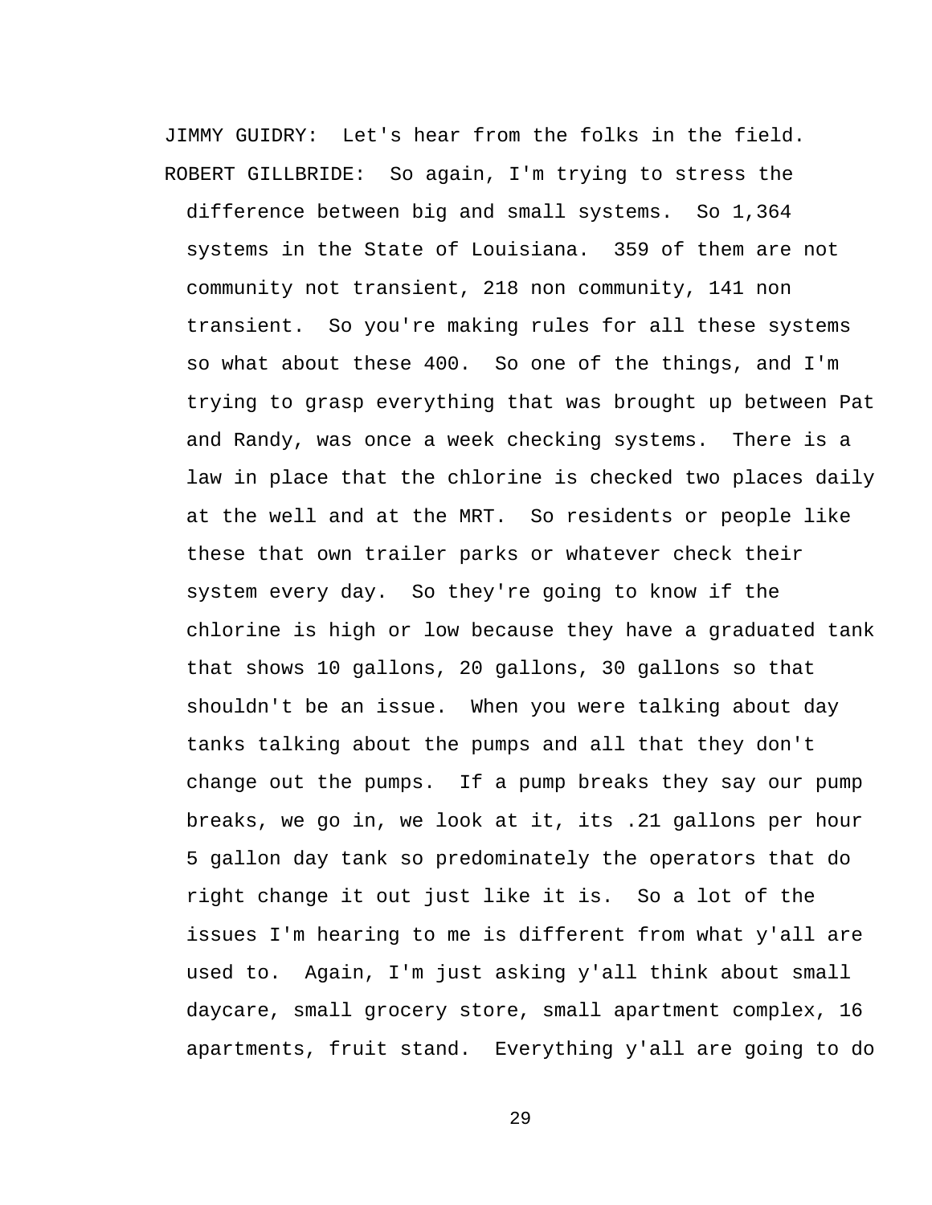JIMMY GUIDRY: Let's hear from the folks in the field.

ROBERT GILLBRIDE: So again, I'm trying to stress the difference between big and small systems. So 1,364 systems in the State of Louisiana. 359 of them are not community not transient, 218 non community, 141 non transient. So you're making rules for all these systems so what about these 400. So one of the things, and I'm trying to grasp everything that was brought up between Pat and Randy, was once a week checking systems. There is a law in place that the chlorine is checked two places daily at the well and at the MRT. So residents or people like these that own trailer parks or whatever check their system every day. So they're going to know if the chlorine is high or low because they have a graduated tank that shows 10 gallons, 20 gallons, 30 gallons so that shouldn't be an issue. When you were talking about day tanks talking about the pumps and all that they don't change out the pumps. If a pump breaks they say our pump breaks, we go in, we look at it, its .21 gallons per hour 5 gallon day tank so predominately the operators that do right change it out just like it is. So a lot of the issues I'm hearing to me is different from what y'all are used to. Again, I'm just asking y'all think about small daycare, small grocery store, small apartment complex, 16 apartments, fruit stand. Everything y'all are going to do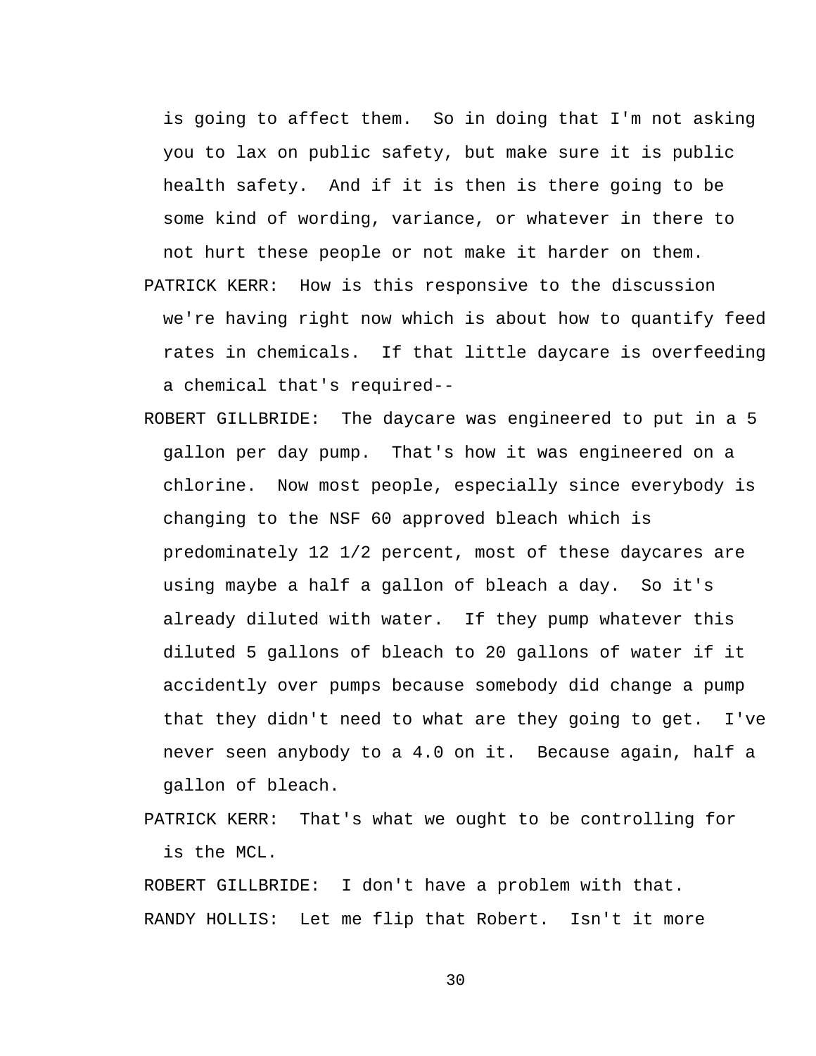is going to affect them. So in doing that I'm not asking you to lax on public safety, but make sure it is public health safety. And if it is then is there going to be some kind of wording, variance, or whatever in there to not hurt these people or not make it harder on them.

PATRICK KERR: How is this responsive to the discussion we're having right now which is about how to quantify feed rates in chemicals. If that little daycare is overfeeding a chemical that's required--

ROBERT GILLBRIDE: The daycare was engineered to put in a 5 gallon per day pump. That's how it was engineered on a chlorine. Now most people, especially since everybody is changing to the NSF 60 approved bleach which is predominately 12 1/2 percent, most of these daycares are using maybe a half a gallon of bleach a day. So it's already diluted with water. If they pump whatever this diluted 5 gallons of bleach to 20 gallons of water if it accidently over pumps because somebody did change a pump that they didn't need to what are they going to get. I've never seen anybody to a 4.0 on it. Because again, half a gallon of bleach.

PATRICK KERR: That's what we ought to be controlling for is the MCL.

ROBERT GILLBRIDE: I don't have a problem with that.

RANDY HOLLIS: Let me flip that Robert. Isn't it more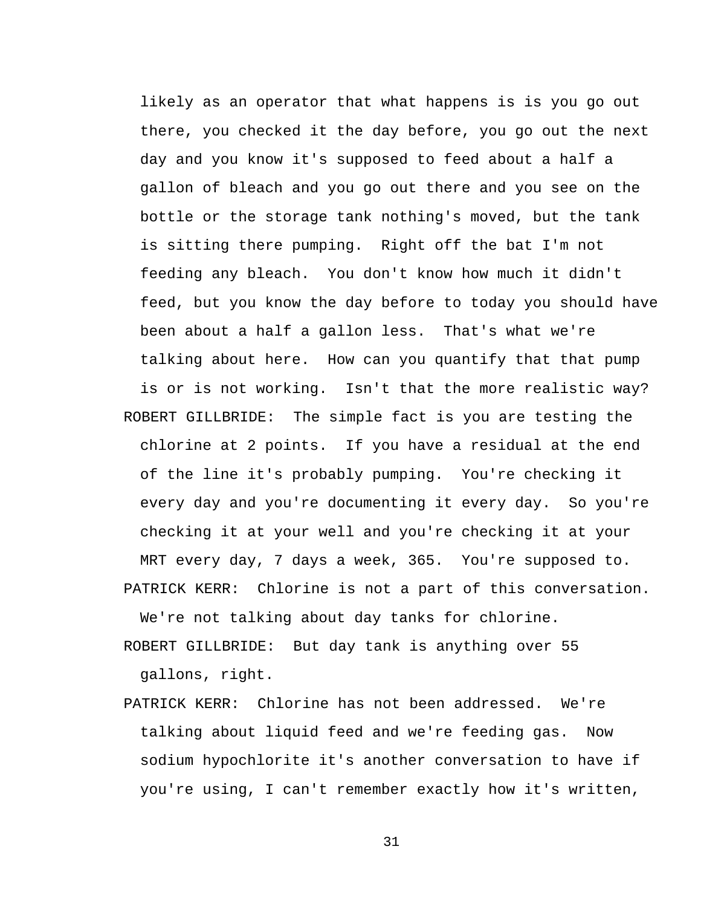likely as an operator that what happens is is you go out there, you checked it the day before, you go out the next day and you know it's supposed to feed about a half a gallon of bleach and you go out there and you see on the bottle or the storage tank nothing's moved, but the tank is sitting there pumping. Right off the bat I'm not feeding any bleach. You don't know how much it didn't feed, but you know the day before to today you should have been about a half a gallon less. That's what we're talking about here. How can you quantify that that pump is or is not working. Isn't that the more realistic way?

ROBERT GILLBRIDE: The simple fact is you are testing the chlorine at 2 points. If you have a residual at the end of the line it's probably pumping. You're checking it every day and you're documenting it every day. So you're checking it at your well and you're checking it at your MRT every day, 7 days a week, 365. You're supposed to.

PATRICK KERR: Chlorine is not a part of this conversation. We're not talking about day tanks for chlorine.

ROBERT GILLBRIDE: But day tank is anything over 55 gallons, right.

PATRICK KERR: Chlorine has not been addressed. We're talking about liquid feed and we're feeding gas. Now sodium hypochlorite it's another conversation to have if you're using, I can't remember exactly how it's written,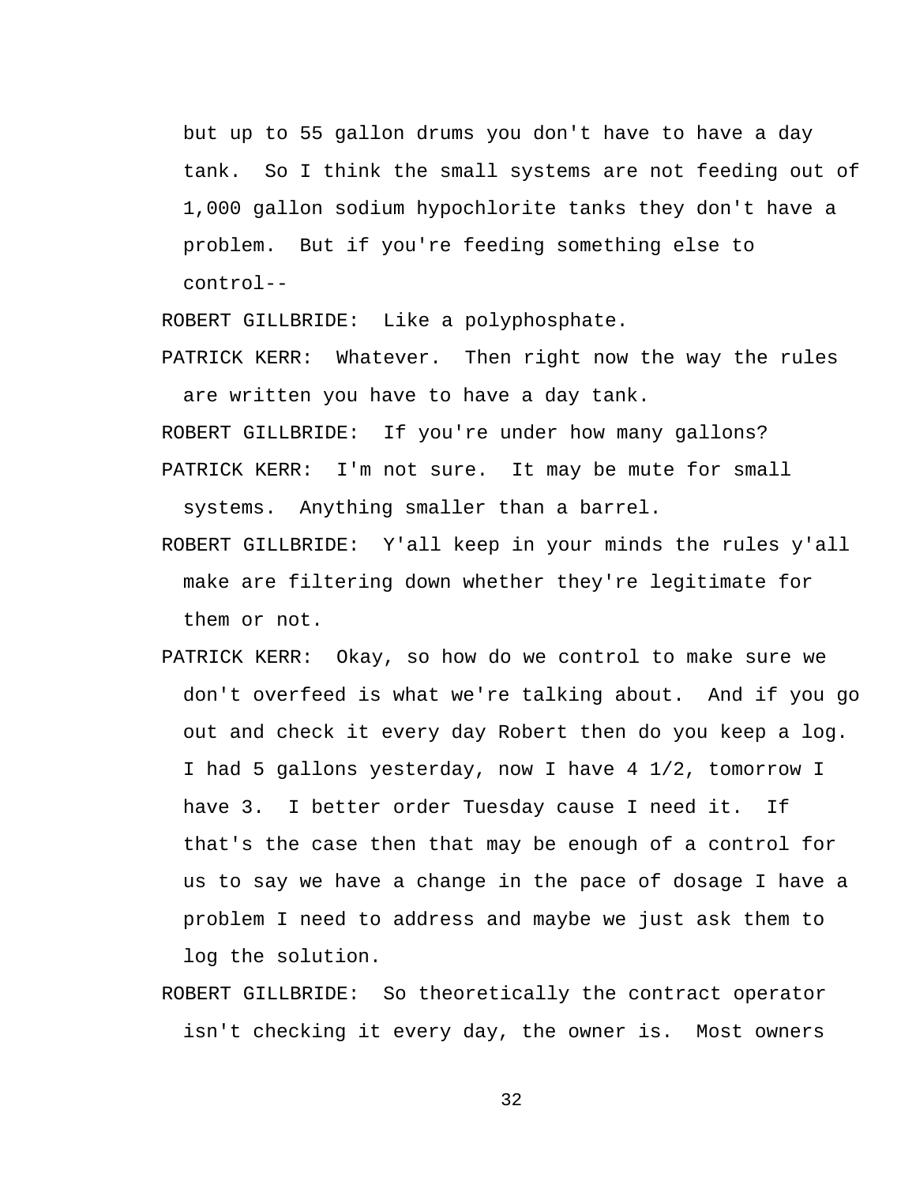but up to 55 gallon drums you don't have to have a day tank. So I think the small systems are not feeding out of 1,000 gallon sodium hypochlorite tanks they don't have a problem. But if you're feeding something else to control--

ROBERT GILLBRIDE: Like a polyphosphate.

PATRICK KERR: Whatever. Then right now the way the rules are written you have to have a day tank.

ROBERT GILLBRIDE: If you're under how many gallons?

PATRICK KERR: I'm not sure. It may be mute for small systems. Anything smaller than a barrel.

ROBERT GILLBRIDE: Y'all keep in your minds the rules y'all make are filtering down whether they're legitimate for them or not.

PATRICK KERR: Okay, so how do we control to make sure we don't overfeed is what we're talking about. And if you go out and check it every day Robert then do you keep a log. I had 5 gallons yesterday, now I have 4 1/2, tomorrow I have 3. I better order Tuesday cause I need it. If that's the case then that may be enough of a control for us to say we have a change in the pace of dosage I have a problem I need to address and maybe we just ask them to log the solution.

ROBERT GILLBRIDE: So theoretically the contract operator isn't checking it every day, the owner is. Most owners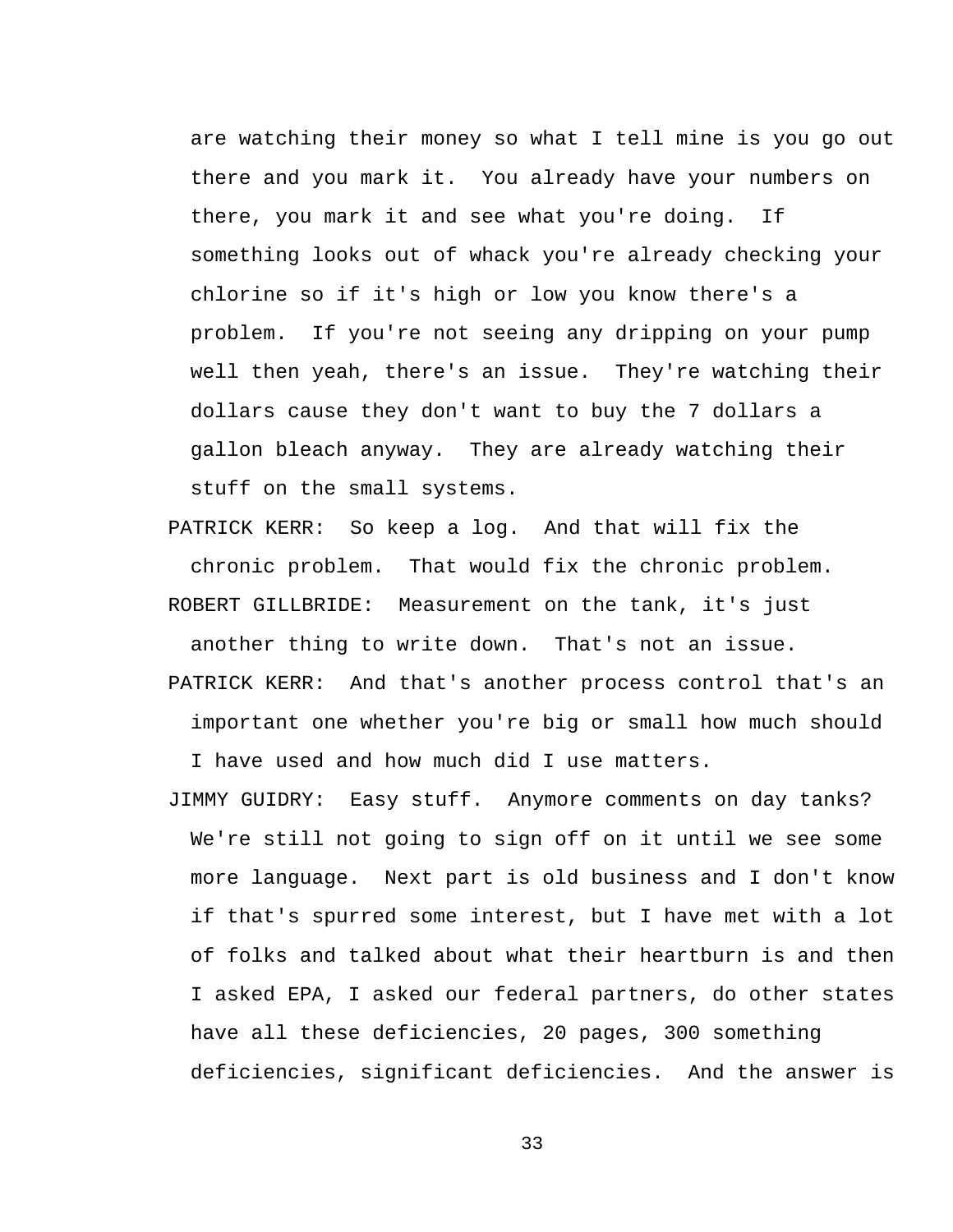are watching their money so what I tell mine is you go out there and you mark it. You already have your numbers on there, you mark it and see what you're doing. If something looks out of whack you're already checking your chlorine so if it's high or low you know there's a problem. If you're not seeing any dripping on your pump well then yeah, there's an issue. They're watching their dollars cause they don't want to buy the 7 dollars a gallon bleach anyway. They are already watching their stuff on the small systems.

PATRICK KERR: So keep a log. And that will fix the chronic problem. That would fix the chronic problem.

ROBERT GILLBRIDE: Measurement on the tank, it's just another thing to write down. That's not an issue.

PATRICK KERR: And that's another process control that's an important one whether you're big or small how much should I have used and how much did I use matters.

JIMMY GUIDRY: Easy stuff. Anymore comments on day tanks? We're still not going to sign off on it until we see some more language. Next part is old business and I don't know if that's spurred some interest, but I have met with a lot of folks and talked about what their heartburn is and then I asked EPA, I asked our federal partners, do other states have all these deficiencies, 20 pages, 300 something deficiencies, significant deficiencies. And the answer is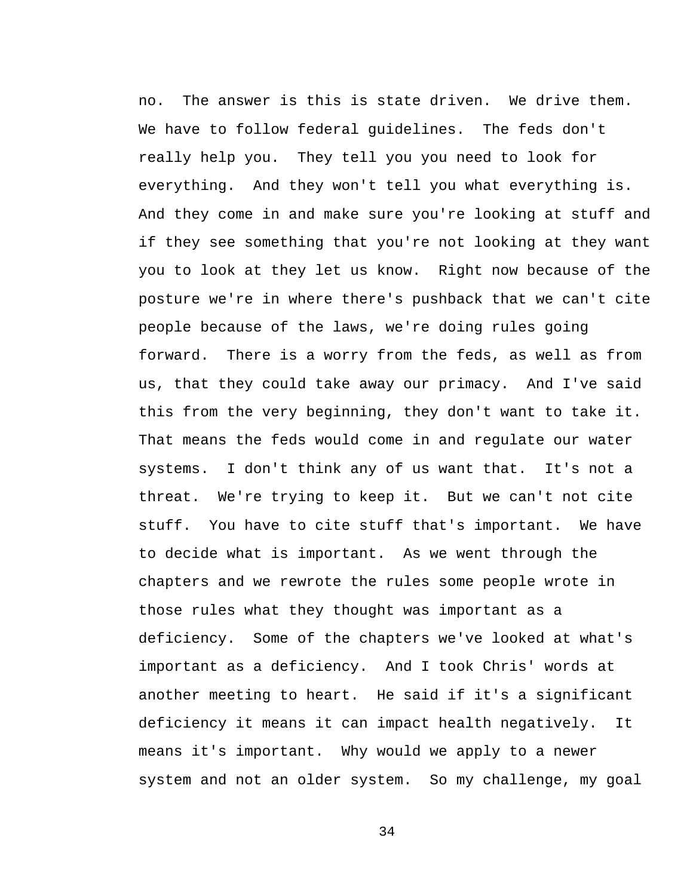no. The answer is this is state driven. We drive them. We have to follow federal guidelines. The feds don't really help you. They tell you you need to look for everything. And they won't tell you what everything is. And they come in and make sure you're looking at stuff and if they see something that you're not looking at they want you to look at they let us know. Right now because of the posture we're in where there's pushback that we can't cite people because of the laws, we're doing rules going forward. There is a worry from the feds, as well as from us, that they could take away our primacy. And I've said this from the very beginning, they don't want to take it. That means the feds would come in and regulate our water systems. I don't think any of us want that. It's not a threat. We're trying to keep it. But we can't not cite stuff. You have to cite stuff that's important. We have to decide what is important. As we went through the chapters and we rewrote the rules some people wrote in those rules what they thought was important as a deficiency. Some of the chapters we've looked at what's important as a deficiency. And I took Chris' words at another meeting to heart. He said if it's a significant deficiency it means it can impact health negatively. It means it's important. Why would we apply to a newer system and not an older system. So my challenge, my goal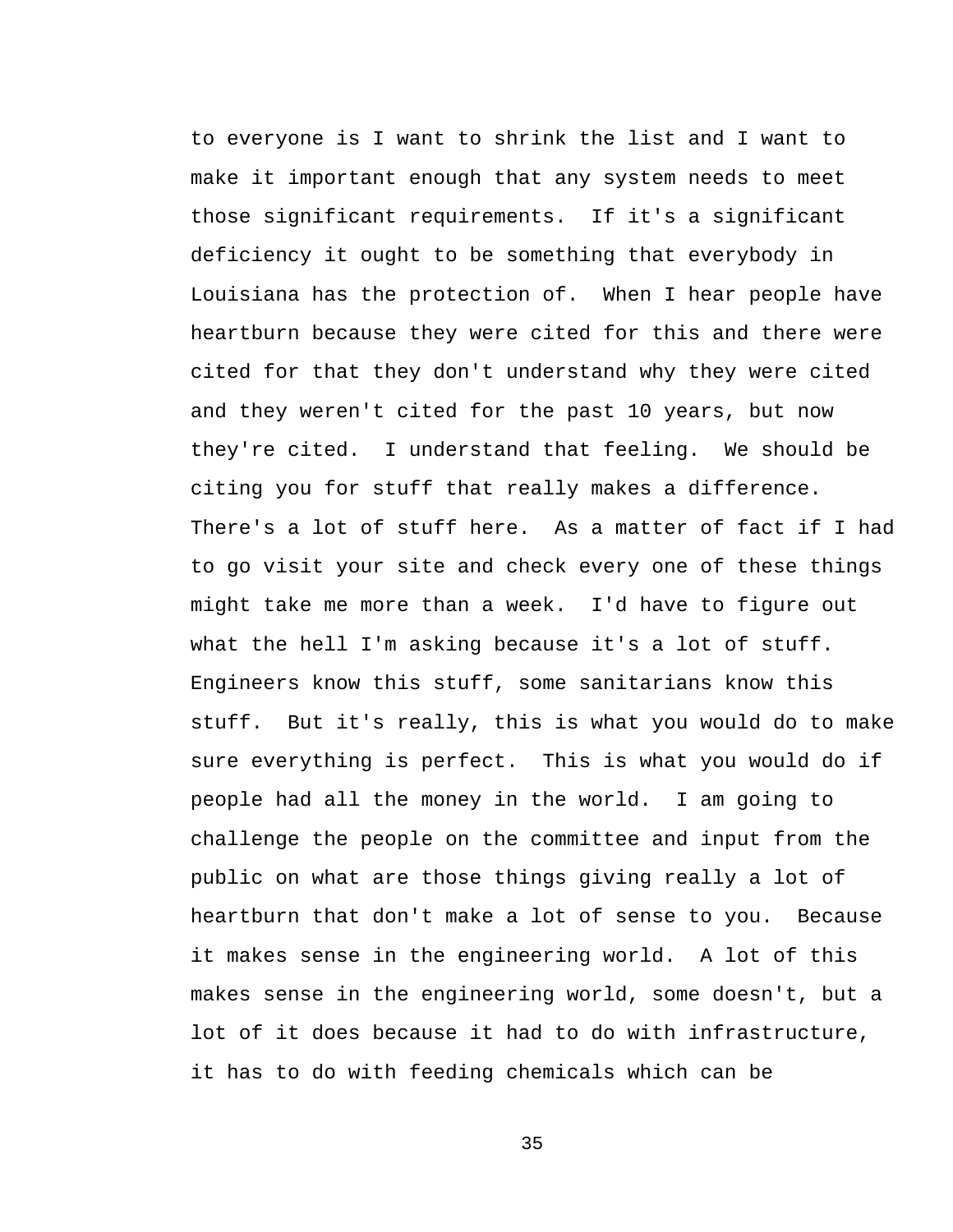to everyone is I want to shrink the list and I want to make it important enough that any system needs to meet those significant requirements. If it's a significant deficiency it ought to be something that everybody in Louisiana has the protection of. When I hear people have heartburn because they were cited for this and there were cited for that they don't understand why they were cited and they weren't cited for the past 10 years, but now they're cited. I understand that feeling. We should be citing you for stuff that really makes a difference. There's a lot of stuff here. As a matter of fact if I had to go visit your site and check every one of these things might take me more than a week. I'd have to figure out what the hell I'm asking because it's a lot of stuff. Engineers know this stuff, some sanitarians know this stuff. But it's really, this is what you would do to make sure everything is perfect. This is what you would do if people had all the money in the world. I am going to challenge the people on the committee and input from the public on what are those things giving really a lot of heartburn that don't make a lot of sense to you. Because it makes sense in the engineering world. A lot of this makes sense in the engineering world, some doesn't, but a lot of it does because it had to do with infrastructure, it has to do with feeding chemicals which can be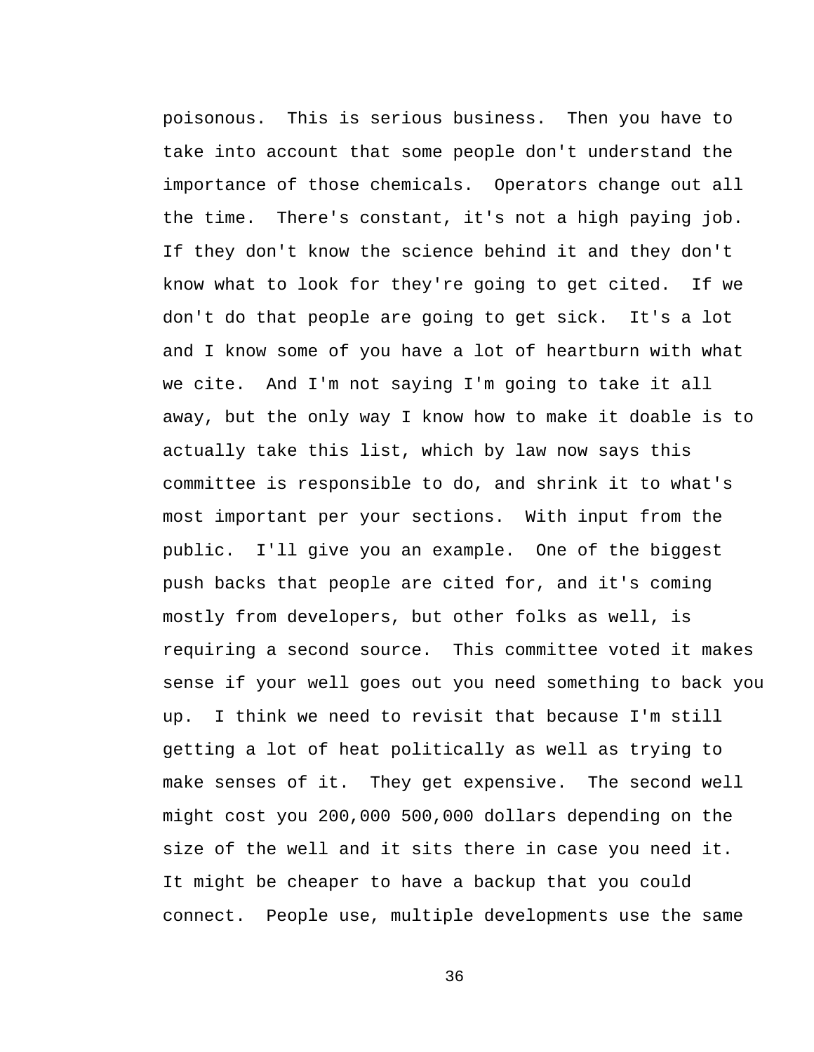poisonous. This is serious business. Then you have to take into account that some people don't understand the importance of those chemicals. Operators change out all the time. There's constant, it's not a high paying job. If they don't know the science behind it and they don't know what to look for they're going to get cited. If we don't do that people are going to get sick. It's a lot and I know some of you have a lot of heartburn with what we cite. And I'm not saying I'm going to take it all away, but the only way I know how to make it doable is to actually take this list, which by law now says this committee is responsible to do, and shrink it to what's most important per your sections. With input from the public. I'll give you an example. One of the biggest push backs that people are cited for, and it's coming mostly from developers, but other folks as well, is requiring a second source. This committee voted it makes sense if your well goes out you need something to back you up. I think we need to revisit that because I'm still getting a lot of heat politically as well as trying to make senses of it. They get expensive. The second well might cost you 200,000 500,000 dollars depending on the size of the well and it sits there in case you need it. It might be cheaper to have a backup that you could connect. People use, multiple developments use the same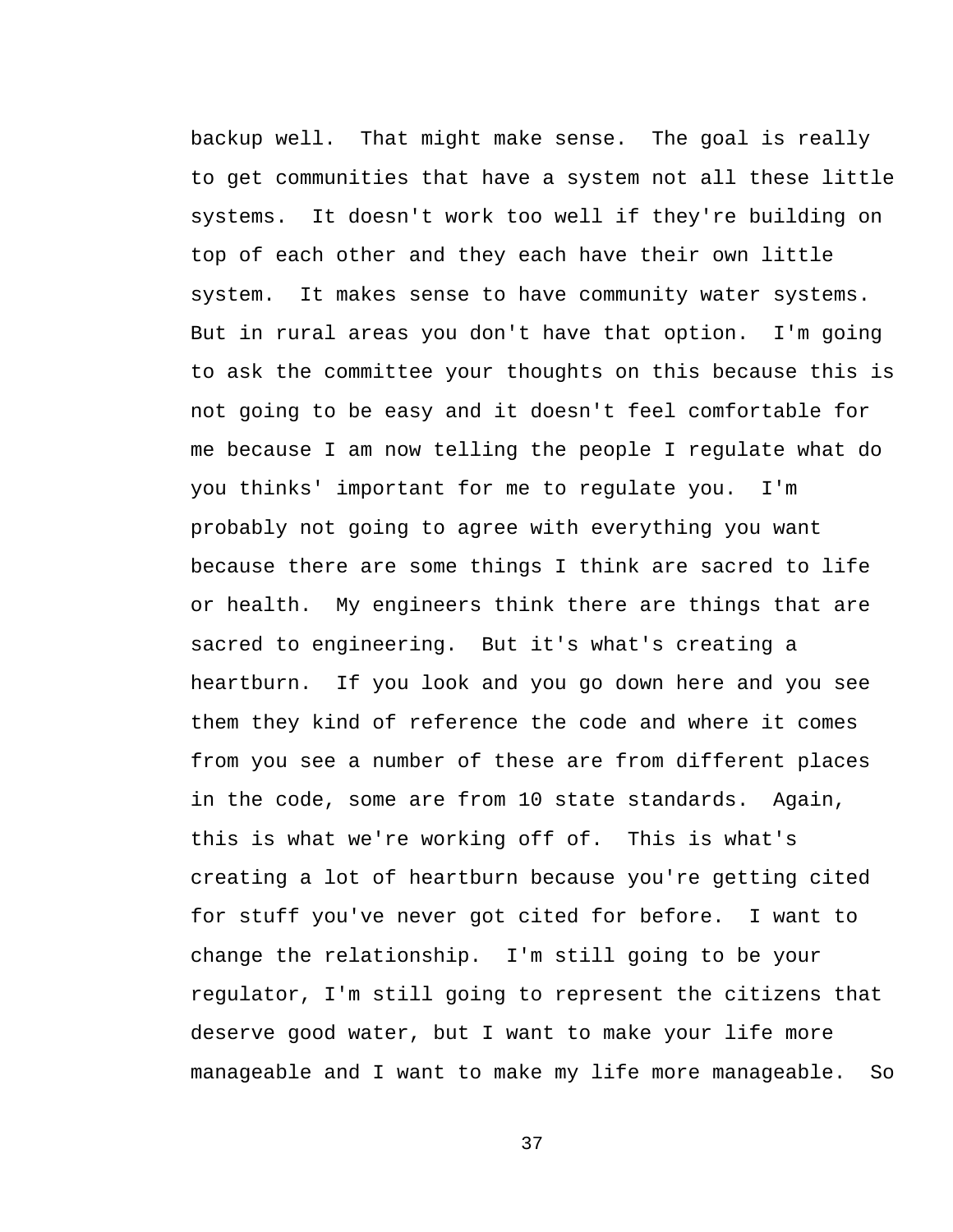backup well. That might make sense. The goal is really to get communities that have a system not all these little systems. It doesn't work too well if they're building on top of each other and they each have their own little system. It makes sense to have community water systems. But in rural areas you don't have that option. I'm going to ask the committee your thoughts on this because this is not going to be easy and it doesn't feel comfortable for me because I am now telling the people I regulate what do you thinks' important for me to regulate you. I'm probably not going to agree with everything you want because there are some things I think are sacred to life or health. My engineers think there are things that are sacred to engineering. But it's what's creating a heartburn. If you look and you go down here and you see them they kind of reference the code and where it comes from you see a number of these are from different places in the code, some are from 10 state standards. Again, this is what we're working off of. This is what's creating a lot of heartburn because you're getting cited for stuff you've never got cited for before. I want to change the relationship. I'm still going to be your regulator, I'm still going to represent the citizens that deserve good water, but I want to make your life more manageable and I want to make my life more manageable. So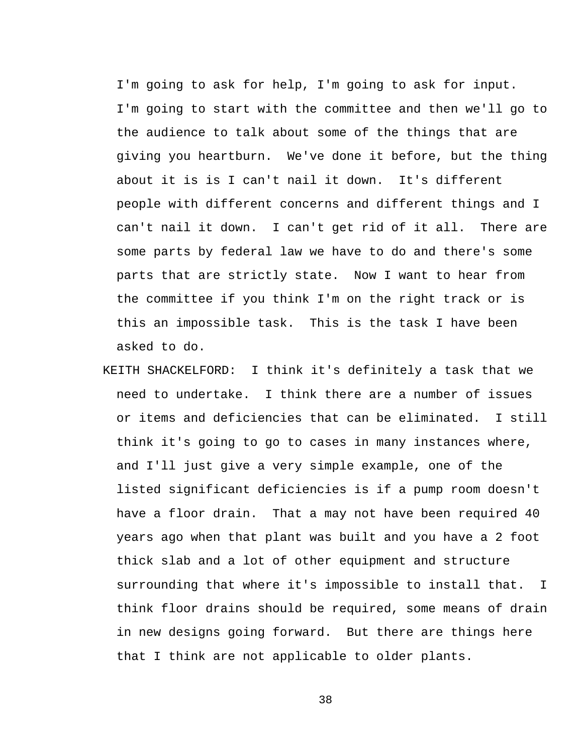I'm going to ask for help, I'm going to ask for input. I'm going to start with the committee and then we'll go to the audience to talk about some of the things that are giving you heartburn. We've done it before, but the thing about it is is I can't nail it down. It's different people with different concerns and different things and I can't nail it down. I can't get rid of it all. There are some parts by federal law we have to do and there's some parts that are strictly state. Now I want to hear from the committee if you think I'm on the right track or is this an impossible task. This is the task I have been asked to do.

KEITH SHACKELFORD: I think it's definitely a task that we need to undertake. I think there are a number of issues or items and deficiencies that can be eliminated. I still think it's going to go to cases in many instances where, and I'll just give a very simple example, one of the listed significant deficiencies is if a pump room doesn't have a floor drain. That a may not have been required 40 years ago when that plant was built and you have a 2 foot thick slab and a lot of other equipment and structure surrounding that where it's impossible to install that. I think floor drains should be required, some means of drain in new designs going forward. But there are things here that I think are not applicable to older plants.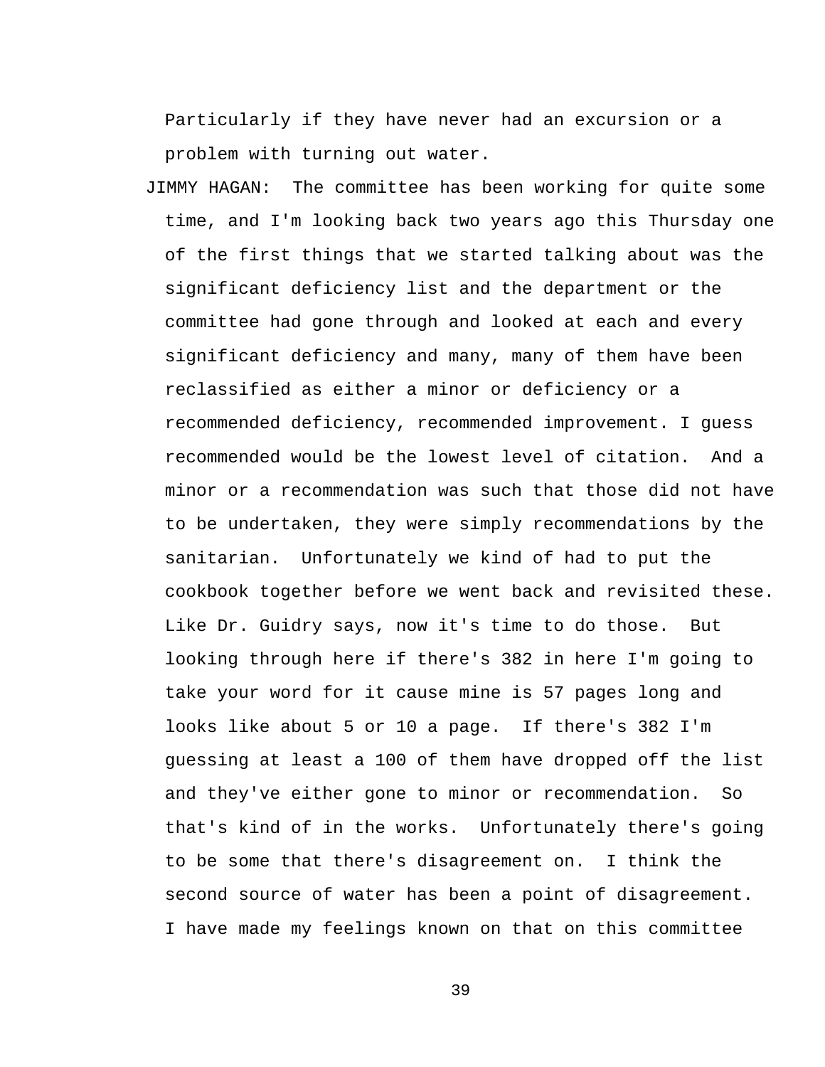Particularly if they have never had an excursion or a problem with turning out water.

JIMMY HAGAN: The committee has been working for quite some time, and I'm looking back two years ago this Thursday one of the first things that we started talking about was the significant deficiency list and the department or the committee had gone through and looked at each and every significant deficiency and many, many of them have been reclassified as either a minor or deficiency or a recommended deficiency, recommended improvement. I guess recommended would be the lowest level of citation. And a minor or a recommendation was such that those did not have to be undertaken, they were simply recommendations by the sanitarian. Unfortunately we kind of had to put the cookbook together before we went back and revisited these. Like Dr. Guidry says, now it's time to do those. But looking through here if there's 382 in here I'm going to take your word for it cause mine is 57 pages long and looks like about 5 or 10 a page. If there's 382 I'm guessing at least a 100 of them have dropped off the list and they've either gone to minor or recommendation. So that's kind of in the works. Unfortunately there's going to be some that there's disagreement on. I think the second source of water has been a point of disagreement. I have made my feelings known on that on this committee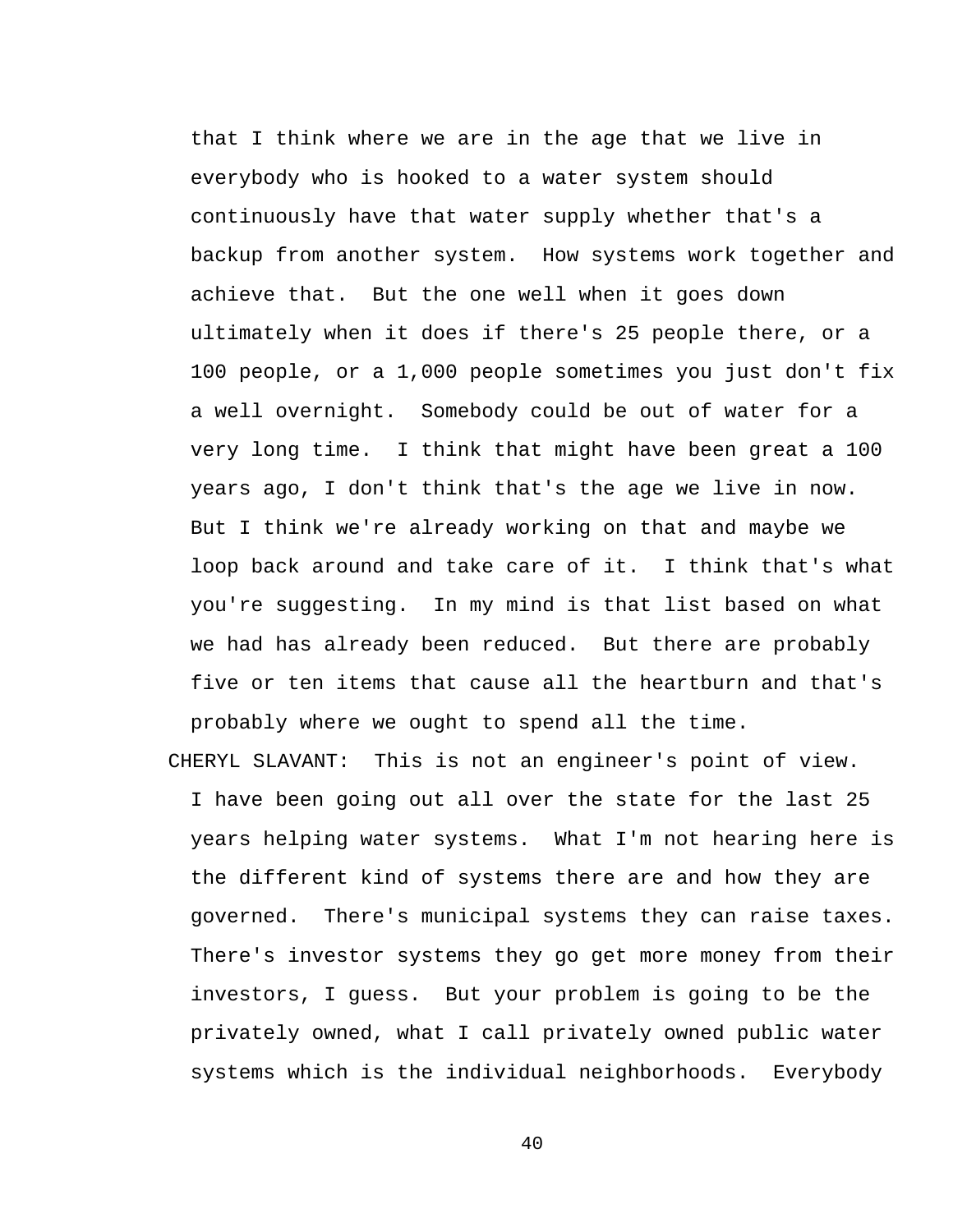that I think where we are in the age that we live in everybody who is hooked to a water system should continuously have that water supply whether that's a backup from another system. How systems work together and achieve that. But the one well when it goes down ultimately when it does if there's 25 people there, or a 100 people, or a 1,000 people sometimes you just don't fix a well overnight. Somebody could be out of water for a very long time. I think that might have been great a 100 years ago, I don't think that's the age we live in now. But I think we're already working on that and maybe we loop back around and take care of it. I think that's what you're suggesting. In my mind is that list based on what we had has already been reduced. But there are probably five or ten items that cause all the heartburn and that's probably where we ought to spend all the time.

CHERYL SLAVANT: This is not an engineer's point of view. I have been going out all over the state for the last 25 years helping water systems. What I'm not hearing here is the different kind of systems there are and how they are governed. There's municipal systems they can raise taxes. There's investor systems they go get more money from their investors, I guess. But your problem is going to be the privately owned, what I call privately owned public water systems which is the individual neighborhoods. Everybody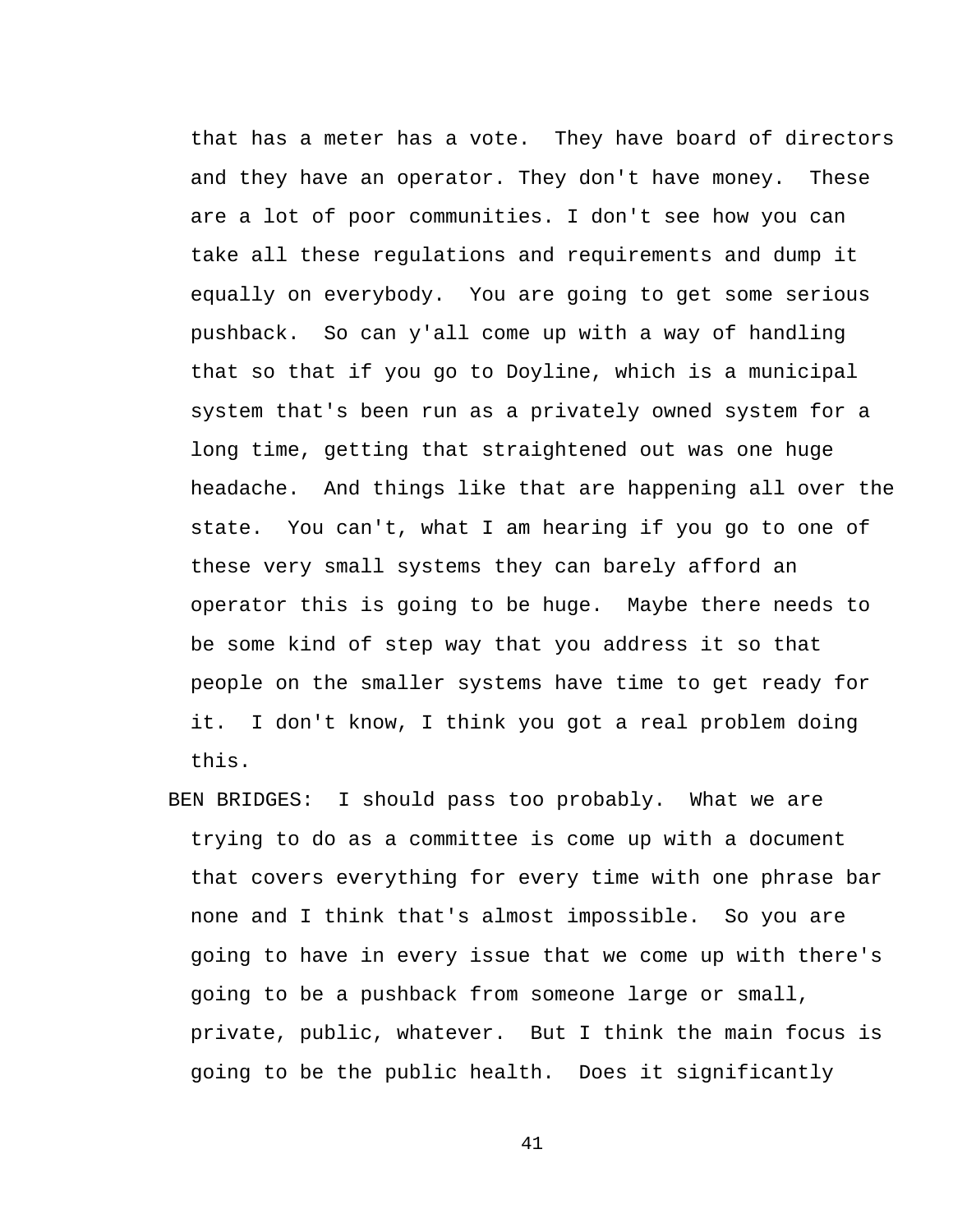that has a meter has a vote. They have board of directors and they have an operator. They don't have money. These are a lot of poor communities. I don't see how you can take all these regulations and requirements and dump it equally on everybody. You are going to get some serious pushback. So can y'all come up with a way of handling that so that if you go to Doyline, which is a municipal system that's been run as a privately owned system for a long time, getting that straightened out was one huge headache. And things like that are happening all over the state. You can't, what I am hearing if you go to one of these very small systems they can barely afford an operator this is going to be huge. Maybe there needs to be some kind of step way that you address it so that people on the smaller systems have time to get ready for it. I don't know, I think you got a real problem doing this.

BEN BRIDGES: I should pass too probably. What we are trying to do as a committee is come up with a document that covers everything for every time with one phrase bar none and I think that's almost impossible. So you are going to have in every issue that we come up with there's going to be a pushback from someone large or small, private, public, whatever. But I think the main focus is going to be the public health. Does it significantly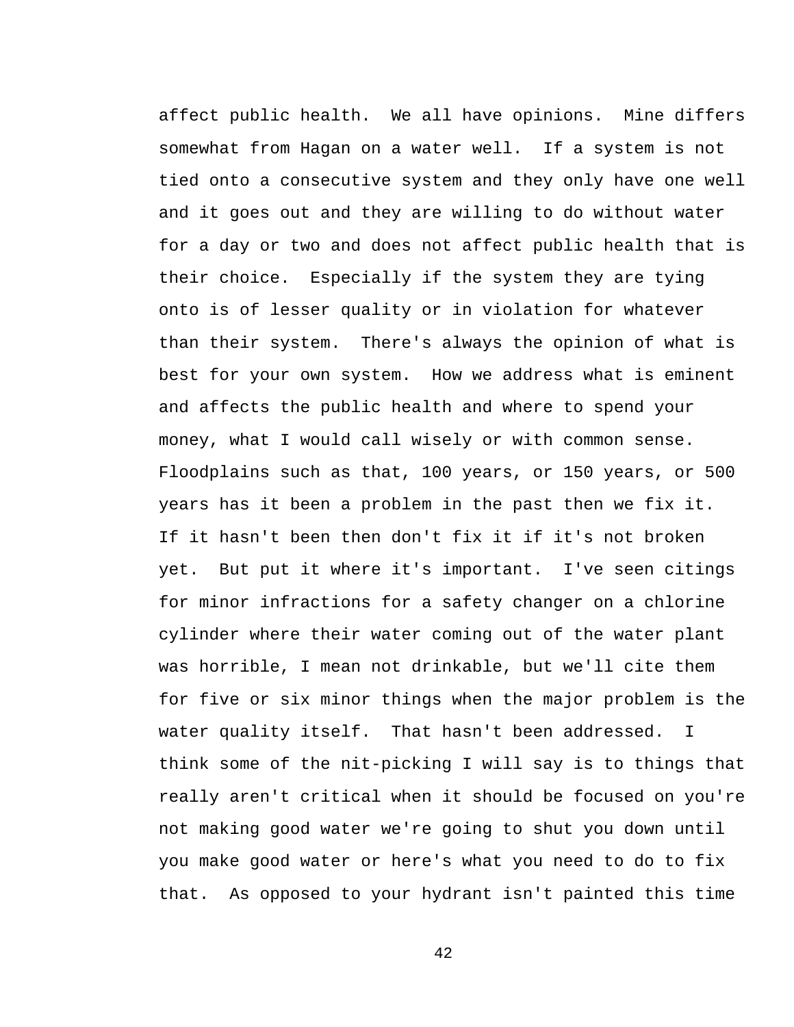affect public health. We all have opinions. Mine differs somewhat from Hagan on a water well. If a system is not tied onto a consecutive system and they only have one well and it goes out and they are willing to do without water for a day or two and does not affect public health that is their choice. Especially if the system they are tying onto is of lesser quality or in violation for whatever than their system. There's always the opinion of what is best for your own system. How we address what is eminent and affects the public health and where to spend your money, what I would call wisely or with common sense. Floodplains such as that, 100 years, or 150 years, or 500 years has it been a problem in the past then we fix it. If it hasn't been then don't fix it if it's not broken yet. But put it where it's important. I've seen citings for minor infractions for a safety changer on a chlorine cylinder where their water coming out of the water plant was horrible, I mean not drinkable, but we'll cite them for five or six minor things when the major problem is the water quality itself. That hasn't been addressed. I think some of the nit-picking I will say is to things that really aren't critical when it should be focused on you're not making good water we're going to shut you down until you make good water or here's what you need to do to fix that. As opposed to your hydrant isn't painted this time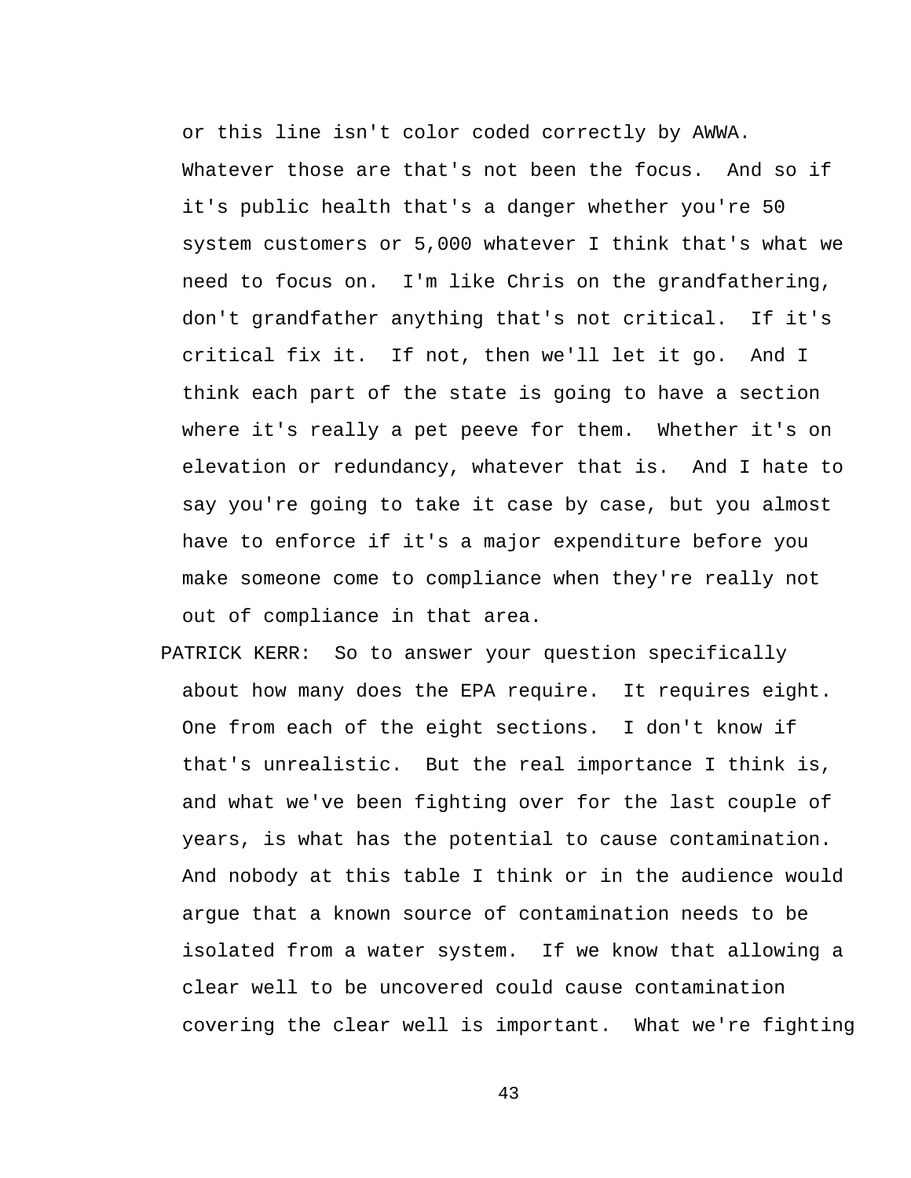or this line isn't color coded correctly by AWWA. Whatever those are that's not been the focus. And so if it's public health that's a danger whether you're 50 system customers or 5,000 whatever I think that's what we need to focus on. I'm like Chris on the grandfathering, don't grandfather anything that's not critical. If it's critical fix it. If not, then we'll let it go. And I think each part of the state is going to have a section where it's really a pet peeve for them. Whether it's on elevation or redundancy, whatever that is. And I hate to say you're going to take it case by case, but you almost have to enforce if it's a major expenditure before you make someone come to compliance when they're really not out of compliance in that area.

PATRICK KERR: So to answer your question specifically about how many does the EPA require. It requires eight. One from each of the eight sections. I don't know if that's unrealistic. But the real importance I think is, and what we've been fighting over for the last couple of years, is what has the potential to cause contamination. And nobody at this table I think or in the audience would argue that a known source of contamination needs to be isolated from a water system. If we know that allowing a clear well to be uncovered could cause contamination covering the clear well is important. What we're fighting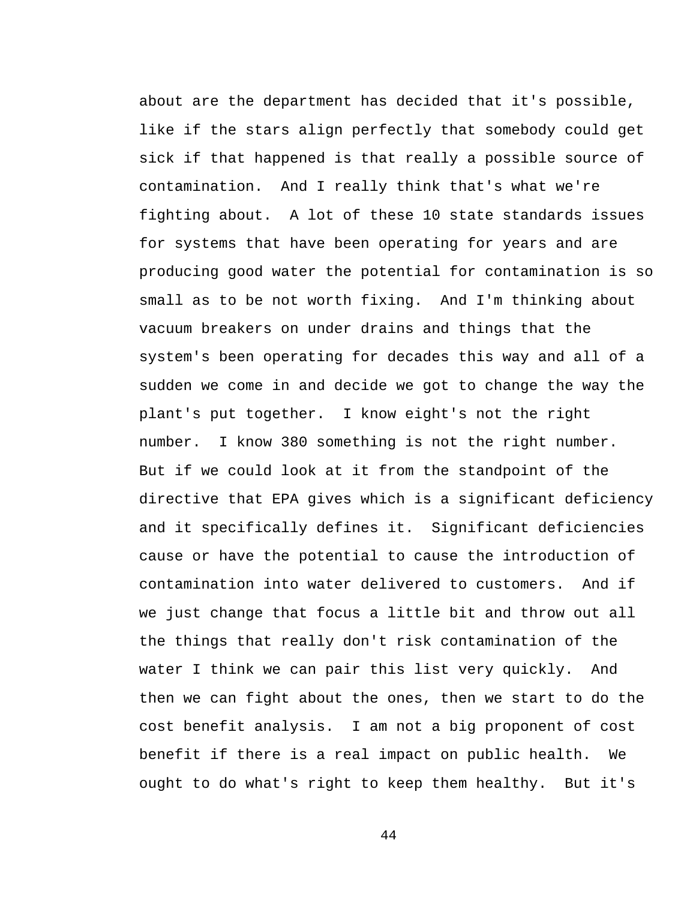about are the department has decided that it's possible, like if the stars align perfectly that somebody could get sick if that happened is that really a possible source of contamination. And I really think that's what we're fighting about. A lot of these 10 state standards issues for systems that have been operating for years and are producing good water the potential for contamination is so small as to be not worth fixing. And I'm thinking about vacuum breakers on under drains and things that the system's been operating for decades this way and all of a sudden we come in and decide we got to change the way the plant's put together. I know eight's not the right number. I know 380 something is not the right number. But if we could look at it from the standpoint of the directive that EPA gives which is a significant deficiency and it specifically defines it. Significant deficiencies cause or have the potential to cause the introduction of contamination into water delivered to customers. And if we just change that focus a little bit and throw out all the things that really don't risk contamination of the water I think we can pair this list very quickly. And then we can fight about the ones, then we start to do the cost benefit analysis. I am not a big proponent of cost benefit if there is a real impact on public health. We ought to do what's right to keep them healthy. But it's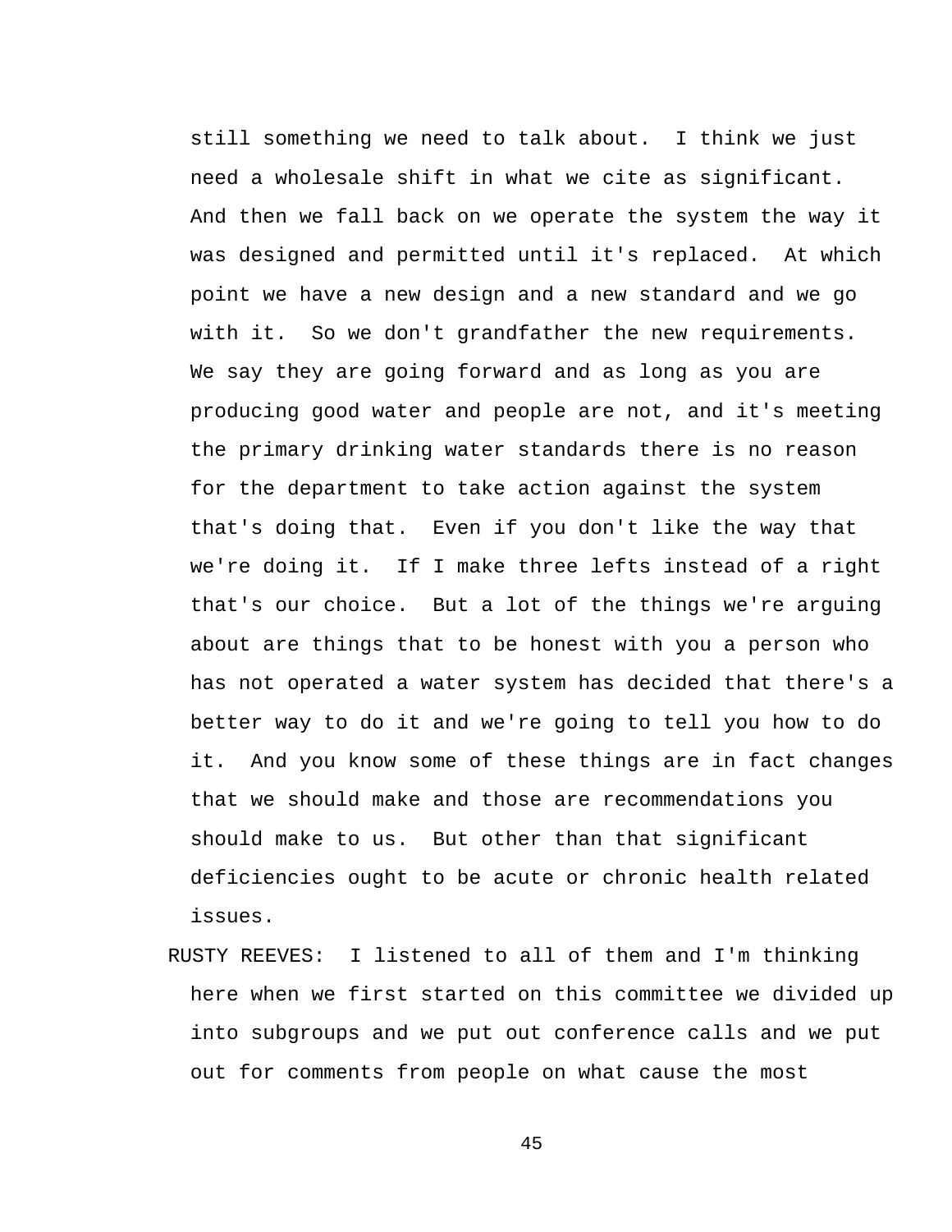still something we need to talk about. I think we just need a wholesale shift in what we cite as significant. And then we fall back on we operate the system the way it was designed and permitted until it's replaced. At which point we have a new design and a new standard and we go with it. So we don't grandfather the new requirements. We say they are going forward and as long as you are producing good water and people are not, and it's meeting the primary drinking water standards there is no reason for the department to take action against the system that's doing that. Even if you don't like the way that we're doing it. If I make three lefts instead of a right that's our choice. But a lot of the things we're arguing about are things that to be honest with you a person who has not operated a water system has decided that there's a better way to do it and we're going to tell you how to do it. And you know some of these things are in fact changes that we should make and those are recommendations you should make to us. But other than that significant deficiencies ought to be acute or chronic health related issues.

RUSTY REEVES: I listened to all of them and I'm thinking here when we first started on this committee we divided up into subgroups and we put out conference calls and we put out for comments from people on what cause the most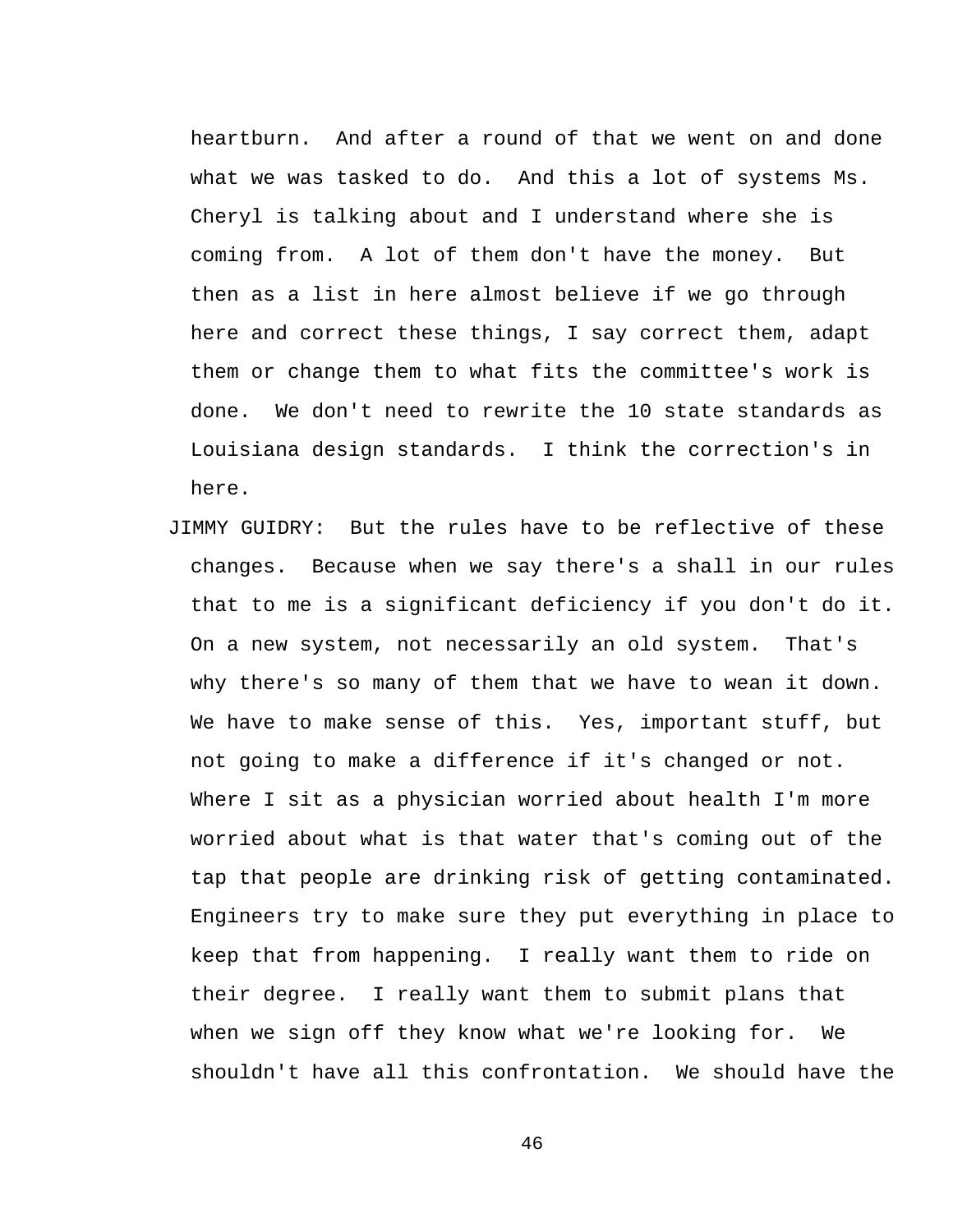heartburn. And after a round of that we went on and done what we was tasked to do. And this a lot of systems Ms. Cheryl is talking about and I understand where she is coming from. A lot of them don't have the money. But then as a list in here almost believe if we go through here and correct these things, I say correct them, adapt them or change them to what fits the committee's work is done. We don't need to rewrite the 10 state standards as Louisiana design standards. I think the correction's in here.

JIMMY GUIDRY: But the rules have to be reflective of these changes. Because when we say there's a shall in our rules that to me is a significant deficiency if you don't do it. On a new system, not necessarily an old system. That's why there's so many of them that we have to wean it down. We have to make sense of this. Yes, important stuff, but not going to make a difference if it's changed or not. Where I sit as a physician worried about health I'm more worried about what is that water that's coming out of the tap that people are drinking risk of getting contaminated. Engineers try to make sure they put everything in place to keep that from happening. I really want them to ride on their degree. I really want them to submit plans that when we sign off they know what we're looking for. We shouldn't have all this confrontation. We should have the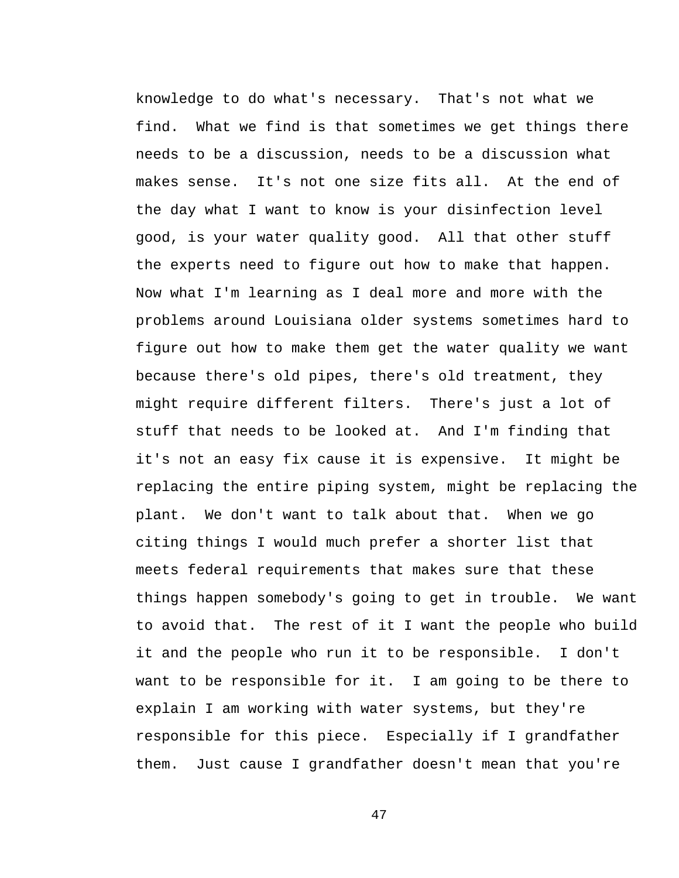knowledge to do what's necessary. That's not what we find. What we find is that sometimes we get things there needs to be a discussion, needs to be a discussion what makes sense. It's not one size fits all. At the end of the day what I want to know is your disinfection level good, is your water quality good. All that other stuff the experts need to figure out how to make that happen. Now what I'm learning as I deal more and more with the problems around Louisiana older systems sometimes hard to figure out how to make them get the water quality we want because there's old pipes, there's old treatment, they might require different filters. There's just a lot of stuff that needs to be looked at. And I'm finding that it's not an easy fix cause it is expensive. It might be replacing the entire piping system, might be replacing the plant. We don't want to talk about that. When we go citing things I would much prefer a shorter list that meets federal requirements that makes sure that these things happen somebody's going to get in trouble. We want to avoid that. The rest of it I want the people who build it and the people who run it to be responsible. I don't want to be responsible for it. I am going to be there to explain I am working with water systems, but they're responsible for this piece. Especially if I grandfather them. Just cause I grandfather doesn't mean that you're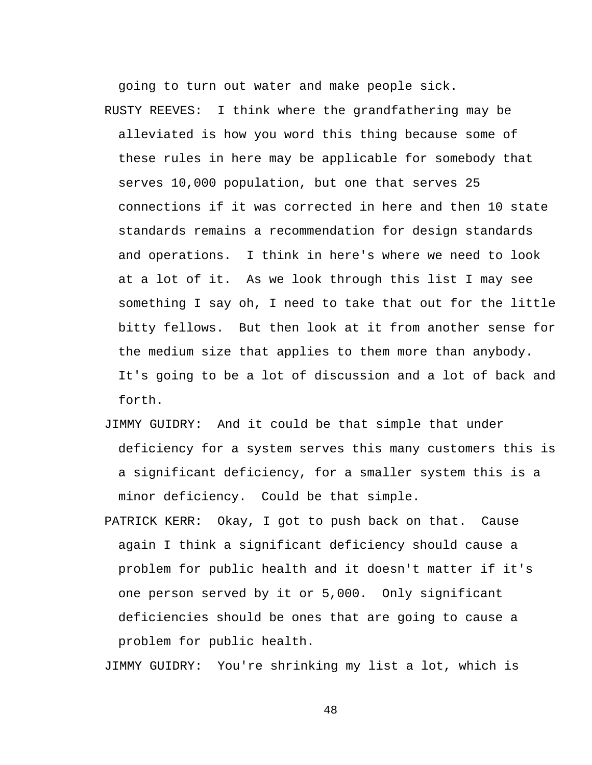going to turn out water and make people sick.

RUSTY REEVES: I think where the grandfathering may be alleviated is how you word this thing because some of these rules in here may be applicable for somebody that serves 10,000 population, but one that serves 25 connections if it was corrected in here and then 10 state standards remains a recommendation for design standards and operations. I think in here's where we need to look at a lot of it. As we look through this list I may see something I say oh, I need to take that out for the little bitty fellows. But then look at it from another sense for the medium size that applies to them more than anybody. It's going to be a lot of discussion and a lot of back and forth.

JIMMY GUIDRY: And it could be that simple that under deficiency for a system serves this many customers this is a significant deficiency, for a smaller system this is a minor deficiency. Could be that simple.

PATRICK KERR: Okay, I got to push back on that. Cause again I think a significant deficiency should cause a problem for public health and it doesn't matter if it's one person served by it or 5,000. Only significant deficiencies should be ones that are going to cause a problem for public health.

JIMMY GUIDRY: You're shrinking my list a lot, which is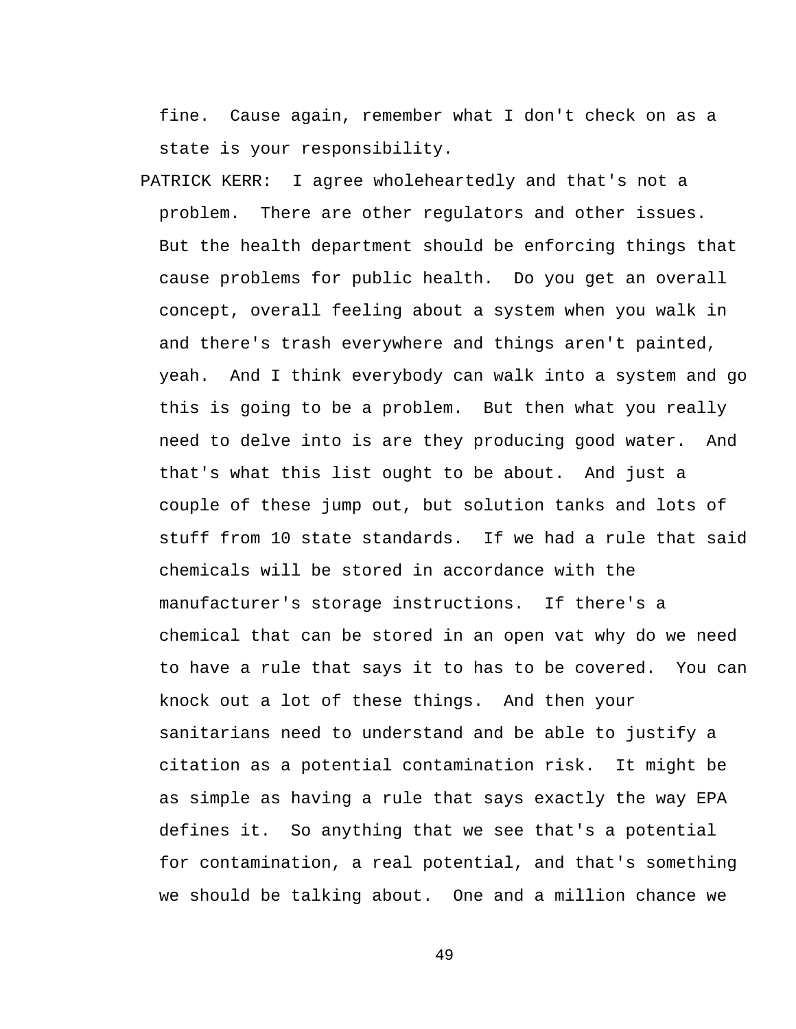fine. Cause again, remember what I don't check on as a state is your responsibility.

PATRICK KERR: I agree wholeheartedly and that's not a problem. There are other regulators and other issues. But the health department should be enforcing things that cause problems for public health. Do you get an overall concept, overall feeling about a system when you walk in and there's trash everywhere and things aren't painted, yeah. And I think everybody can walk into a system and go this is going to be a problem. But then what you really need to delve into is are they producing good water. And that's what this list ought to be about. And just a couple of these jump out, but solution tanks and lots of stuff from 10 state standards. If we had a rule that said chemicals will be stored in accordance with the manufacturer's storage instructions. If there's a chemical that can be stored in an open vat why do we need to have a rule that says it to has to be covered. You can knock out a lot of these things. And then your sanitarians need to understand and be able to justify a citation as a potential contamination risk. It might be as simple as having a rule that says exactly the way EPA defines it. So anything that we see that's a potential for contamination, a real potential, and that's something we should be talking about. One and a million chance we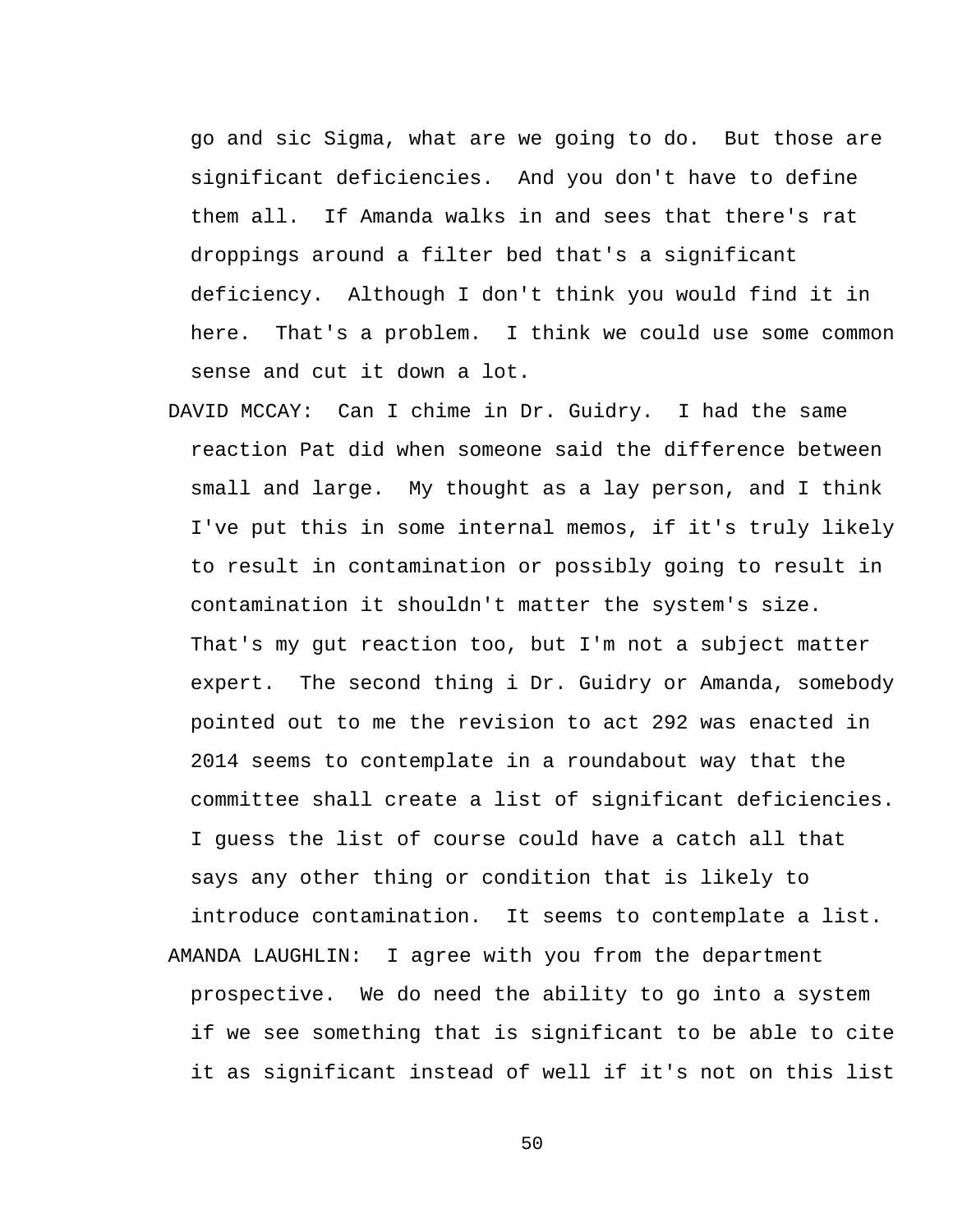go and sic Sigma, what are we going to do. But those are significant deficiencies. And you don't have to define them all. If Amanda walks in and sees that there's rat droppings around a filter bed that's a significant deficiency. Although I don't think you would find it in here. That's a problem. I think we could use some common sense and cut it down a lot.

DAVID MCCAY: Can I chime in Dr. Guidry. I had the same reaction Pat did when someone said the difference between small and large. My thought as a lay person, and I think I've put this in some internal memos, if it's truly likely to result in contamination or possibly going to result in contamination it shouldn't matter the system's size. That's my gut reaction too, but I'm not a subject matter expert. The second thing i Dr. Guidry or Amanda, somebody pointed out to me the revision to act 292 was enacted in 2014 seems to contemplate in a roundabout way that the committee shall create a list of significant deficiencies. I guess the list of course could have a catch all that says any other thing or condition that is likely to introduce contamination. It seems to contemplate a list.

AMANDA LAUGHLIN: I agree with you from the department prospective. We do need the ability to go into a system if we see something that is significant to be able to cite it as significant instead of well if it's not on this list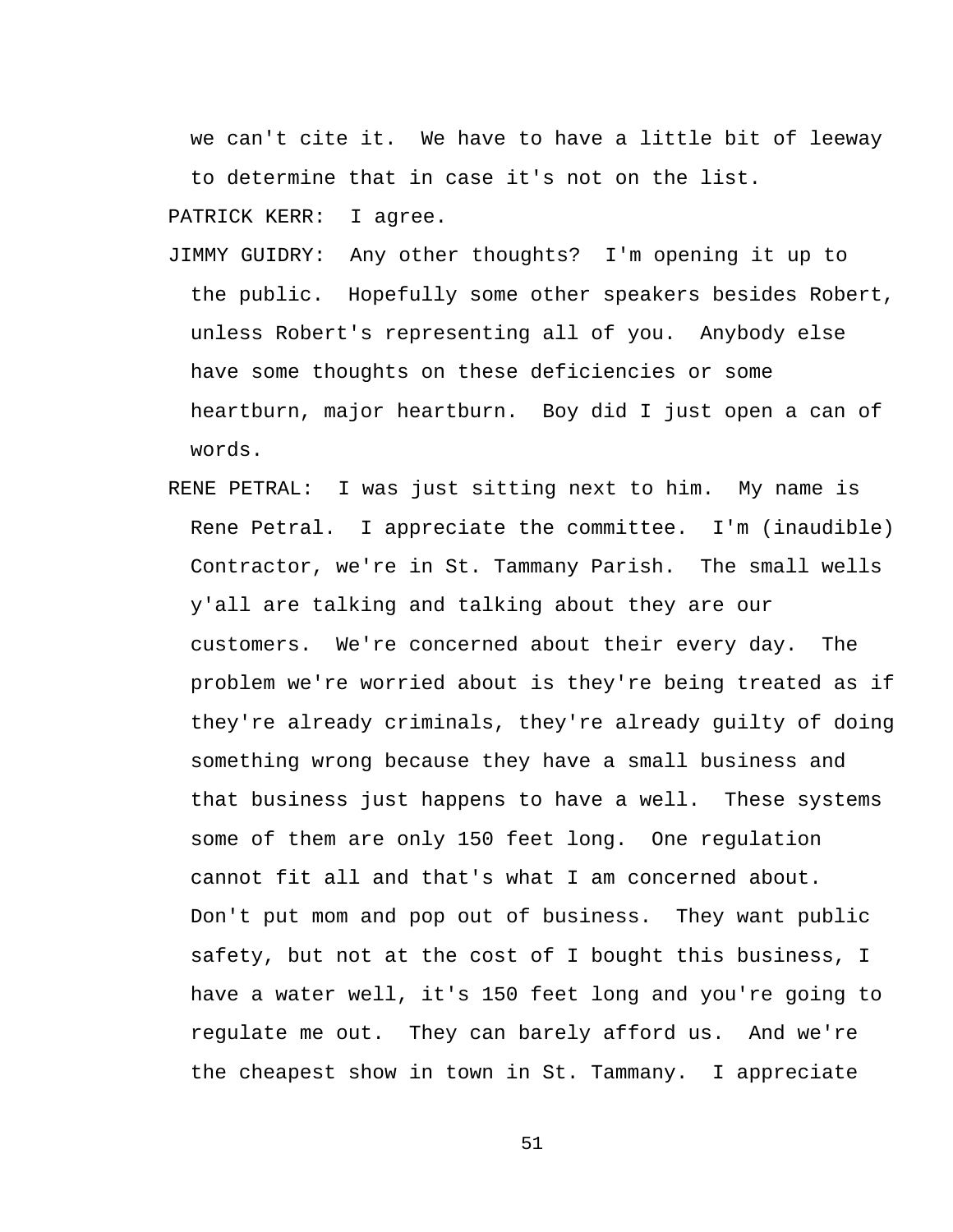we can't cite it. We have to have a little bit of leeway to determine that in case it's not on the list.

PATRICK KERR: I agree.

JIMMY GUIDRY: Any other thoughts? I'm opening it up to the public. Hopefully some other speakers besides Robert, unless Robert's representing all of you. Anybody else have some thoughts on these deficiencies or some heartburn, major heartburn. Boy did I just open a can of words.

RENE PETRAL: I was just sitting next to him. My name is Rene Petral. I appreciate the committee. I'm (inaudible) Contractor, we're in St. Tammany Parish. The small wells y'all are talking and talking about they are our customers. We're concerned about their every day. The problem we're worried about is they're being treated as if they're already criminals, they're already guilty of doing something wrong because they have a small business and that business just happens to have a well. These systems some of them are only 150 feet long. One regulation cannot fit all and that's what I am concerned about. Don't put mom and pop out of business. They want public safety, but not at the cost of I bought this business, I have a water well, it's 150 feet long and you're going to regulate me out. They can barely afford us. And we're the cheapest show in town in St. Tammany. I appreciate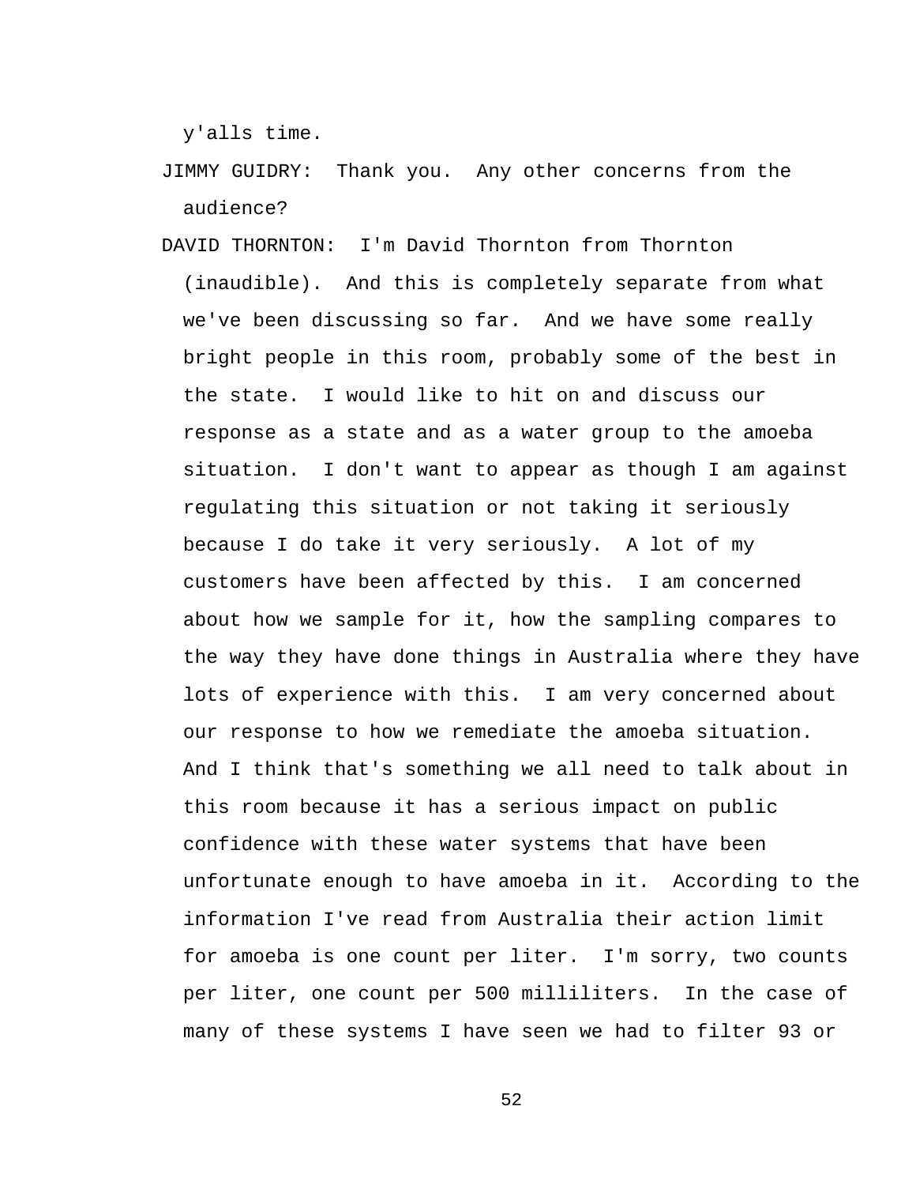y'alls time.

JIMMY GUIDRY: Thank you. Any other concerns from the audience?

DAVID THORNTON: I'm David Thornton from Thornton (inaudible). And this is completely separate from what we've been discussing so far. And we have some really bright people in this room, probably some of the best in the state. I would like to hit on and discuss our response as a state and as a water group to the amoeba situation. I don't want to appear as though I am against regulating this situation or not taking it seriously because I do take it very seriously. A lot of my customers have been affected by this. I am concerned about how we sample for it, how the sampling compares to the way they have done things in Australia where they have lots of experience with this. I am very concerned about our response to how we remediate the amoeba situation. And I think that's something we all need to talk about in this room because it has a serious impact on public confidence with these water systems that have been unfortunate enough to have amoeba in it. According to the information I've read from Australia their action limit for amoeba is one count per liter. I'm sorry, two counts per liter, one count per 500 milliliters. In the case of many of these systems I have seen we had to filter 93 or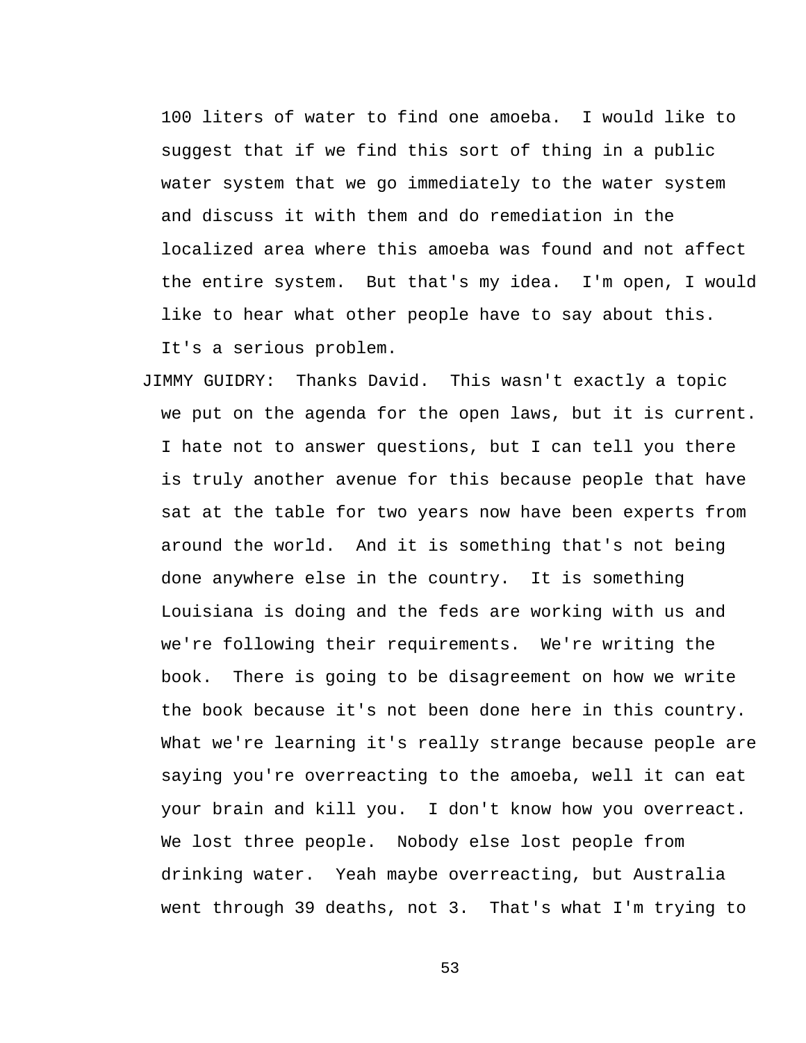100 liters of water to find one amoeba. I would like to suggest that if we find this sort of thing in a public water system that we go immediately to the water system and discuss it with them and do remediation in the localized area where this amoeba was found and not affect the entire system. But that's my idea. I'm open, I would like to hear what other people have to say about this. It's a serious problem.

JIMMY GUIDRY: Thanks David. This wasn't exactly a topic we put on the agenda for the open laws, but it is current. I hate not to answer questions, but I can tell you there is truly another avenue for this because people that have sat at the table for two years now have been experts from around the world. And it is something that's not being done anywhere else in the country. It is something Louisiana is doing and the feds are working with us and we're following their requirements. We're writing the book. There is going to be disagreement on how we write the book because it's not been done here in this country. What we're learning it's really strange because people are saying you're overreacting to the amoeba, well it can eat your brain and kill you. I don't know how you overreact. We lost three people. Nobody else lost people from drinking water. Yeah maybe overreacting, but Australia went through 39 deaths, not 3. That's what I'm trying to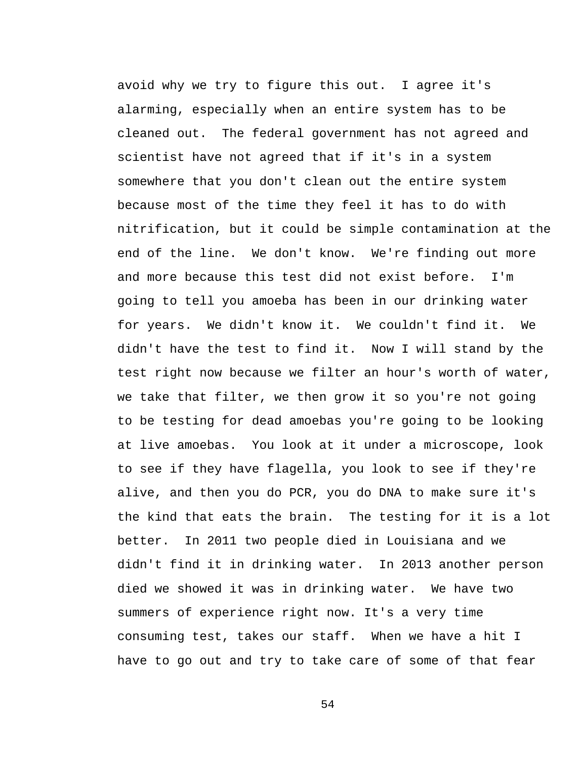avoid why we try to figure this out. I agree it's alarming, especially when an entire system has to be cleaned out. The federal government has not agreed and scientist have not agreed that if it's in a system somewhere that you don't clean out the entire system because most of the time they feel it has to do with nitrification, but it could be simple contamination at the end of the line. We don't know. We're finding out more and more because this test did not exist before. I'm going to tell you amoeba has been in our drinking water for years. We didn't know it. We couldn't find it. We didn't have the test to find it. Now I will stand by the test right now because we filter an hour's worth of water, we take that filter, we then grow it so you're not going to be testing for dead amoebas you're going to be looking at live amoebas. You look at it under a microscope, look to see if they have flagella, you look to see if they're alive, and then you do PCR, you do DNA to make sure it's the kind that eats the brain. The testing for it is a lot better. In 2011 two people died in Louisiana and we didn't find it in drinking water. In 2013 another person died we showed it was in drinking water. We have two summers of experience right now. It's a very time consuming test, takes our staff. When we have a hit I have to go out and try to take care of some of that fear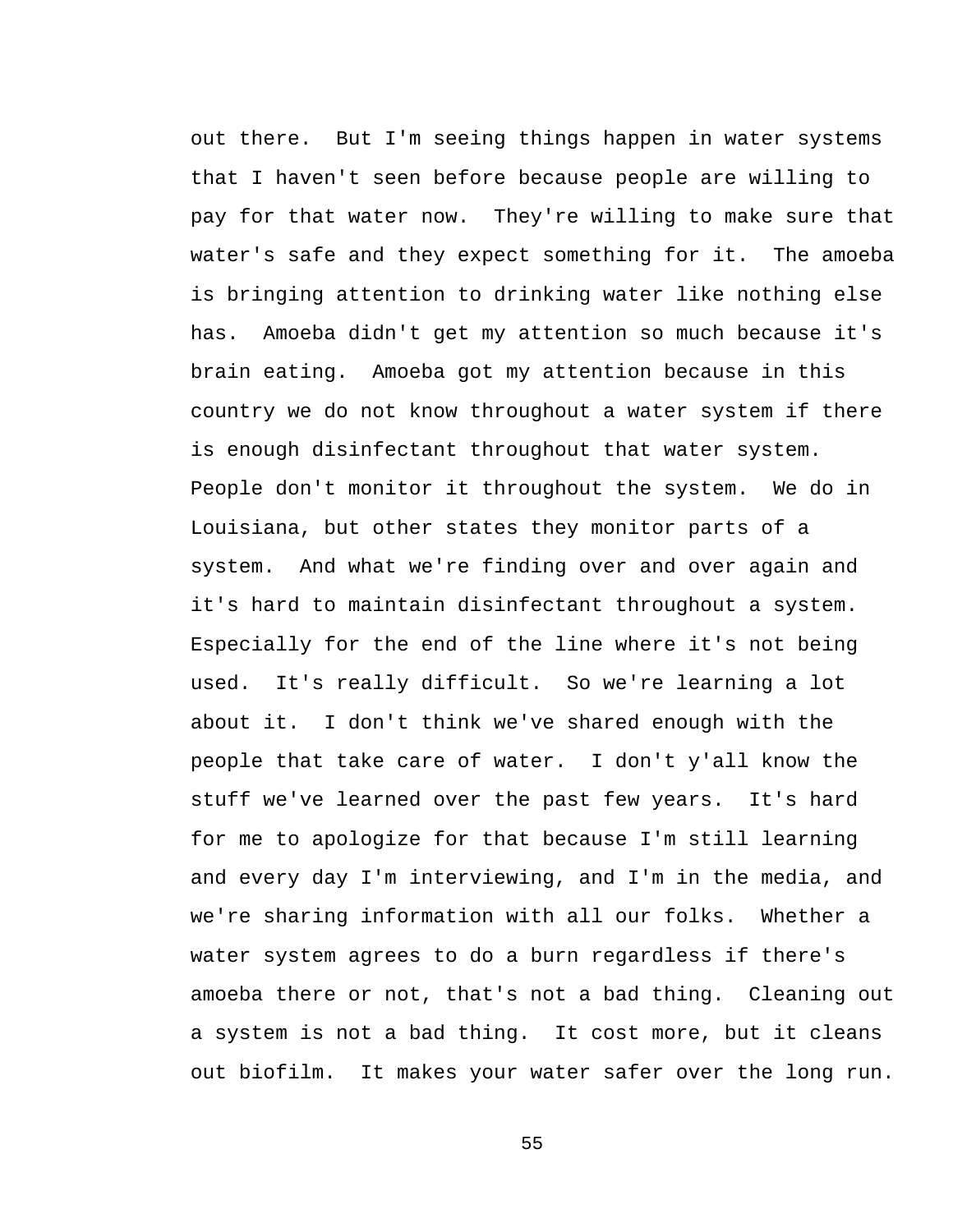out there. But I'm seeing things happen in water systems that I haven't seen before because people are willing to pay for that water now. They're willing to make sure that water's safe and they expect something for it. The amoeba is bringing attention to drinking water like nothing else has. Amoeba didn't get my attention so much because it's brain eating. Amoeba got my attention because in this country we do not know throughout a water system if there is enough disinfectant throughout that water system. People don't monitor it throughout the system. We do in Louisiana, but other states they monitor parts of a system. And what we're finding over and over again and it's hard to maintain disinfectant throughout a system. Especially for the end of the line where it's not being used. It's really difficult. So we're learning a lot about it. I don't think we've shared enough with the people that take care of water. I don't y'all know the stuff we've learned over the past few years. It's hard for me to apologize for that because I'm still learning and every day I'm interviewing, and I'm in the media, and we're sharing information with all our folks. Whether a water system agrees to do a burn regardless if there's amoeba there or not, that's not a bad thing. Cleaning out a system is not a bad thing. It cost more, but it cleans out biofilm. It makes your water safer over the long run.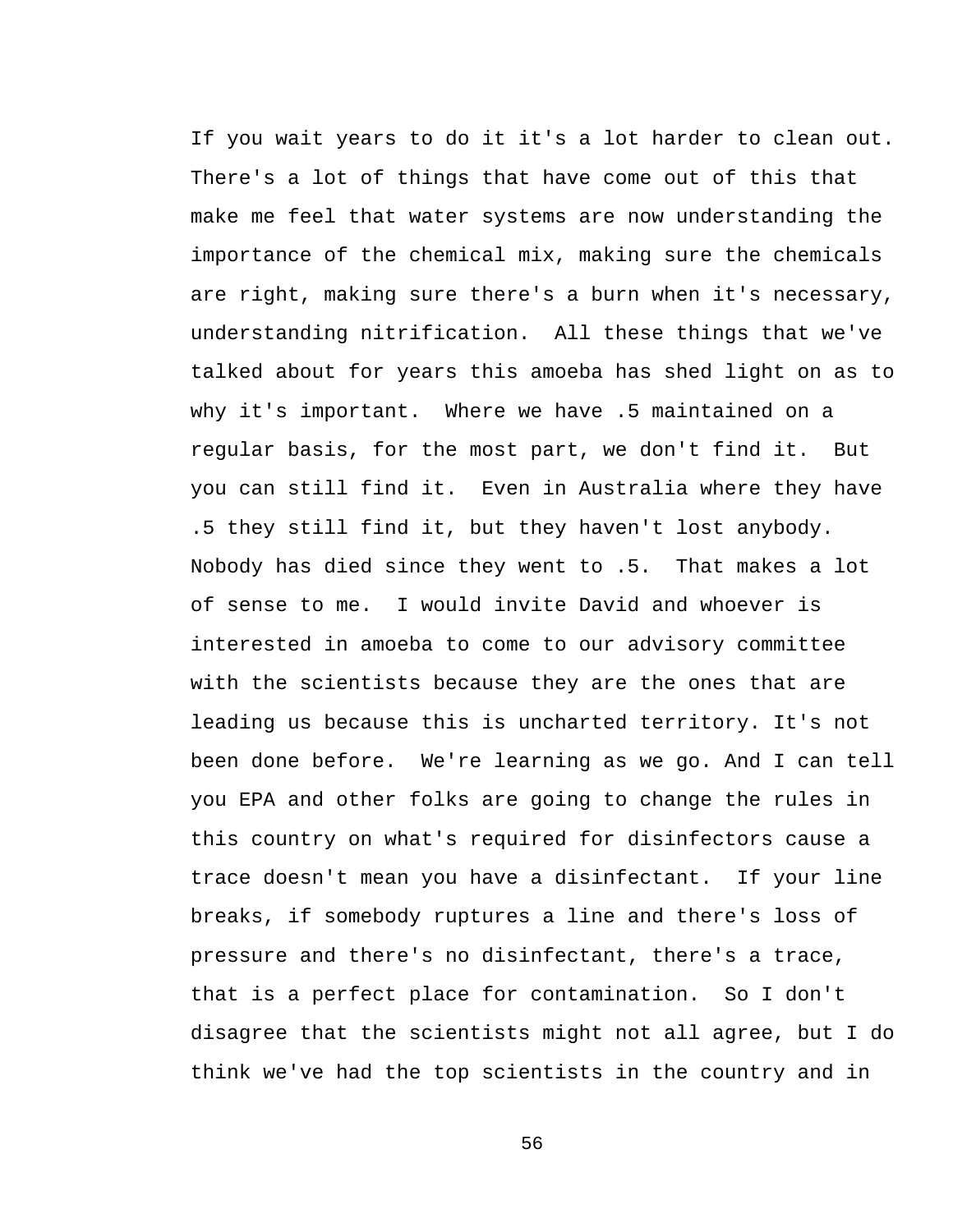If you wait years to do it it's a lot harder to clean out. There's a lot of things that have come out of this that make me feel that water systems are now understanding the importance of the chemical mix, making sure the chemicals are right, making sure there's a burn when it's necessary, understanding nitrification. All these things that we've talked about for years this amoeba has shed light on as to why it's important. Where we have .5 maintained on a regular basis, for the most part, we don't find it. But you can still find it. Even in Australia where they have .5 they still find it, but they haven't lost anybody. Nobody has died since they went to .5. That makes a lot of sense to me. I would invite David and whoever is interested in amoeba to come to our advisory committee with the scientists because they are the ones that are leading us because this is uncharted territory. It's not been done before. We're learning as we go. And I can tell you EPA and other folks are going to change the rules in this country on what's required for disinfectors cause a trace doesn't mean you have a disinfectant. If your line breaks, if somebody ruptures a line and there's loss of pressure and there's no disinfectant, there's a trace, that is a perfect place for contamination. So I don't disagree that the scientists might not all agree, but I do think we've had the top scientists in the country and in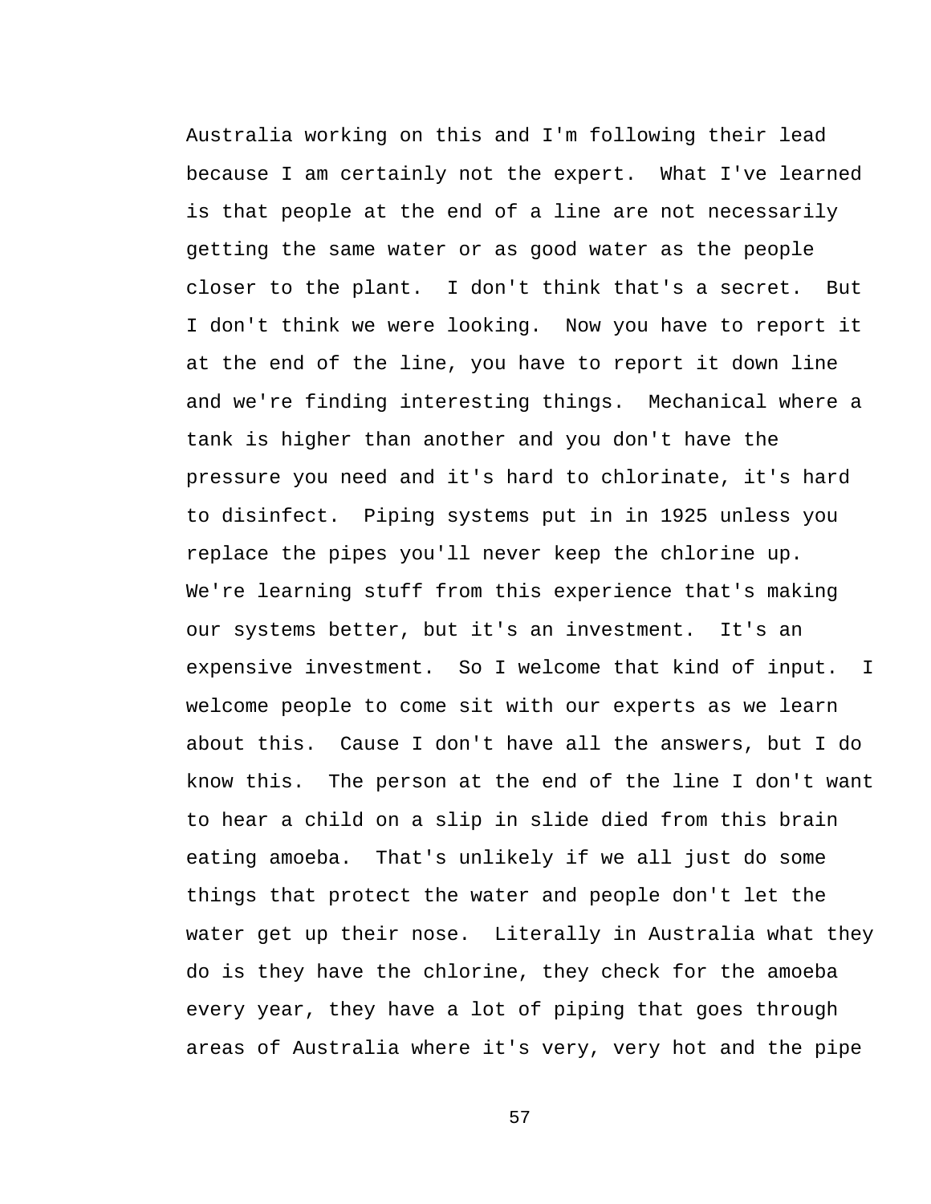Australia working on this and I'm following their lead because I am certainly not the expert.  What I've learned is that people at the end of a line are not necessarily getting the same water or as good water as the people closer to the plant.  I don't think that's a secret.  But I don't think we were looking.  Now you have to report it at the end of the line, you have to report it down line and we're finding interesting things.  Mechanical where a tank is higher than another and you don't have the pressure you need and it's hard to chlorinate, it's hard to disinfect.  Piping systems put in in 1925 unless you replace the pipes you'll never keep the chlorine up. We're learning stuff from this experience that's making our systems better, but it's an investment.  It's an expensive investment.  So I welcome that kind of input.  I welcome people to come sit with our experts as we learn about this.  Cause I don't have all the answers, but I do know this.  The person at the end of the line I don't want to hear a child on a slip in slide died from this brain eating amoeba.  That's unlikely if we all just do some things that protect the water and people don't let the water get up their nose.  Literally in Australia what they do is they have the chlorine, they check for the amoeba every year, they have a lot of piping that goes through areas of Australia where it's very, very hot and the pipe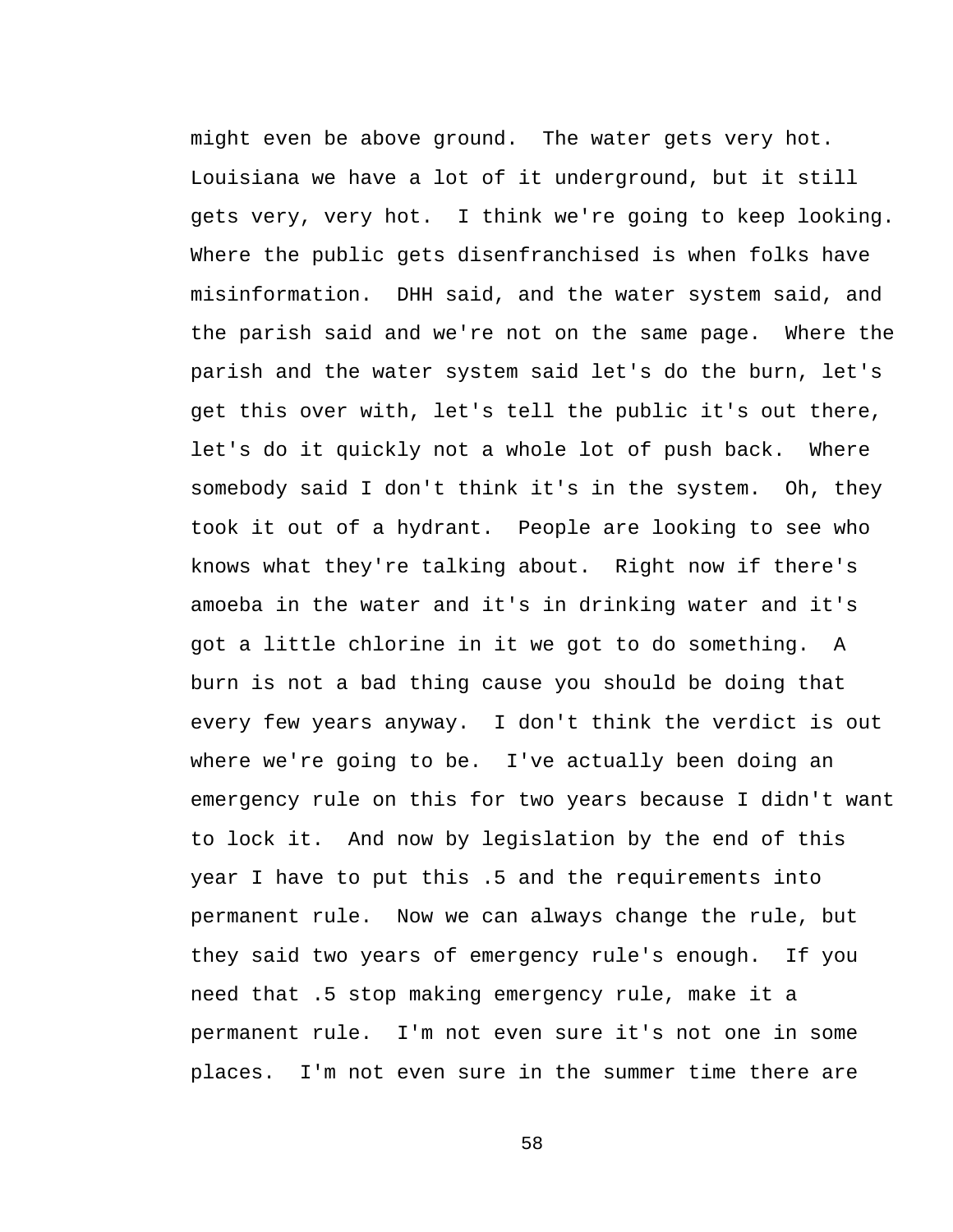might even be above ground. The water gets very hot. Louisiana we have a lot of it underground, but it still gets very, very hot. I think we're going to keep looking. Where the public gets disenfranchised is when folks have misinformation. DHH said, and the water system said, and the parish said and we're not on the same page. Where the parish and the water system said let's do the burn, let's get this over with, let's tell the public it's out there, let's do it quickly not a whole lot of push back. Where somebody said I don't think it's in the system. Oh, they took it out of a hydrant. People are looking to see who knows what they're talking about. Right now if there's amoeba in the water and it's in drinking water and it's got a little chlorine in it we got to do something. A burn is not a bad thing cause you should be doing that every few years anyway. I don't think the verdict is out where we're going to be. I've actually been doing an emergency rule on this for two years because I didn't want to lock it. And now by legislation by the end of this year I have to put this .5 and the requirements into permanent rule. Now we can always change the rule, but they said two years of emergency rule's enough. If you need that .5 stop making emergency rule, make it a permanent rule. I'm not even sure it's not one in some places. I'm not even sure in the summer time there are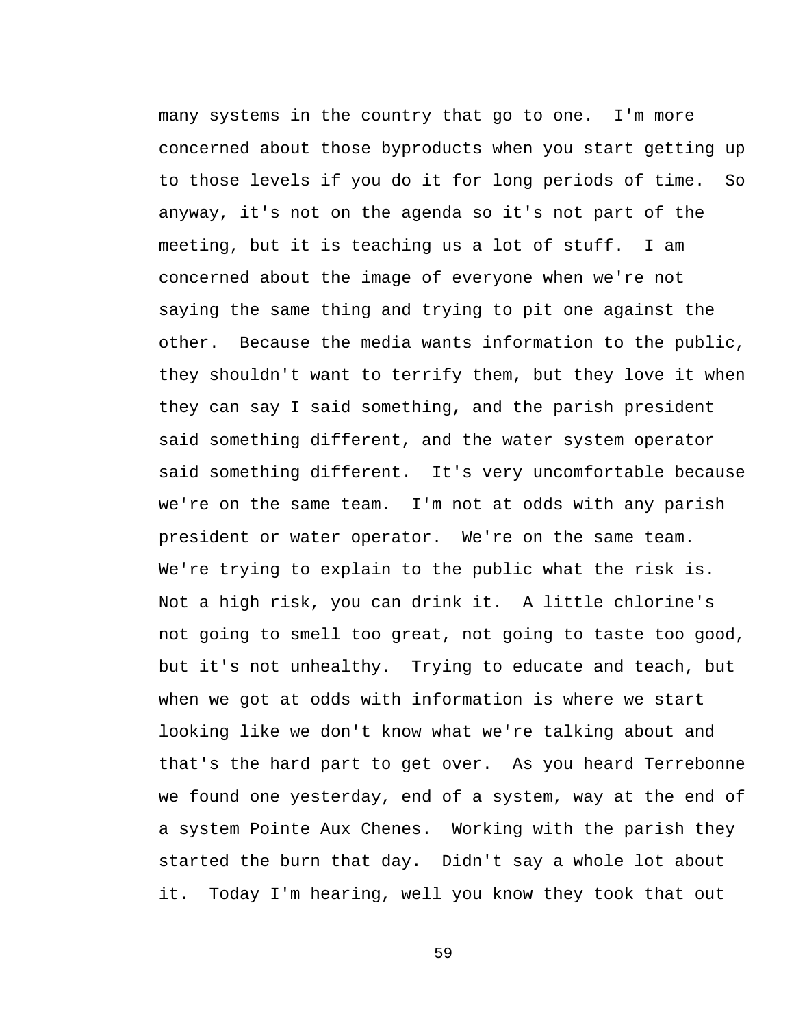many systems in the country that go to one. I'm more concerned about those byproducts when you start getting up to those levels if you do it for long periods of time. So anyway, it's not on the agenda so it's not part of the meeting, but it is teaching us a lot of stuff. I am concerned about the image of everyone when we're not saying the same thing and trying to pit one against the other. Because the media wants information to the public, they shouldn't want to terrify them, but they love it when they can say I said something, and the parish president said something different, and the water system operator said something different. It's very uncomfortable because we're on the same team. I'm not at odds with any parish president or water operator. We're on the same team. We're trying to explain to the public what the risk is. Not a high risk, you can drink it. A little chlorine's not going to smell too great, not going to taste too good, but it's not unhealthy. Trying to educate and teach, but when we got at odds with information is where we start looking like we don't know what we're talking about and that's the hard part to get over. As you heard Terrebonne we found one yesterday, end of a system, way at the end of a system Pointe Aux Chenes. Working with the parish they started the burn that day. Didn't say a whole lot about it. Today I'm hearing, well you know they took that out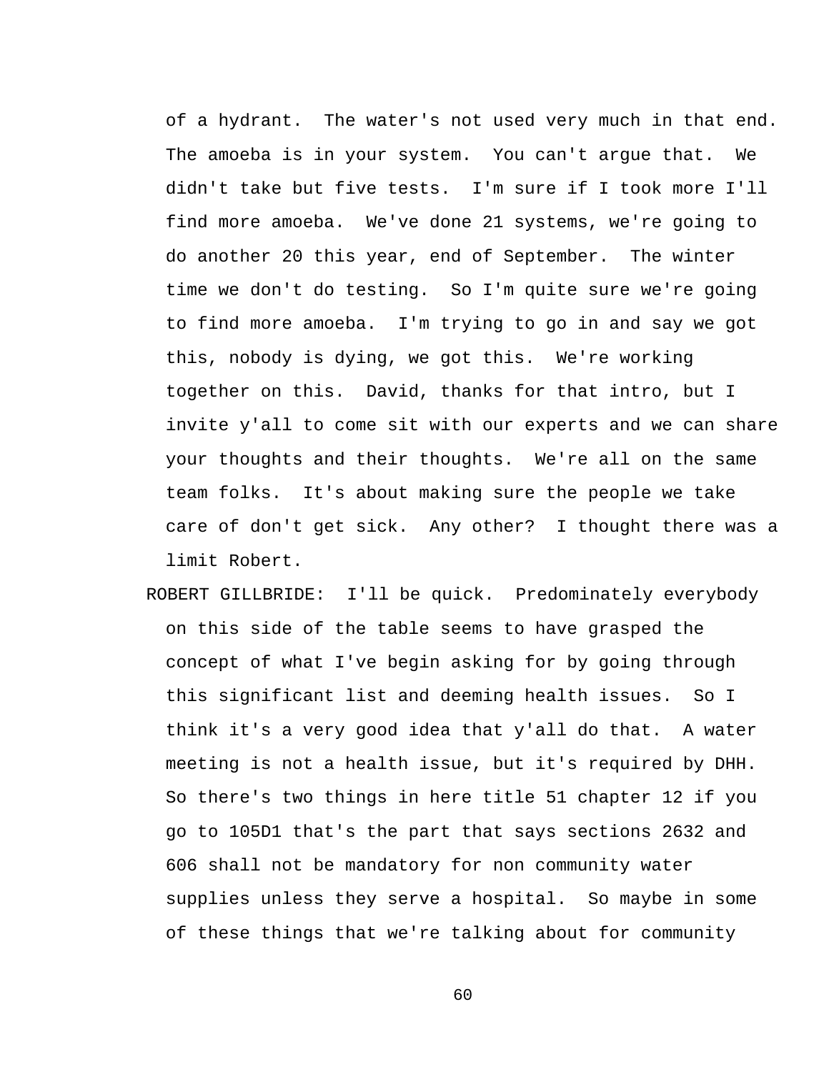of a hydrant. The water's not used very much in that end. The amoeba is in your system. You can't argue that. We didn't take but five tests. I'm sure if I took more I'll find more amoeba. We've done 21 systems, we're going to do another 20 this year, end of September. The winter time we don't do testing. So I'm quite sure we're going to find more amoeba. I'm trying to go in and say we got this, nobody is dying, we got this. We're working together on this. David, thanks for that intro, but I invite y'all to come sit with our experts and we can share your thoughts and their thoughts. We're all on the same team folks. It's about making sure the people we take care of don't get sick. Any other? I thought there was a limit Robert.

ROBERT GILLBRIDE: I'll be quick. Predominately everybody on this side of the table seems to have grasped the concept of what I've begin asking for by going through this significant list and deeming health issues. So I think it's a very good idea that y'all do that. A water meeting is not a health issue, but it's required by DHH. So there's two things in here title 51 chapter 12 if you go to 105D1 that's the part that says sections 2632 and 606 shall not be mandatory for non community water supplies unless they serve a hospital. So maybe in some of these things that we're talking about for community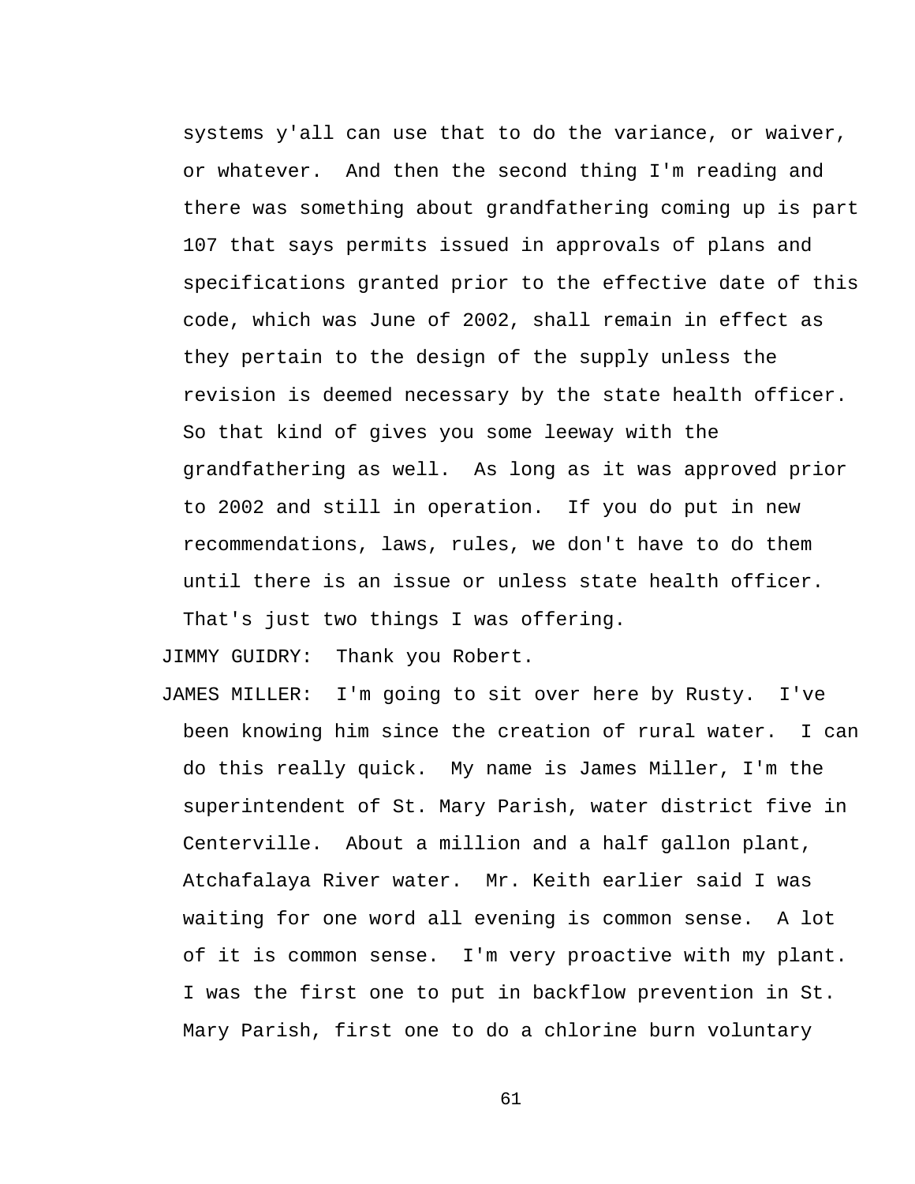systems y'all can use that to do the variance, or waiver, or whatever.  And then the second thing I'm reading and there was something about grandfathering coming up is part 107 that says permits issued in approvals of plans and specifications granted prior to the effective date of this code, which was June of 2002, shall remain in effect as they pertain to the design of the supply unless the revision is deemed necessary by the state health officer. So that kind of gives you some leeway with the grandfathering as well.  As long as it was approved prior to 2002 and still in operation.  If you do put in new recommendations, laws, rules, we don't have to do them until there is an issue or unless state health officer. That's just two things I was offering.

JIMMY GUIDRY:  Thank you Robert.

JAMES MILLER:  I'm going to sit over here by Rusty.  I've been knowing him since the creation of rural water.  I can do this really quick.  My name is James Miller, I'm the superintendent of St. Mary Parish, water district five in Centerville.  About a million and a half gallon plant, Atchafalaya River water.  Mr. Keith earlier said I was waiting for one word all evening is common sense.  A lot of it is common sense.  I'm very proactive with my plant. I was the first one to put in backflow prevention in St. Mary Parish, first one to do a chlorine burn voluntary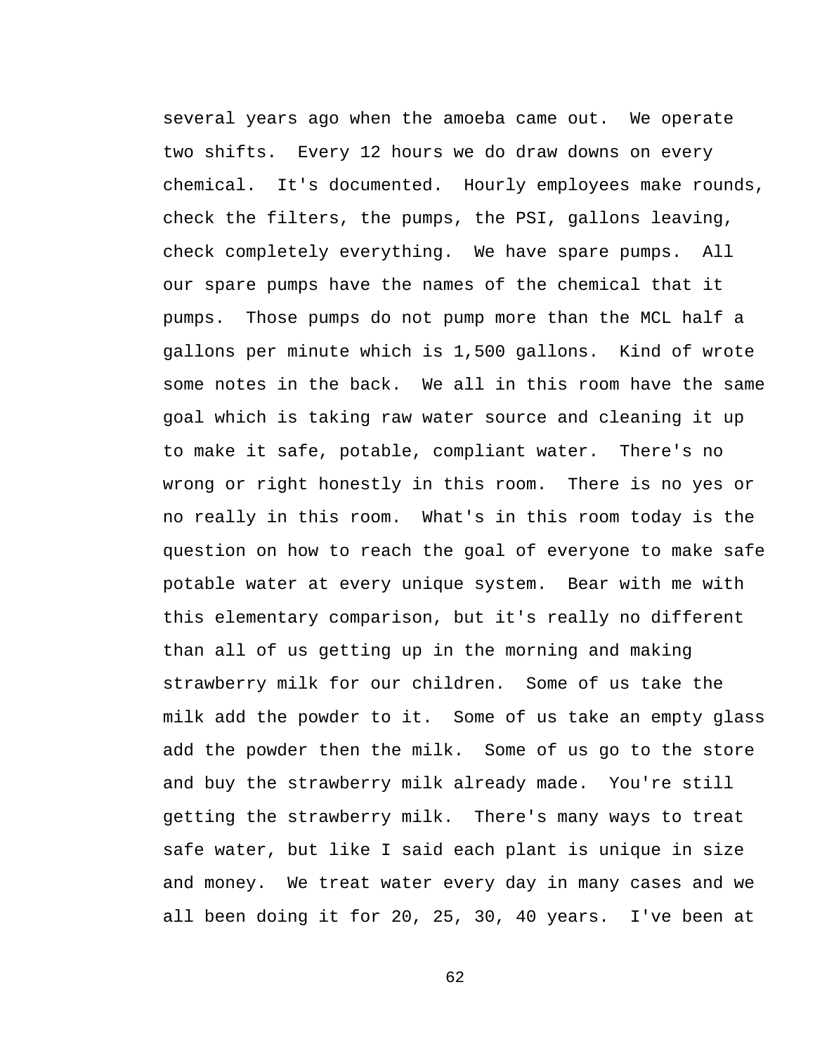several years ago when the amoeba came out. We operate two shifts. Every 12 hours we do draw downs on every chemical. It's documented. Hourly employees make rounds, check the filters, the pumps, the PSI, gallons leaving, check completely everything. We have spare pumps. All our spare pumps have the names of the chemical that it pumps. Those pumps do not pump more than the MCL half a gallons per minute which is 1,500 gallons. Kind of wrote some notes in the back. We all in this room have the same goal which is taking raw water source and cleaning it up to make it safe, potable, compliant water. There's no wrong or right honestly in this room. There is no yes or no really in this room. What's in this room today is the question on how to reach the goal of everyone to make safe potable water at every unique system. Bear with me with this elementary comparison, but it's really no different than all of us getting up in the morning and making strawberry milk for our children. Some of us take the milk add the powder to it. Some of us take an empty glass add the powder then the milk. Some of us go to the store and buy the strawberry milk already made. You're still getting the strawberry milk. There's many ways to treat safe water, but like I said each plant is unique in size and money. We treat water every day in many cases and we all been doing it for 20, 25, 30, 40 years. I've been at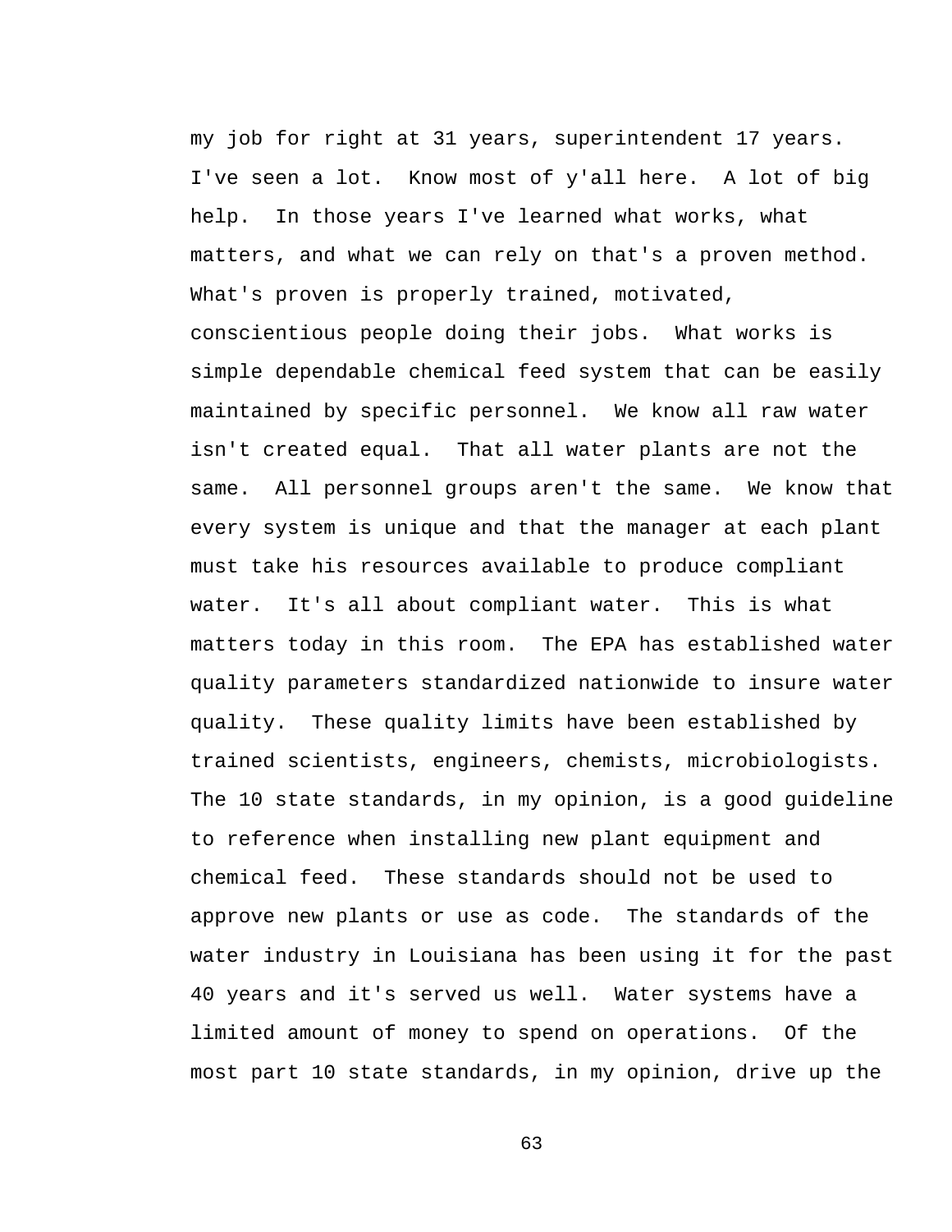my job for right at 31 years, superintendent 17 years. I've seen a lot. Know most of y'all here. A lot of big help. In those years I've learned what works, what matters, and what we can rely on that's a proven method. What's proven is properly trained, motivated, conscientious people doing their jobs. What works is simple dependable chemical feed system that can be easily maintained by specific personnel. We know all raw water isn't created equal. That all water plants are not the same. All personnel groups aren't the same. We know that every system is unique and that the manager at each plant must take his resources available to produce compliant water. It's all about compliant water. This is what matters today in this room. The EPA has established water quality parameters standardized nationwide to insure water quality. These quality limits have been established by trained scientists, engineers, chemists, microbiologists. The 10 state standards, in my opinion, is a good guideline to reference when installing new plant equipment and chemical feed. These standards should not be used to approve new plants or use as code. The standards of the water industry in Louisiana has been using it for the past 40 years and it's served us well. Water systems have a limited amount of money to spend on operations. Of the most part 10 state standards, in my opinion, drive up the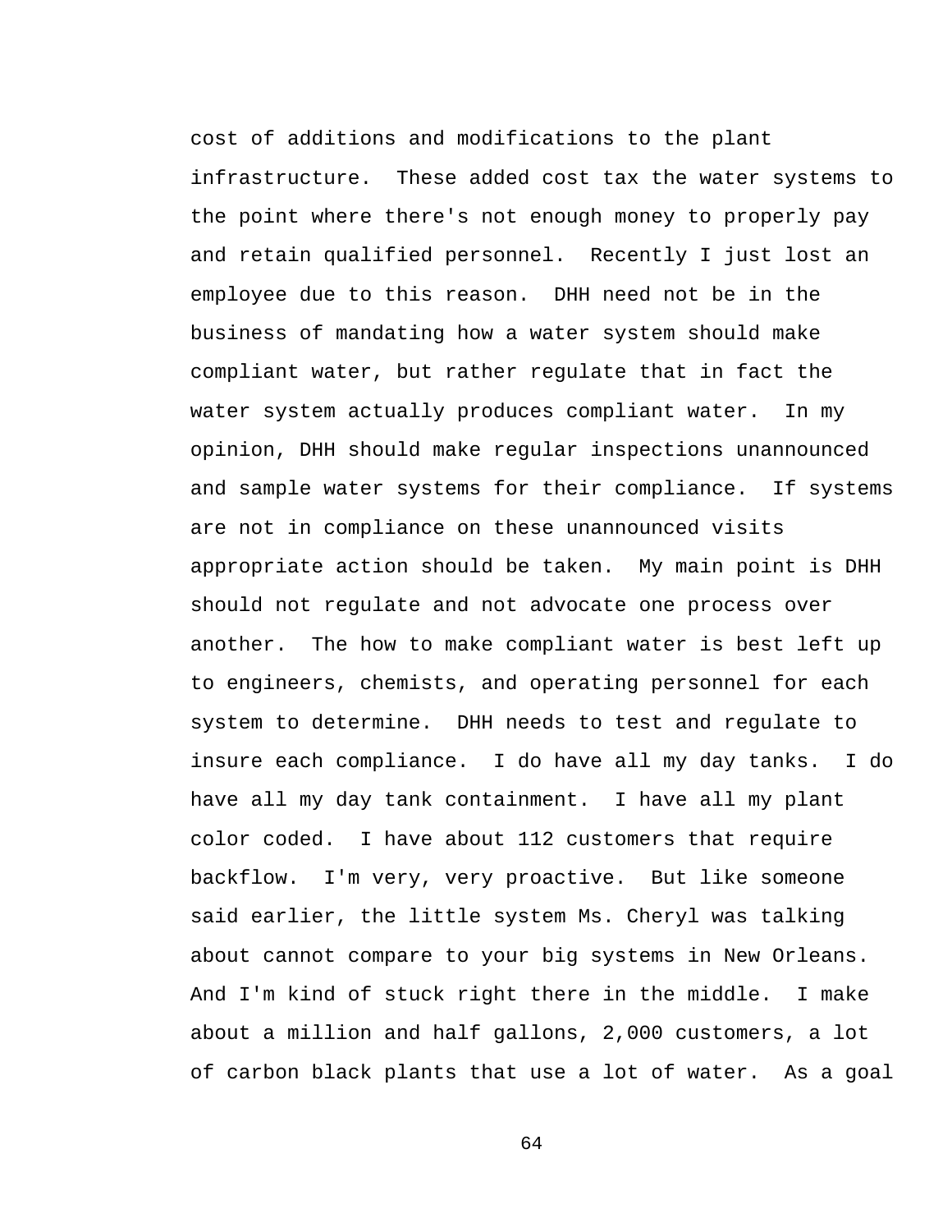cost of additions and modifications to the plant infrastructure. These added cost tax the water systems to the point where there's not enough money to properly pay and retain qualified personnel. Recently I just lost an employee due to this reason. DHH need not be in the business of mandating how a water system should make compliant water, but rather regulate that in fact the water system actually produces compliant water. In my opinion, DHH should make regular inspections unannounced and sample water systems for their compliance. If systems are not in compliance on these unannounced visits appropriate action should be taken. My main point is DHH should not regulate and not advocate one process over another. The how to make compliant water is best left up to engineers, chemists, and operating personnel for each system to determine. DHH needs to test and regulate to insure each compliance. I do have all my day tanks. I do have all my day tank containment. I have all my plant color coded. I have about 112 customers that require backflow. I'm very, very proactive. But like someone said earlier, the little system Ms. Cheryl was talking about cannot compare to your big systems in New Orleans. And I'm kind of stuck right there in the middle. I make about a million and half gallons, 2,000 customers, a lot of carbon black plants that use a lot of water. As a goal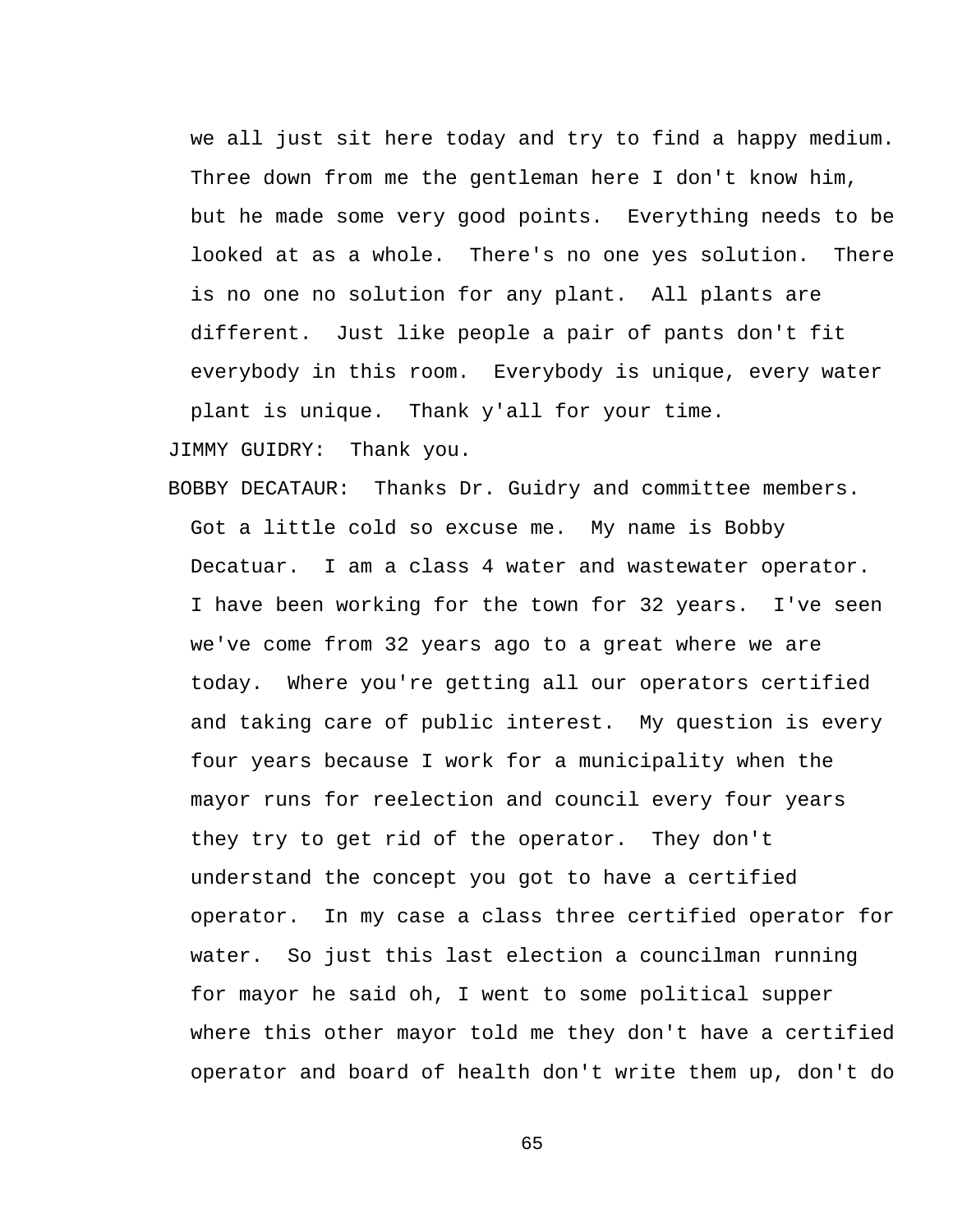we all just sit here today and try to find a happy medium. Three down from me the gentleman here I don't know him, but he made some very good points. Everything needs to be looked at as a whole. There's no one yes solution. There is no one no solution for any plant. All plants are different. Just like people a pair of pants don't fit everybody in this room. Everybody is unique, every water plant is unique. Thank y'all for your time.

JIMMY GUIDRY: Thank you.

BOBBY DECATAUR: Thanks Dr. Guidry and committee members. Got a little cold so excuse me. My name is Bobby Decatuar. I am a class 4 water and wastewater operator. I have been working for the town for 32 years. I've seen we've come from 32 years ago to a great where we are today. Where you're getting all our operators certified and taking care of public interest. My question is every four years because I work for a municipality when the mayor runs for reelection and council every four years they try to get rid of the operator. They don't understand the concept you got to have a certified operator. In my case a class three certified operator for water. So just this last election a councilman running for mayor he said oh, I went to some political supper where this other mayor told me they don't have a certified operator and board of health don't write them up, don't do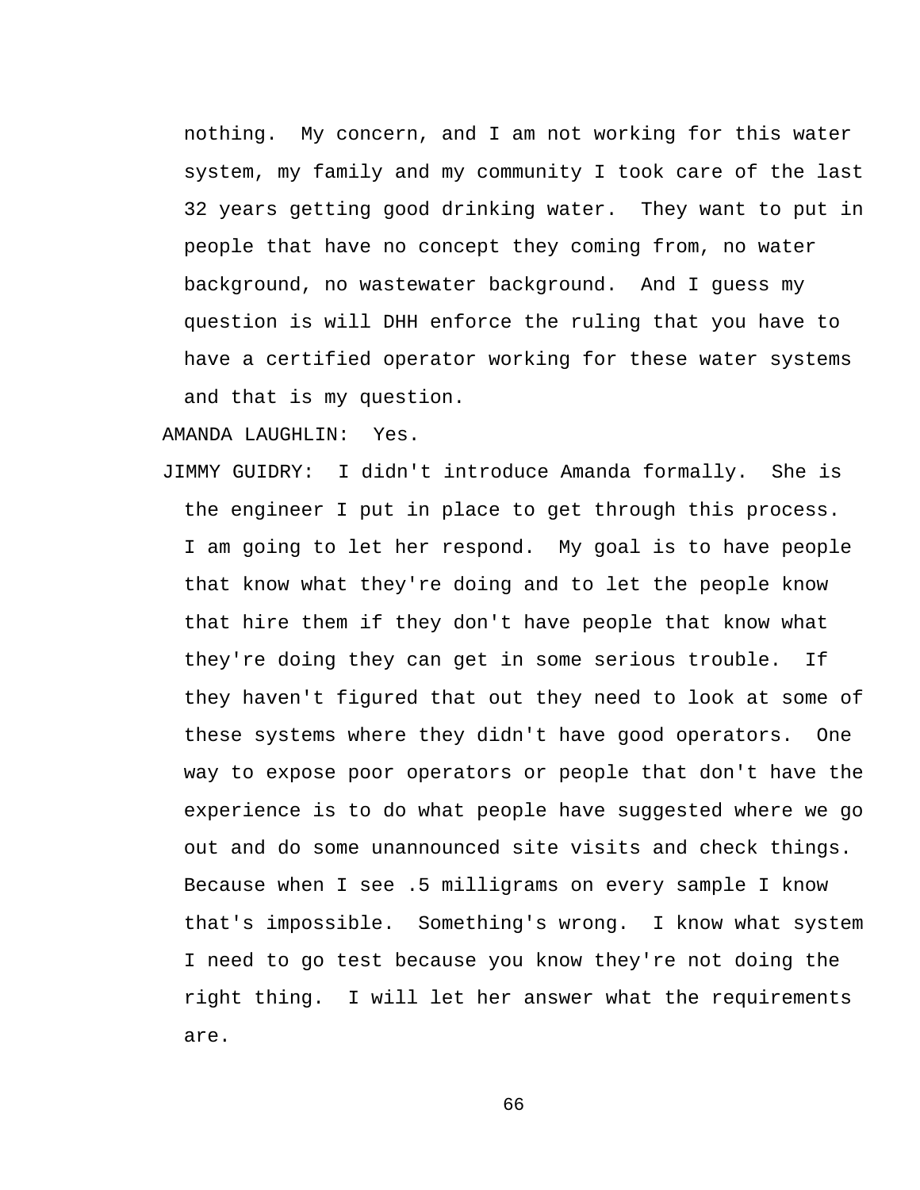nothing. My concern, and I am not working for this water system, my family and my community I took care of the last 32 years getting good drinking water. They want to put in people that have no concept they coming from, no water background, no wastewater background. And I guess my question is will DHH enforce the ruling that you have to have a certified operator working for these water systems and that is my question.

AMANDA LAUGHLIN: Yes.

JIMMY GUIDRY: I didn't introduce Amanda formally. She is the engineer I put in place to get through this process. I am going to let her respond. My goal is to have people that know what they're doing and to let the people know that hire them if they don't have people that know what they're doing they can get in some serious trouble. If they haven't figured that out they need to look at some of these systems where they didn't have good operators. One way to expose poor operators or people that don't have the experience is to do what people have suggested where we go out and do some unannounced site visits and check things. Because when I see .5 milligrams on every sample I know that's impossible. Something's wrong. I know what system I need to go test because you know they're not doing the right thing. I will let her answer what the requirements are.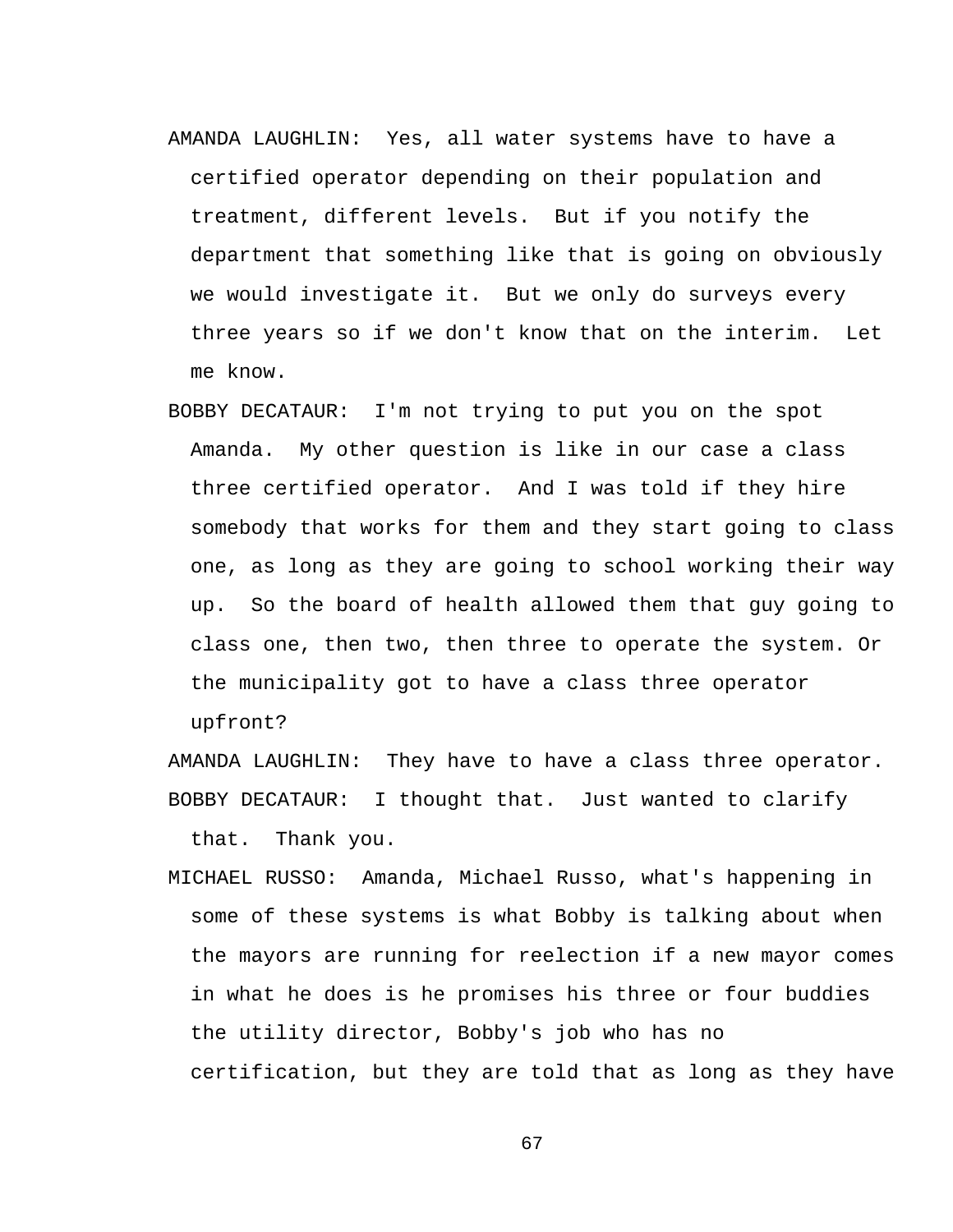AMANDA LAUGHLIN: Yes, all water systems have to have a certified operator depending on their population and treatment, different levels. But if you notify the department that something like that is going on obviously we would investigate it. But we only do surveys every three years so if we don't know that on the interim. Let me know.

BOBBY DECATAUR: I'm not trying to put you on the spot Amanda. My other question is like in our case a class three certified operator. And I was told if they hire somebody that works for them and they start going to class one, as long as they are going to school working their way up. So the board of health allowed them that guy going to class one, then two, then three to operate the system. Or the municipality got to have a class three operator upfront?

AMANDA LAUGHLIN: They have to have a class three operator.

BOBBY DECATAUR: I thought that. Just wanted to clarify that. Thank you.

MICHAEL RUSSO: Amanda, Michael Russo, what's happening in some of these systems is what Bobby is talking about when the mayors are running for reelection if a new mayor comes in what he does is he promises his three or four buddies the utility director, Bobby's job who has no certification, but they are told that as long as they have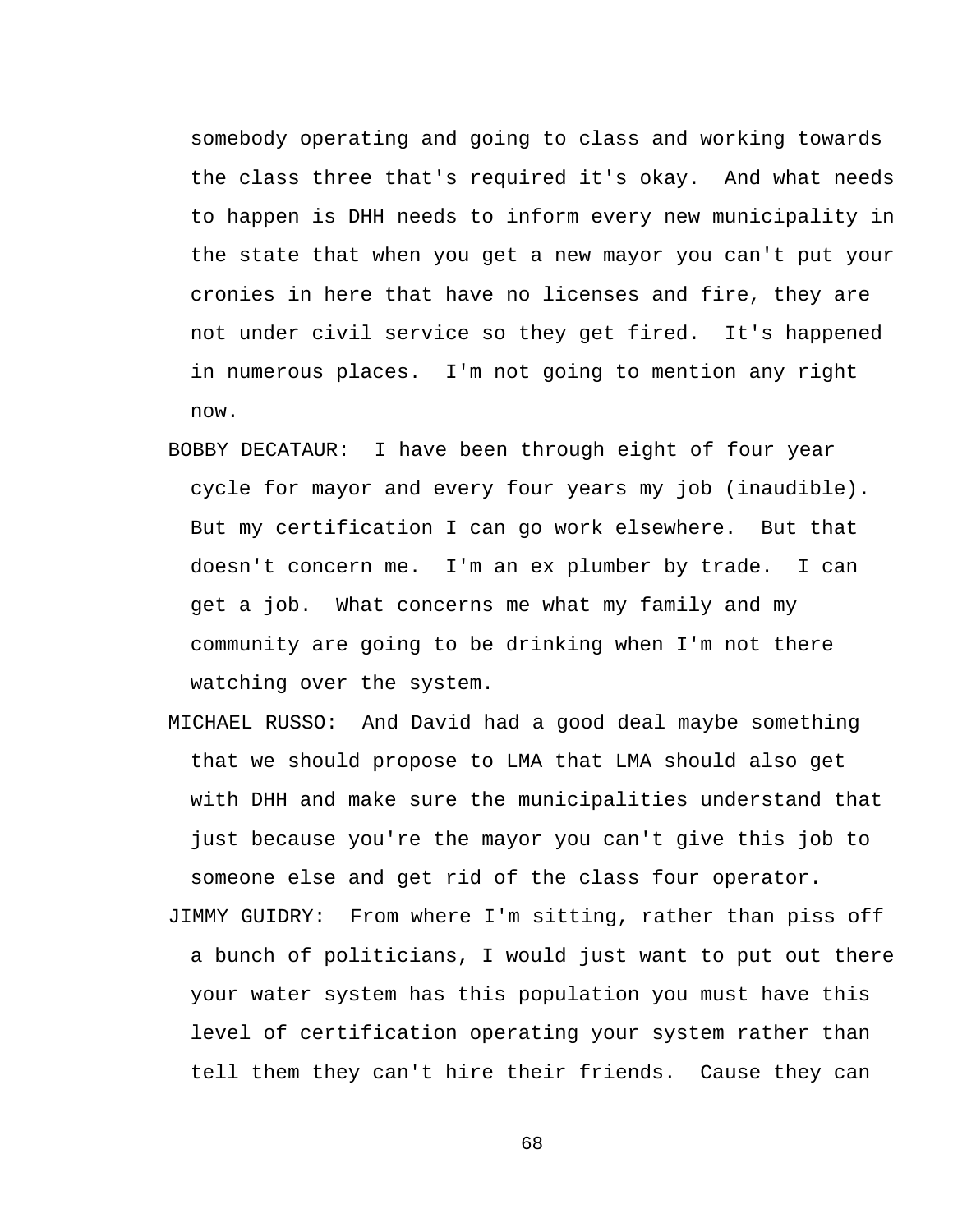somebody operating and going to class and working towards the class three that's required it's okay. And what needs to happen is DHH needs to inform every new municipality in the state that when you get a new mayor you can't put your cronies in here that have no licenses and fire, they are not under civil service so they get fired. It's happened in numerous places. I'm not going to mention any right now.

BOBBY DECATAUR: I have been through eight of four year cycle for mayor and every four years my job (inaudible). But my certification I can go work elsewhere. But that doesn't concern me. I'm an ex plumber by trade. I can get a job. What concerns me what my family and my community are going to be drinking when I'm not there watching over the system.

MICHAEL RUSSO: And David had a good deal maybe something that we should propose to LMA that LMA should also get with DHH and make sure the municipalities understand that just because you're the mayor you can't give this job to someone else and get rid of the class four operator.

JIMMY GUIDRY: From where I'm sitting, rather than piss off a bunch of politicians, I would just want to put out there your water system has this population you must have this level of certification operating your system rather than tell them they can't hire their friends. Cause they can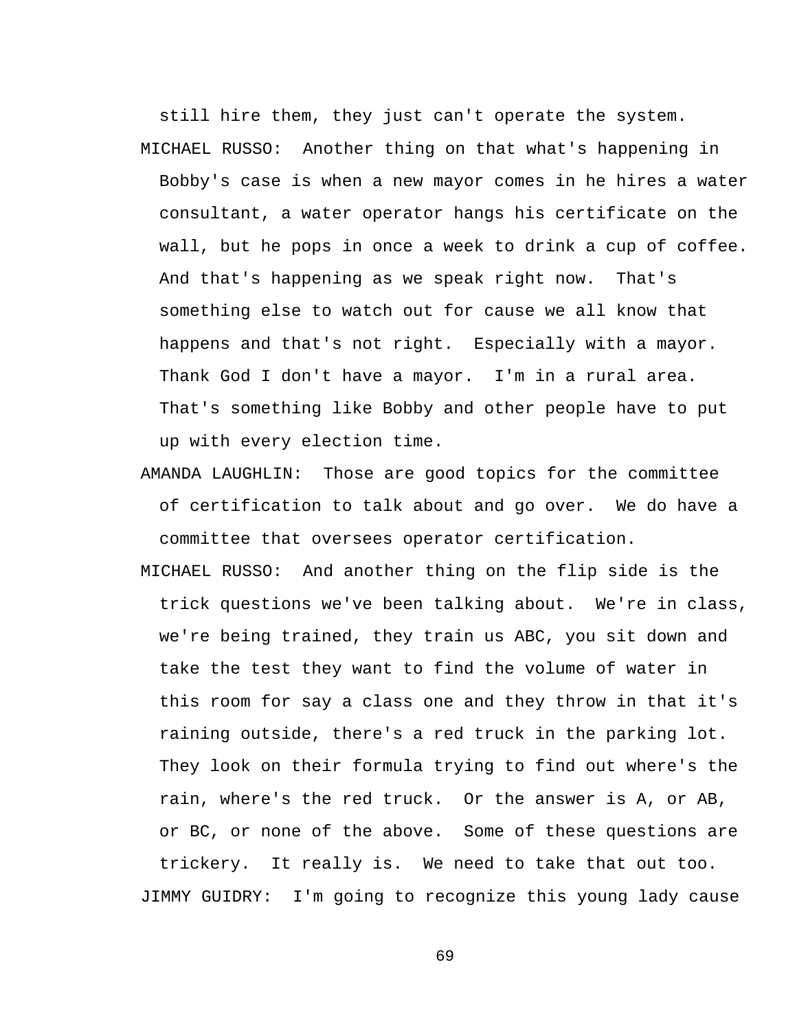still hire them, they just can't operate the system.

MICHAEL RUSSO: Another thing on that what's happening in Bobby's case is when a new mayor comes in he hires a water consultant, a water operator hangs his certificate on the wall, but he pops in once a week to drink a cup of coffee. And that's happening as we speak right now. That's something else to watch out for cause we all know that happens and that's not right. Especially with a mayor. Thank God I don't have a mayor. I'm in a rural area. That's something like Bobby and other people have to put up with every election time.

AMANDA LAUGHLIN: Those are good topics for the committee of certification to talk about and go over. We do have a committee that oversees operator certification.

MICHAEL RUSSO: And another thing on the flip side is the trick questions we've been talking about. We're in class, we're being trained, they train us ABC, you sit down and take the test they want to find the volume of water in this room for say a class one and they throw in that it's raining outside, there's a red truck in the parking lot. They look on their formula trying to find out where's the rain, where's the red truck. Or the answer is A, or AB, or BC, or none of the above. Some of these questions are trickery. It really is. We need to take that out too.

JIMMY GUIDRY: I'm going to recognize this young lady cause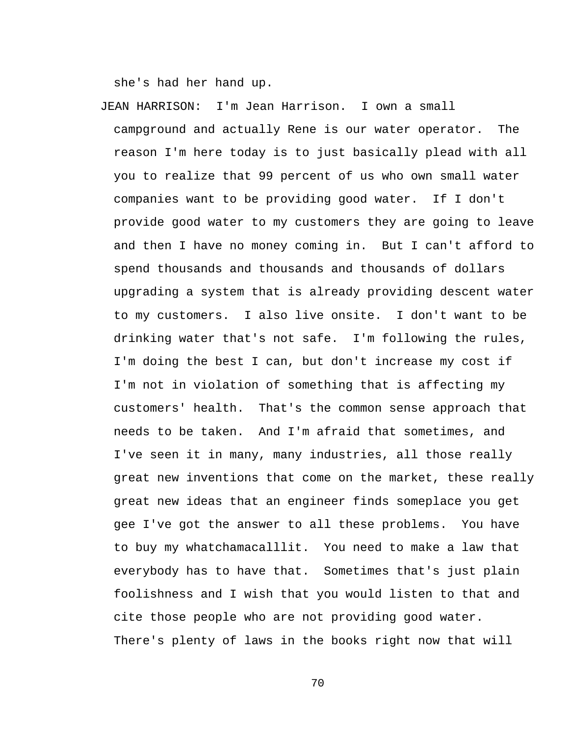she's had her hand up.

JEAN HARRISON: I'm Jean Harrison. I own a small campground and actually Rene is our water operator. The reason I'm here today is to just basically plead with all you to realize that 99 percent of us who own small water companies want to be providing good water. If I don't provide good water to my customers they are going to leave and then I have no money coming in. But I can't afford to spend thousands and thousands and thousands of dollars upgrading a system that is already providing descent water to my customers. I also live onsite. I don't want to be drinking water that's not safe. I'm following the rules, I'm doing the best I can, but don't increase my cost if I'm not in violation of something that is affecting my customers' health. That's the common sense approach that needs to be taken. And I'm afraid that sometimes, and I've seen it in many, many industries, all those really great new inventions that come on the market, these really great new ideas that an engineer finds someplace you get gee I've got the answer to all these problems. You have to buy my whatchamacalllit. You need to make a law that everybody has to have that. Sometimes that's just plain foolishness and I wish that you would listen to that and cite those people who are not providing good water. There's plenty of laws in the books right now that will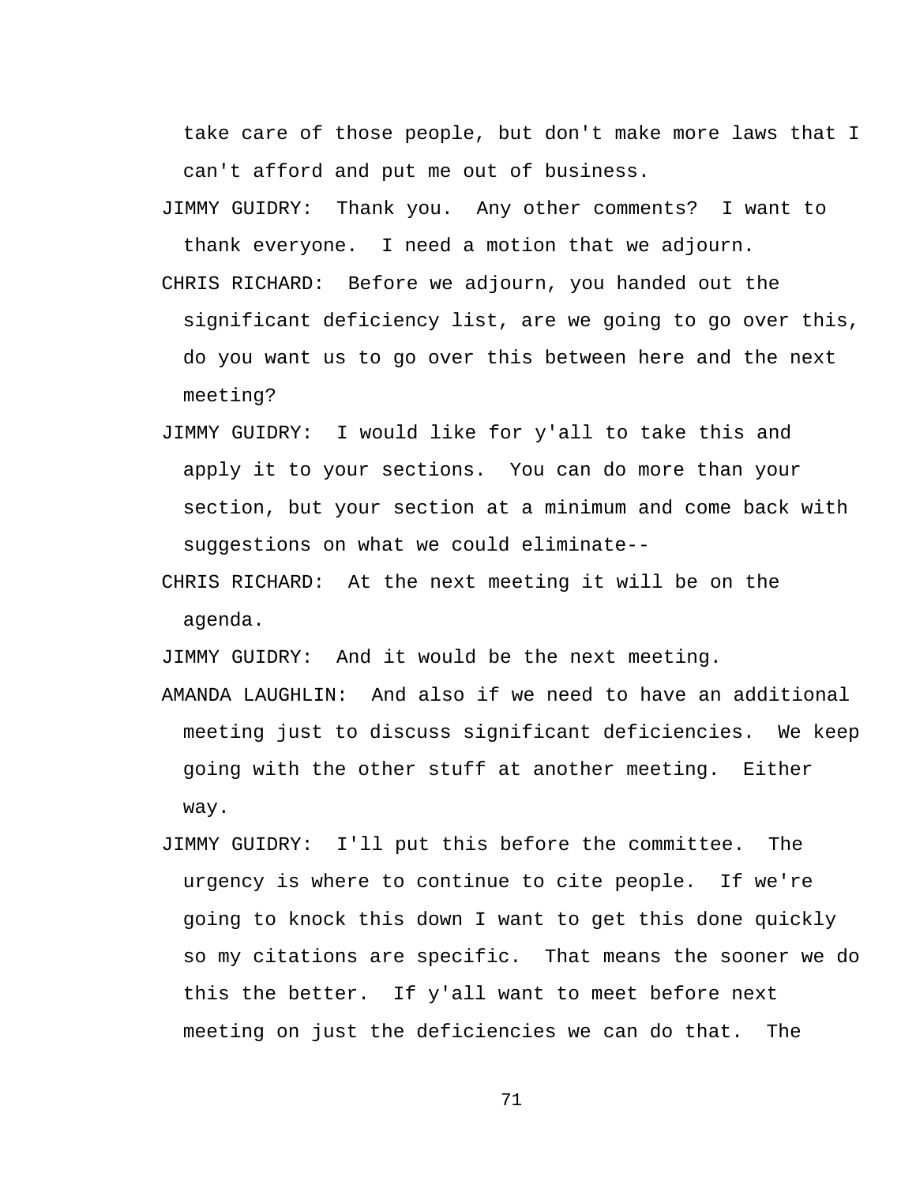take care of those people, but don't make more laws that I can't afford and put me out of business.

JIMMY GUIDRY: Thank you. Any other comments? I want to thank everyone. I need a motion that we adjourn.

CHRIS RICHARD: Before we adjourn, you handed out the significant deficiency list, are we going to go over this, do you want us to go over this between here and the next meeting?

JIMMY GUIDRY: I would like for y'all to take this and apply it to your sections. You can do more than your section, but your section at a minimum and come back with suggestions on what we could eliminate--

CHRIS RICHARD: At the next meeting it will be on the agenda.

JIMMY GUIDRY: And it would be the next meeting.

AMANDA LAUGHLIN: And also if we need to have an additional meeting just to discuss significant deficiencies. We keep going with the other stuff at another meeting. Either way.

JIMMY GUIDRY: I'll put this before the committee. The urgency is where to continue to cite people. If we're going to knock this down I want to get this done quickly so my citations are specific. That means the sooner we do this the better. If y'all want to meet before next meeting on just the deficiencies we can do that. The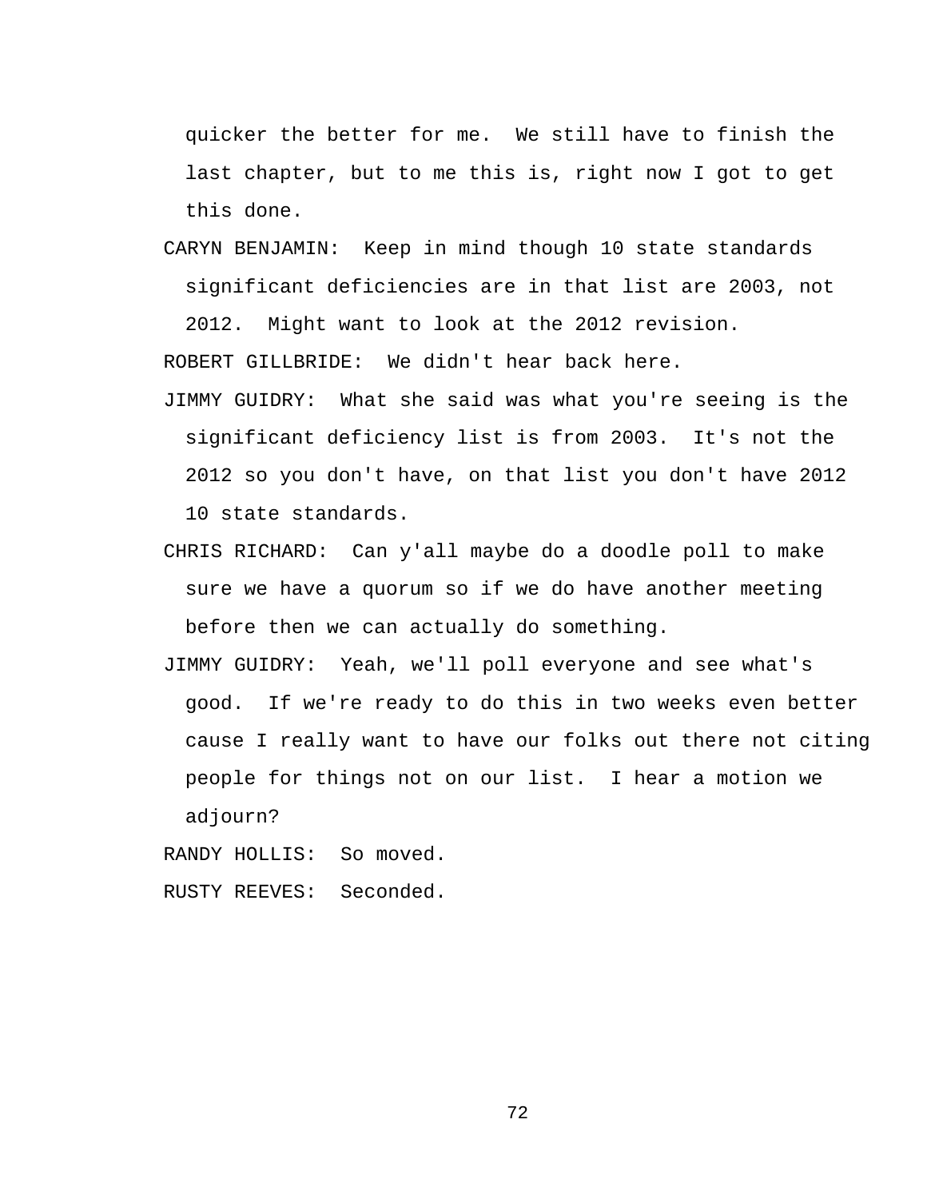quicker the better for me. We still have to finish the last chapter, but to me this is, right now I got to get this done.

CARYN BENJAMIN: Keep in mind though 10 state standards significant deficiencies are in that list are 2003, not 2012. Might want to look at the 2012 revision.

ROBERT GILLBRIDE: We didn't hear back here.

JIMMY GUIDRY: What she said was what you're seeing is the significant deficiency list is from 2003. It's not the 2012 so you don't have, on that list you don't have 2012 10 state standards.

CHRIS RICHARD: Can y'all maybe do a doodle poll to make sure we have a quorum so if we do have another meeting before then we can actually do something.

JIMMY GUIDRY: Yeah, we'll poll everyone and see what's good. If we're ready to do this in two weeks even better cause I really want to have our folks out there not citing people for things not on our list. I hear a motion we adjourn?

RANDY HOLLIS: So moved.

RUSTY REEVES: Seconded.